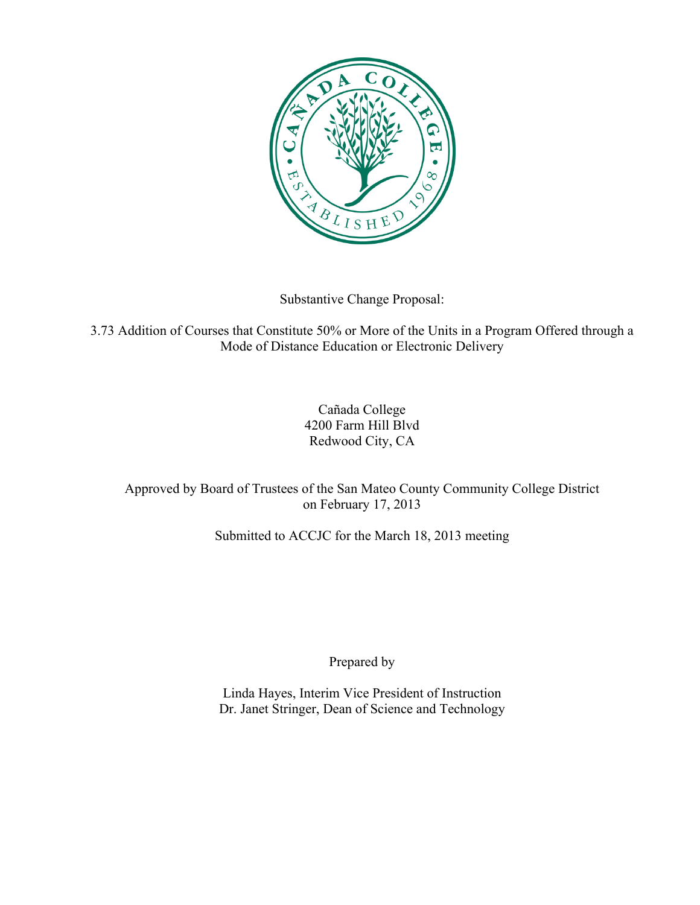Substantive Change Proposal:

3.73 Addition of Courses that Constitute 50% or More of the Units in a Program Offered through a Mode of Distance Education or Electronic Delivery

Cañada College
4200 Farm Hill Blvd
Redwood City, CA

Approved by Board of Trustees of the San Mateo County Community College District on February 17, 2013

Submitted to ACCJC for the March 18, 2013 meeting

Prepared by

Linda Hayes, Interim Vice President of Instruction
Dr. Janet Stringer, Dean of Science and Technology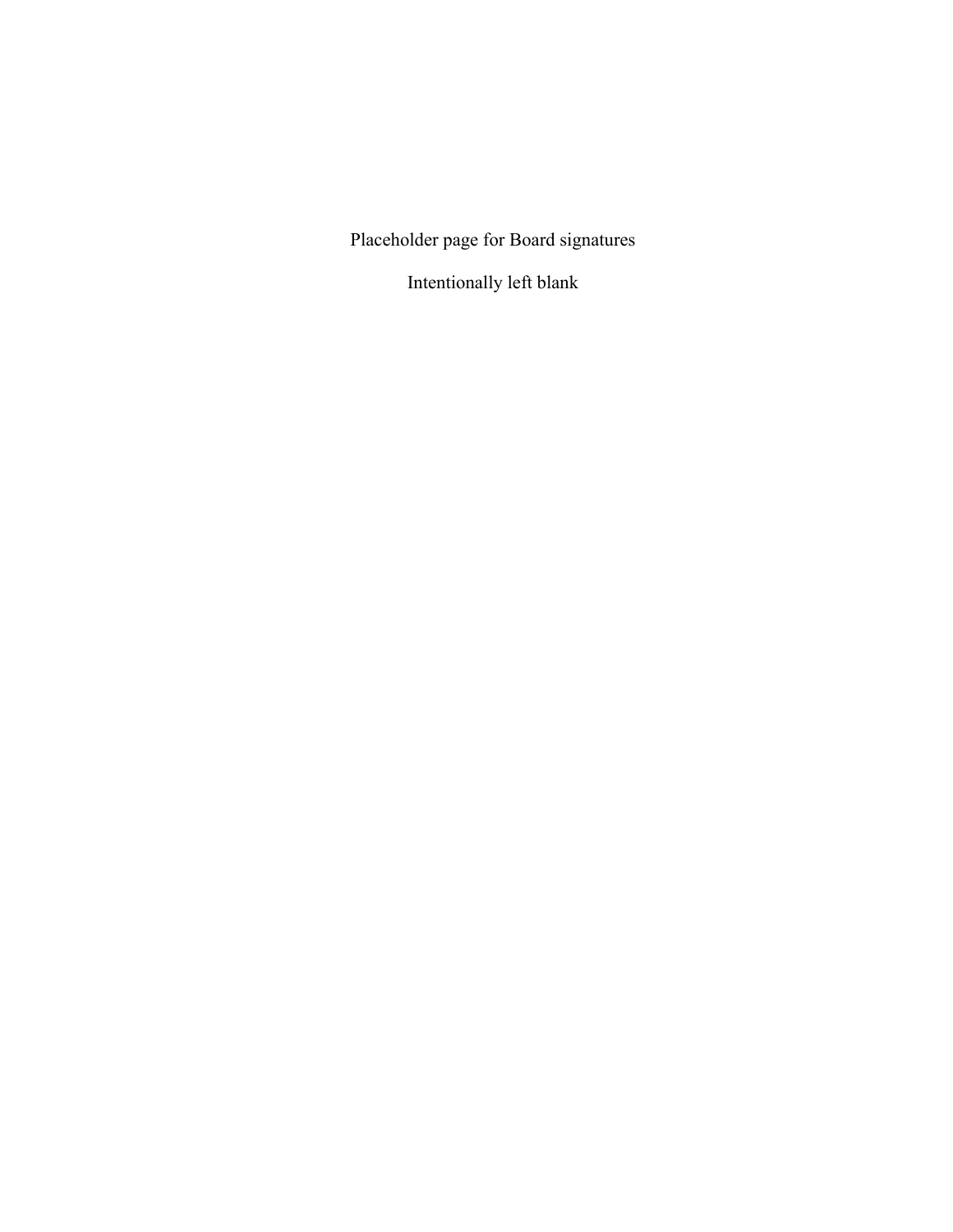Placeholder page for Board signatures

Intentionally left blank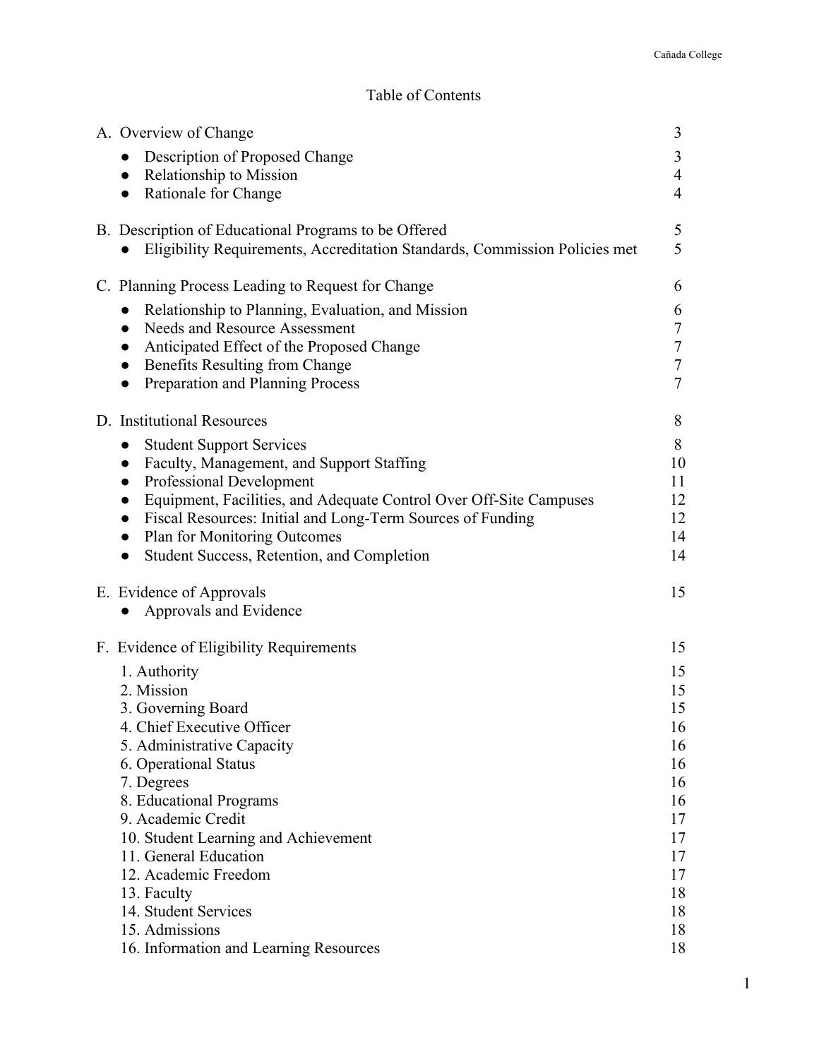# Table of Contents

| | |
|---|---|
| A. Overview of Change | 3 |
| ● Description of Proposed Change | 3 |
| ● Relationship to Mission | 4 |
| ● Rationale for Change | 4 |
| B. Description of Educational Programs to be Offered | 5 |
| ● Eligibility Requirements, Accreditation Standards, Commission Policies met | 5 |
| C. Planning Process Leading to Request for Change | 6 |
| ● Relationship to Planning, Evaluation, and Mission | 6 |
| ● Needs and Resource Assessment | 7 |
| ● Anticipated Effect of the Proposed Change | 7 |
| ● Benefits Resulting from Change | 7 |
| ● Preparation and Planning Process | 7 |
| D. Institutional Resources | 8 |
| ● Student Support Services | 8 |
| ● Faculty, Management, and Support Staffing | 10 |
| ● Professional Development | 11 |
| ● Equipment, Facilities, and Adequate Control Over Off-Site Campuses | 12 |
| ● Fiscal Resources: Initial and Long-Term Sources of Funding | 12 |
| ● Plan for Monitoring Outcomes | 14 |
| ● Student Success, Retention, and Completion | 14 |
| E. Evidence of Approvals | 15 |
| ● Approvals and Evidence | |
| F. Evidence of Eligibility Requirements | 15 |
| 1. Authority | 15 |
| 2. Mission | 15 |
| 3. Governing Board | 15 |
| 4. Chief Executive Officer | 16 |
| 5. Administrative Capacity | 16 |
| 6. Operational Status | 16 |
| 7. Degrees | 16 |
| 8. Educational Programs | 16 |
| 9. Academic Credit | 17 |
| 10. Student Learning and Achievement | 17 |
| 11. General Education | 17 |
| 12. Academic Freedom | 17 |
| 13. Faculty | 18 |
| 14. Student Services | 18 |
| 15. Admissions | 18 |
| 16. Information and Learning Resources | 18 |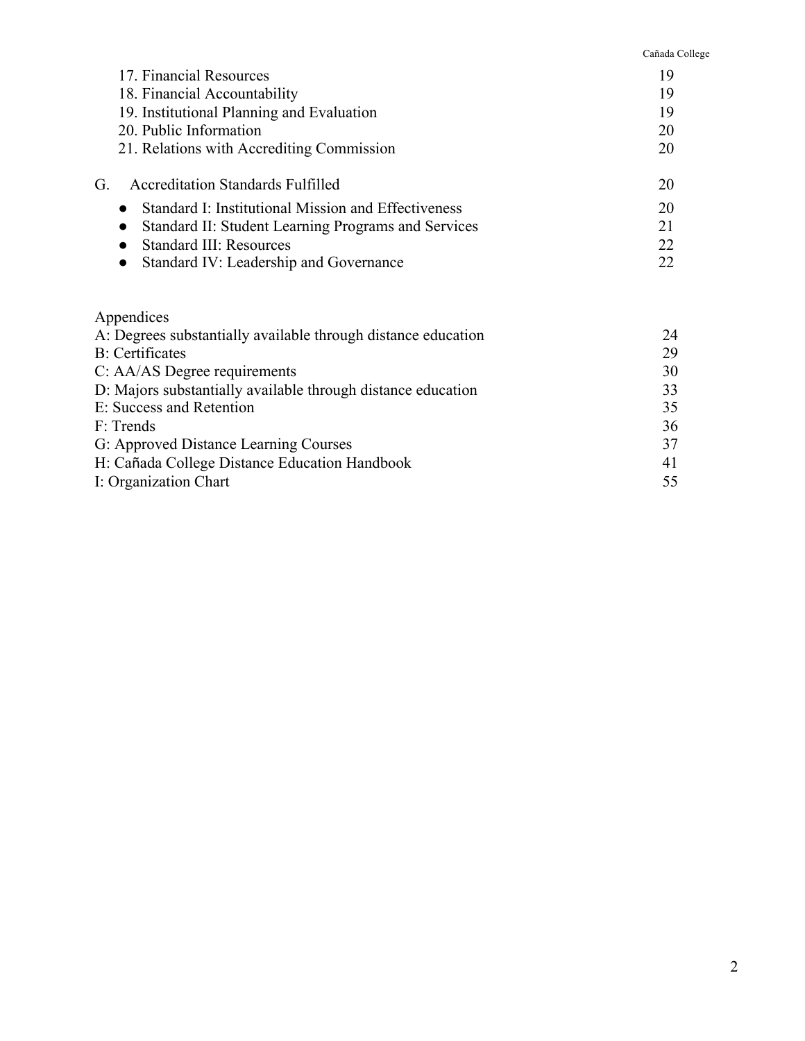17. Financial Resources 19
18. Financial Accountability 19
19. Institutional Planning and Evaluation 19
20. Public Information 20
21. Relations with Accrediting Commission 20

G. Accreditation Standards Fulfilled 20

- Standard I: Institutional Mission and Effectiveness 20
- Standard II: Student Learning Programs and Services 21
- Standard III: Resources 22
- Standard IV: Leadership and Governance 22

Appendices

A: Degrees substantially available through distance education 24
B: Certificates 29
C: AA/AS Degree requirements 30
D: Majors substantially available through distance education 33
E: Success and Retention 35
F: Trends 36
G: Approved Distance Learning Courses 37
H: Cañada College Distance Education Handbook 41
I: Organization Chart 55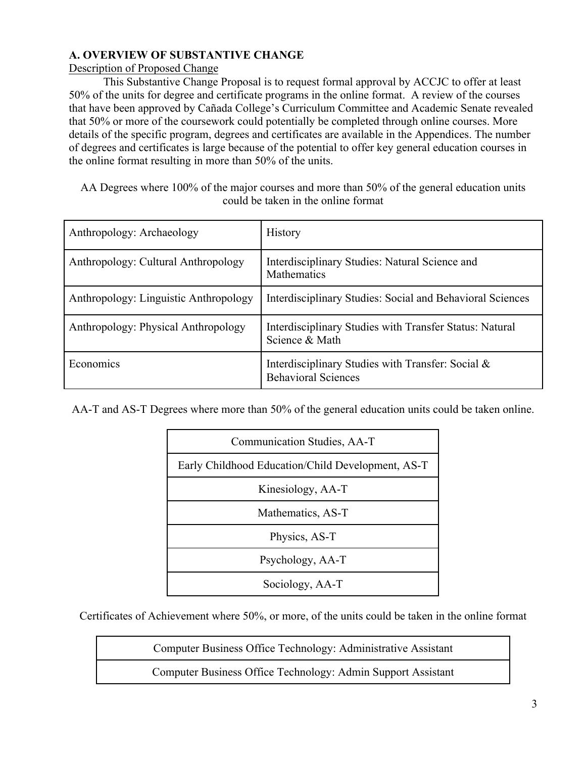## A. OVERVIEW OF SUBSTANTIVE CHANGE

Description of Proposed Change

This Substantive Change Proposal is to request formal approval by ACCJC to offer at least 50% of the units for degree and certificate programs in the online format. A review of the courses that have been approved by Cañada College's Curriculum Committee and Academic Senate revealed that 50% or more of the coursework could potentially be completed through online courses. More details of the specific program, degrees and certificates are available in the Appendices. The number of degrees and certificates is large because of the potential to offer key general education courses in the online format resulting in more than 50% of the units.

AA Degrees where 100% of the major courses and more than 50% of the general education units could be taken in the online format

| | |
|---|---|
| Anthropology: Archaeology | History |
| Anthropology: Cultural Anthropology | Interdisciplinary Studies: Natural Science and Mathematics |
| Anthropology: Linguistic Anthropology | Interdisciplinary Studies: Social and Behavioral Sciences |
| Anthropology: Physical Anthropology | Interdisciplinary Studies with Transfer Status: Natural Science & Math |
| Economics | Interdisciplinary Studies with Transfer: Social & Behavioral Sciences |

AA-T and AS-T Degrees where more than 50% of the general education units could be taken online.

| |
|---|
| Communication Studies, AA-T |
| Early Childhood Education/Child Development, AS-T |
| Kinesiology, AA-T |
| Mathematics, AS-T |
| Physics, AS-T |
| Psychology, AA-T |
| Sociology, AA-T |

Certificates of Achievement where 50%, or more, of the units could be taken in the online format

| |
|---|
| Computer Business Office Technology: Administrative Assistant |
| Computer Business Office Technology: Admin Support Assistant |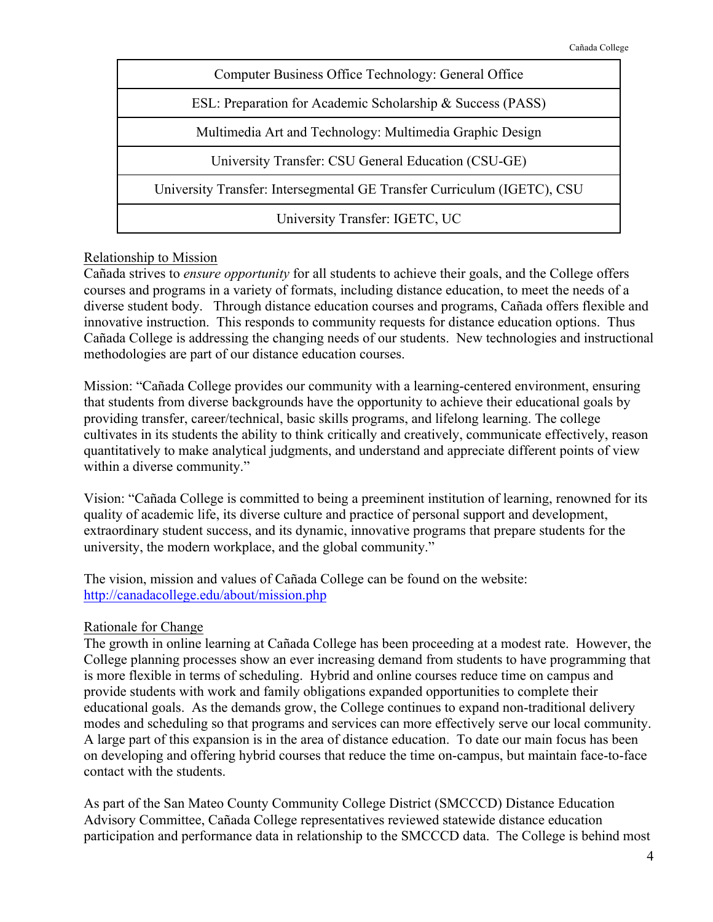| Computer Business Office Technology: General Office |
| --- |
| ESL: Preparation for Academic Scholarship & Success (PASS) |
| Multimedia Art and Technology: Multimedia Graphic Design |
| University Transfer: CSU General Education (CSU-GE) |
| University Transfer: Intersegmental GE Transfer Curriculum (IGETC), CSU |
| University Transfer: IGETC, UC |

Relationship to Mission

Cañada strives to *ensure opportunity* for all students to achieve their goals, and the College offers courses and programs in a variety of formats, including distance education, to meet the needs of a diverse student body. Through distance education courses and programs, Cañada offers flexible and innovative instruction. This responds to community requests for distance education options. Thus Cañada College is addressing the changing needs of our students. New technologies and instructional methodologies are part of our distance education courses.

Mission: "Cañada College provides our community with a learning-centered environment, ensuring that students from diverse backgrounds have the opportunity to achieve their educational goals by providing transfer, career/technical, basic skills programs, and lifelong learning. The college cultivates in its students the ability to think critically and creatively, communicate effectively, reason quantitatively to make analytical judgments, and understand and appreciate different points of view within a diverse community."

Vision: "Cañada College is committed to being a preeminent institution of learning, renowned for its quality of academic life, its diverse culture and practice of personal support and development, extraordinary student success, and its dynamic, innovative programs that prepare students for the university, the modern workplace, and the global community."

The vision, mission and values of Cañada College can be found on the website: http://canadacollege.edu/about/mission.php

Rationale for Change

The growth in online learning at Cañada College has been proceeding at a modest rate. However, the College planning processes show an ever increasing demand from students to have programming that is more flexible in terms of scheduling. Hybrid and online courses reduce time on campus and provide students with work and family obligations expanded opportunities to complete their educational goals. As the demands grow, the College continues to expand non-traditional delivery modes and scheduling so that programs and services can more effectively serve our local community. A large part of this expansion is in the area of distance education. To date our main focus has been on developing and offering hybrid courses that reduce the time on-campus, but maintain face-to-face contact with the students.

As part of the San Mateo County Community College District (SMCCCD) Distance Education Advisory Committee, Cañada College representatives reviewed statewide distance education participation and performance data in relationship to the SMCCCD data. The College is behind most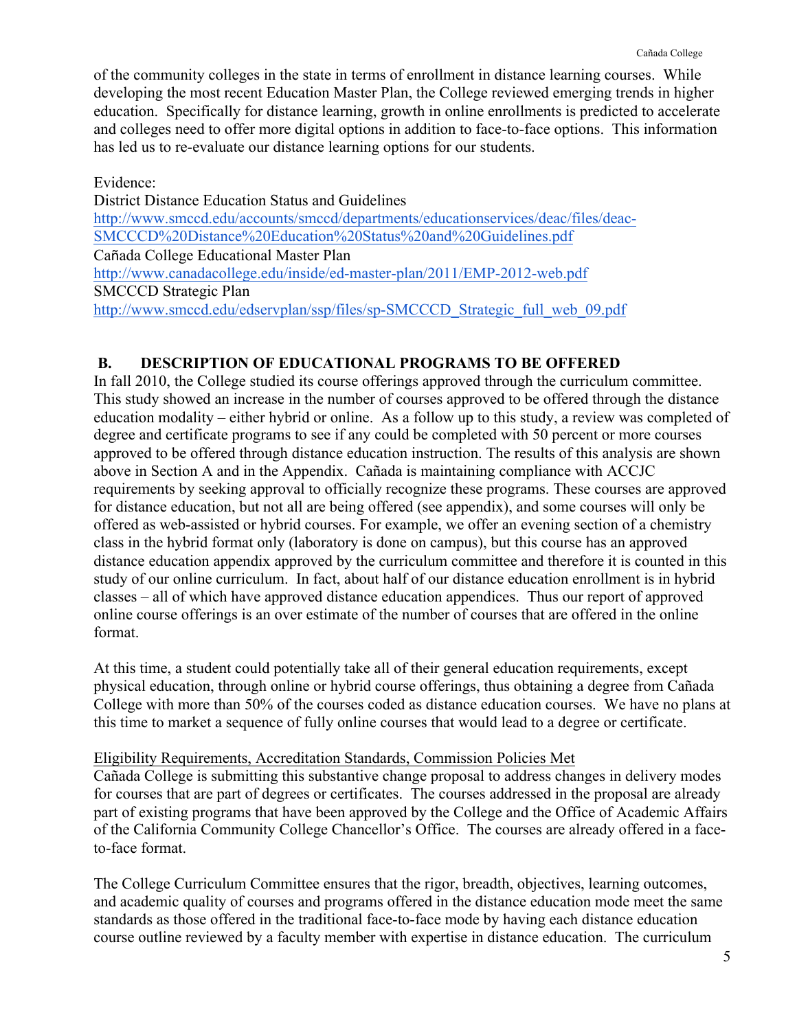of the community colleges in the state in terms of enrollment in distance learning courses. While developing the most recent Education Master Plan, the College reviewed emerging trends in higher education. Specifically for distance learning, growth in online enrollments is predicted to accelerate and colleges need to offer more digital options in addition to face-to-face options. This information has led us to re-evaluate our distance learning options for our students.

Evidence:
District Distance Education Status and Guidelines
http://www.smccd.edu/accounts/smccd/departments/educationservices/deac/files/deac-SMCCCD%20Distance%20Education%20Status%20and%20Guidelines.pdf
Cañada College Educational Master Plan
http://www.canadacollege.edu/inside/ed-master-plan/2011/EMP-2012-web.pdf
SMCCCD Strategic Plan
http://www.smccd.edu/edservplan/ssp/files/sp-SMCCCD_Strategic_full_web_09.pdf

## B. DESCRIPTION OF EDUCATIONAL PROGRAMS TO BE OFFERED

In fall 2010, the College studied its course offerings approved through the curriculum committee. This study showed an increase in the number of courses approved to be offered through the distance education modality – either hybrid or online. As a follow up to this study, a review was completed of degree and certificate programs to see if any could be completed with 50 percent or more courses approved to be offered through distance education instruction. The results of this analysis are shown above in Section A and in the Appendix. Cañada is maintaining compliance with ACCJC requirements by seeking approval to officially recognize these programs. These courses are approved for distance education, but not all are being offered (see appendix), and some courses will only be offered as web-assisted or hybrid courses. For example, we offer an evening section of a chemistry class in the hybrid format only (laboratory is done on campus), but this course has an approved distance education appendix approved by the curriculum committee and therefore it is counted in this study of our online curriculum. In fact, about half of our distance education enrollment is in hybrid classes – all of which have approved distance education appendices. Thus our report of approved online course offerings is an over estimate of the number of courses that are offered in the online format.

At this time, a student could potentially take all of their general education requirements, except physical education, through online or hybrid course offerings, thus obtaining a degree from Cañada College with more than 50% of the courses coded as distance education courses. We have no plans at this time to market a sequence of fully online courses that would lead to a degree or certificate.

Eligibility Requirements, Accreditation Standards, Commission Policies Met

Cañada College is submitting this substantive change proposal to address changes in delivery modes for courses that are part of degrees or certificates. The courses addressed in the proposal are already part of existing programs that have been approved by the College and the Office of Academic Affairs of the California Community College Chancellor's Office. The courses are already offered in a face-to-face format.

The College Curriculum Committee ensures that the rigor, breadth, objectives, learning outcomes, and academic quality of courses and programs offered in the distance education mode meet the same standards as those offered in the traditional face-to-face mode by having each distance education course outline reviewed by a faculty member with expertise in distance education. The curriculum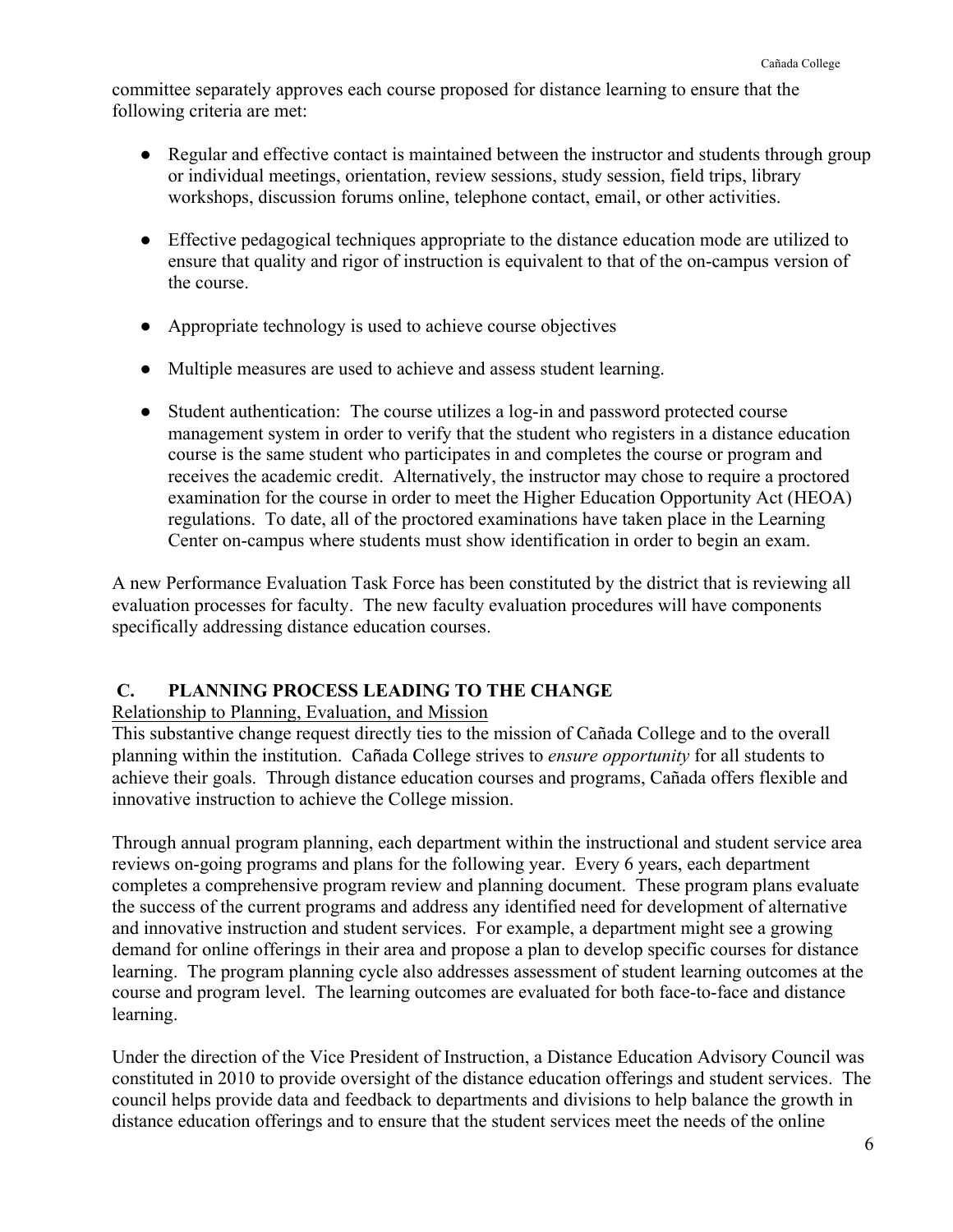committee separately approves each course proposed for distance learning to ensure that the following criteria are met:

- Regular and effective contact is maintained between the instructor and students through group or individual meetings, orientation, review sessions, study session, field trips, library workshops, discussion forums online, telephone contact, email, or other activities.

- Effective pedagogical techniques appropriate to the distance education mode are utilized to ensure that quality and rigor of instruction is equivalent to that of the on-campus version of the course.

- Appropriate technology is used to achieve course objectives

- Multiple measures are used to achieve and assess student learning.

- Student authentication: The course utilizes a log-in and password protected course management system in order to verify that the student who registers in a distance education course is the same student who participates in and completes the course or program and receives the academic credit. Alternatively, the instructor may chose to require a proctored examination for the course in order to meet the Higher Education Opportunity Act (HEOA) regulations. To date, all of the proctored examinations have taken place in the Learning Center on-campus where students must show identification in order to begin an exam.

A new Performance Evaluation Task Force has been constituted by the district that is reviewing all evaluation processes for faculty. The new faculty evaluation procedures will have components specifically addressing distance education courses.

## C. PLANNING PROCESS LEADING TO THE CHANGE

Relationship to Planning, Evaluation, and Mission

This substantive change request directly ties to the mission of Cañada College and to the overall planning within the institution. Cañada College strives to *ensure opportunity* for all students to achieve their goals. Through distance education courses and programs, Cañada offers flexible and innovative instruction to achieve the College mission.

Through annual program planning, each department within the instructional and student service area reviews on-going programs and plans for the following year. Every 6 years, each department completes a comprehensive program review and planning document. These program plans evaluate the success of the current programs and address any identified need for development of alternative and innovative instruction and student services. For example, a department might see a growing demand for online offerings in their area and propose a plan to develop specific courses for distance learning. The program planning cycle also addresses assessment of student learning outcomes at the course and program level. The learning outcomes are evaluated for both face-to-face and distance learning.

Under the direction of the Vice President of Instruction, a Distance Education Advisory Council was constituted in 2010 to provide oversight of the distance education offerings and student services. The council helps provide data and feedback to departments and divisions to help balance the growth in distance education offerings and to ensure that the student services meet the needs of the online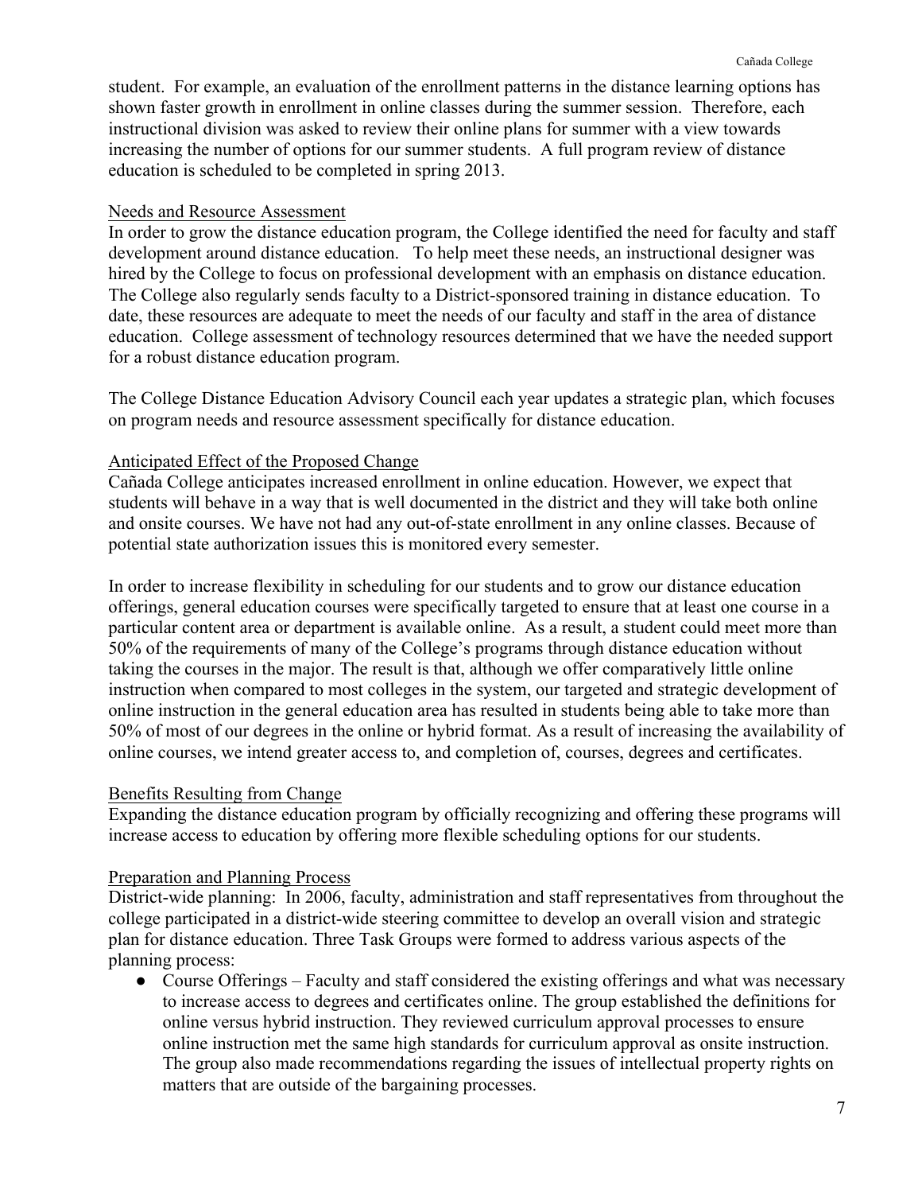student. For example, an evaluation of the enrollment patterns in the distance learning options has shown faster growth in enrollment in online classes during the summer session. Therefore, each instructional division was asked to review their online plans for summer with a view towards increasing the number of options for our summer students. A full program review of distance education is scheduled to be completed in spring 2013.

### Needs and Resource Assessment

In order to grow the distance education program, the College identified the need for faculty and staff development around distance education. To help meet these needs, an instructional designer was hired by the College to focus on professional development with an emphasis on distance education. The College also regularly sends faculty to a District-sponsored training in distance education. To date, these resources are adequate to meet the needs of our faculty and staff in the area of distance education. College assessment of technology resources determined that we have the needed support for a robust distance education program.

The College Distance Education Advisory Council each year updates a strategic plan, which focuses on program needs and resource assessment specifically for distance education.

### Anticipated Effect of the Proposed Change

Cañada College anticipates increased enrollment in online education. However, we expect that students will behave in a way that is well documented in the district and they will take both online and onsite courses. We have not had any out-of-state enrollment in any online classes. Because of potential state authorization issues this is monitored every semester.

In order to increase flexibility in scheduling for our students and to grow our distance education offerings, general education courses were specifically targeted to ensure that at least one course in a particular content area or department is available online. As a result, a student could meet more than 50% of the requirements of many of the College's programs through distance education without taking the courses in the major. The result is that, although we offer comparatively little online instruction when compared to most colleges in the system, our targeted and strategic development of online instruction in the general education area has resulted in students being able to take more than 50% of most of our degrees in the online or hybrid format. As a result of increasing the availability of online courses, we intend greater access to, and completion of, courses, degrees and certificates.

### Benefits Resulting from Change

Expanding the distance education program by officially recognizing and offering these programs will increase access to education by offering more flexible scheduling options for our students.

### Preparation and Planning Process

District-wide planning: In 2006, faculty, administration and staff representatives from throughout the college participated in a district-wide steering committee to develop an overall vision and strategic plan for distance education. Three Task Groups were formed to address various aspects of the planning process:

- Course Offerings – Faculty and staff considered the existing offerings and what was necessary to increase access to degrees and certificates online. The group established the definitions for online versus hybrid instruction. They reviewed curriculum approval processes to ensure online instruction met the same high standards for curriculum approval as onsite instruction. The group also made recommendations regarding the issues of intellectual property rights on matters that are outside of the bargaining processes.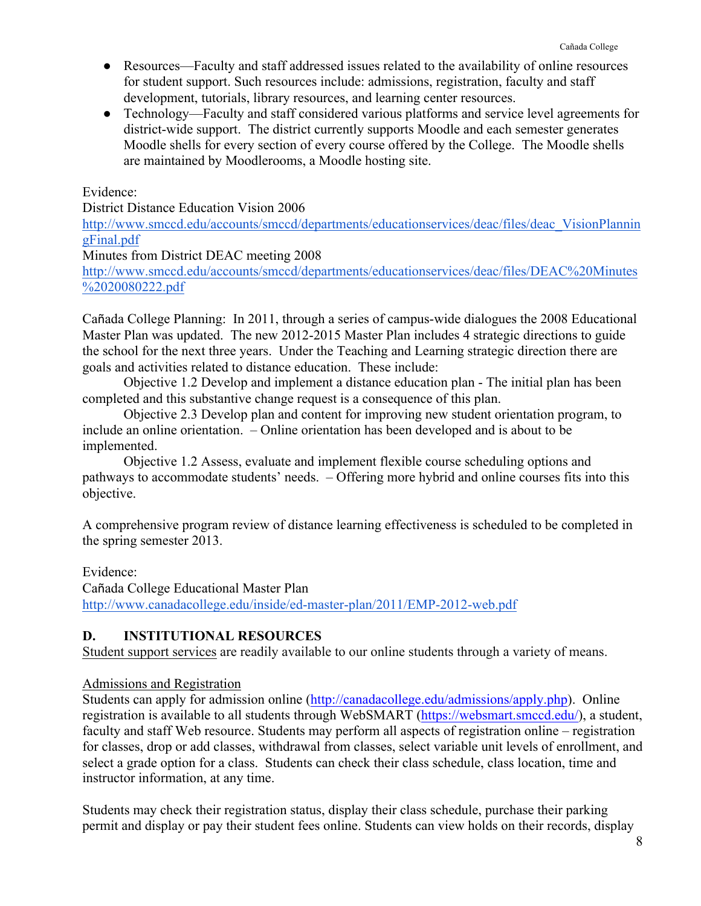- Resources—Faculty and staff addressed issues related to the availability of online resources for student support. Such resources include: admissions, registration, faculty and staff development, tutorials, library resources, and learning center resources.
- Technology—Faculty and staff considered various platforms and service level agreements for district-wide support. The district currently supports Moodle and each semester generates Moodle shells for every section of every course offered by the College. The Moodle shells are maintained by Moodlerooms, a Moodle hosting site.

Evidence:
District Distance Education Vision 2006
http://www.smccd.edu/accounts/smccd/departments/educationservices/deac/files/deac_VisionPlanningFinal.pdf
Minutes from District DEAC meeting 2008
http://www.smccd.edu/accounts/smccd/departments/educationservices/deac/files/DEAC%20Minutes%2020080222.pdf

Cañada College Planning: In 2011, through a series of campus-wide dialogues the 2008 Educational Master Plan was updated. The new 2012-2015 Master Plan includes 4 strategic directions to guide the school for the next three years. Under the Teaching and Learning strategic direction there are goals and activities related to distance education. These include:

Objective 1.2 Develop and implement a distance education plan - The initial plan has been completed and this substantive change request is a consequence of this plan.

Objective 2.3 Develop plan and content for improving new student orientation program, to include an online orientation. – Online orientation has been developed and is about to be implemented.

Objective 1.2 Assess, evaluate and implement flexible course scheduling options and pathways to accommodate students' needs. – Offering more hybrid and online courses fits into this objective.

A comprehensive program review of distance learning effectiveness is scheduled to be completed in the spring semester 2013.

Evidence:
Cañada College Educational Master Plan
http://www.canadacollege.edu/inside/ed-master-plan/2011/EMP-2012-web.pdf

## D. INSTITUTIONAL RESOURCES

Student support services are readily available to our online students through a variety of means.

Admissions and Registration

Students can apply for admission online (http://canadacollege.edu/admissions/apply.php). Online registration is available to all students through WebSMART (https://websmart.smccd.edu/), a student, faculty and staff Web resource. Students may perform all aspects of registration online – registration for classes, drop or add classes, withdrawal from classes, select variable unit levels of enrollment, and select a grade option for a class. Students can check their class schedule, class location, time and instructor information, at any time.

Students may check their registration status, display their class schedule, purchase their parking permit and display or pay their student fees online. Students can view holds on their records, display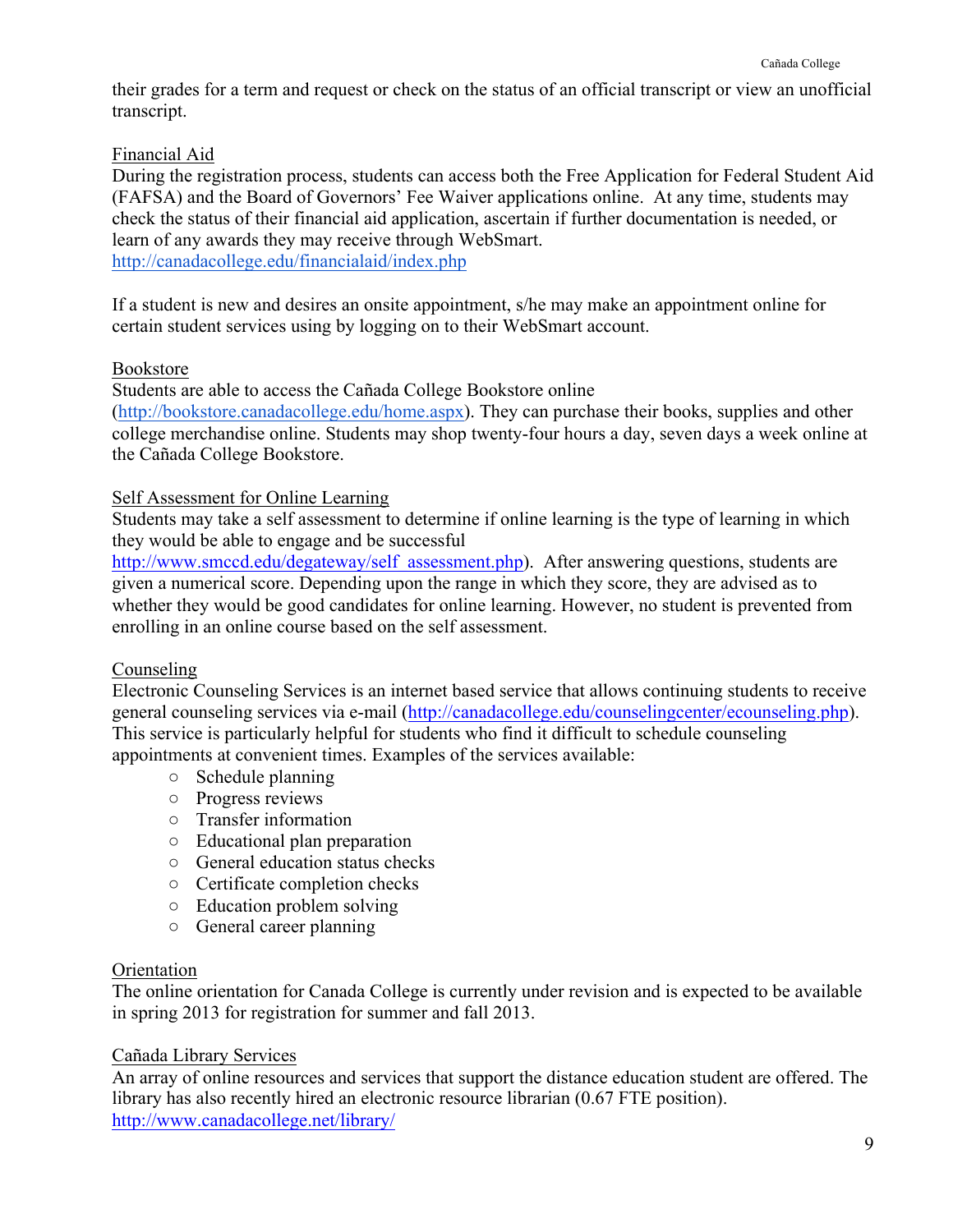their grades for a term and request or check on the status of an official transcript or view an unofficial transcript.

Financial Aid

During the registration process, students can access both the Free Application for Federal Student Aid (FAFSA) and the Board of Governors' Fee Waiver applications online. At any time, students may check the status of their financial aid application, ascertain if further documentation is needed, or learn of any awards they may receive through WebSmart.
http://canadacollege.edu/financialaid/index.php

If a student is new and desires an onsite appointment, s/he may make an appointment online for certain student services using by logging on to their WebSmart account.

Bookstore

Students are able to access the Cañada College Bookstore online (http://bookstore.canadacollege.edu/home.aspx). They can purchase their books, supplies and other college merchandise online. Students may shop twenty-four hours a day, seven days a week online at the Cañada College Bookstore.

Self Assessment for Online Learning

Students may take a self assessment to determine if online learning is the type of learning in which they would be able to engage and be successful
http://www.smccd.edu/degateway/self_assessment.php). After answering questions, students are given a numerical score. Depending upon the range in which they score, they are advised as to whether they would be good candidates for online learning. However, no student is prevented from enrolling in an online course based on the self assessment.

Counseling

Electronic Counseling Services is an internet based service that allows continuing students to receive general counseling services via e-mail (http://canadacollege.edu/counselingcenter/ecounseling.php). This service is particularly helpful for students who find it difficult to schedule counseling appointments at convenient times. Examples of the services available:

- Schedule planning
- Progress reviews
- Transfer information
- Educational plan preparation
- General education status checks
- Certificate completion checks
- Education problem solving
- General career planning

Orientation

The online orientation for Canada College is currently under revision and is expected to be available in spring 2013 for registration for summer and fall 2013.

Cañada Library Services

An array of online resources and services that support the distance education student are offered. The library has also recently hired an electronic resource librarian (0.67 FTE position).
http://www.canadacollege.net/library/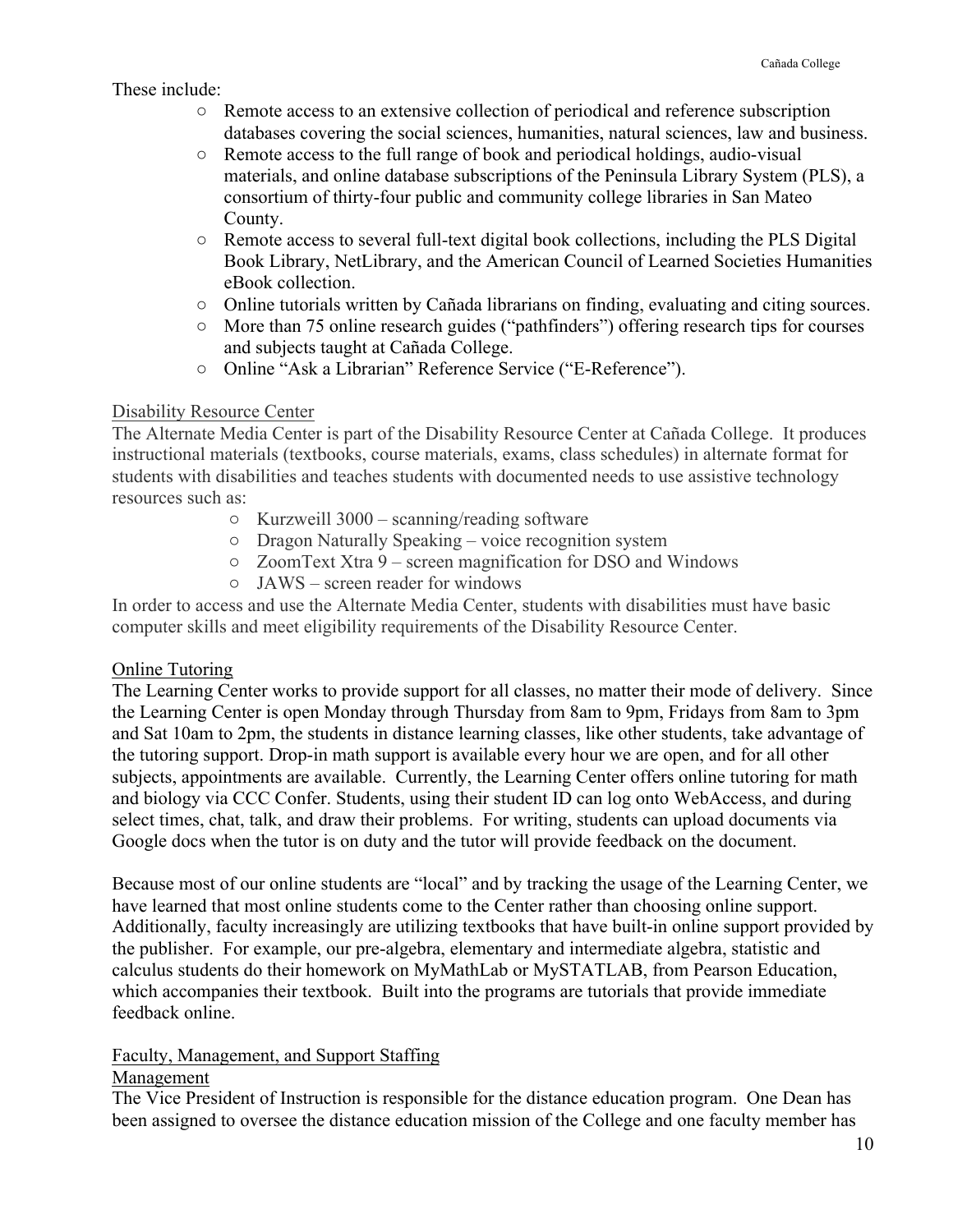These include:

- Remote access to an extensive collection of periodical and reference subscription databases covering the social sciences, humanities, natural sciences, law and business.
- Remote access to the full range of book and periodical holdings, audio-visual materials, and online database subscriptions of the Peninsula Library System (PLS), a consortium of thirty-four public and community college libraries in San Mateo County.
- Remote access to several full-text digital book collections, including the PLS Digital Book Library, NetLibrary, and the American Council of Learned Societies Humanities eBook collection.
- Online tutorials written by Cañada librarians on finding, evaluating and citing sources.
- More than 75 online research guides ("pathfinders") offering research tips for courses and subjects taught at Cañada College.
- Online "Ask a Librarian" Reference Service ("E-Reference").

Disability Resource Center

The Alternate Media Center is part of the Disability Resource Center at Cañada College. It produces instructional materials (textbooks, course materials, exams, class schedules) in alternate format for students with disabilities and teaches students with documented needs to use assistive technology resources such as:

- Kurzweill 3000 – scanning/reading software
- Dragon Naturally Speaking – voice recognition system
- ZoomText Xtra 9 – screen magnification for DSO and Windows
- JAWS – screen reader for windows

In order to access and use the Alternate Media Center, students with disabilities must have basic computer skills and meet eligibility requirements of the Disability Resource Center.

Online Tutoring

The Learning Center works to provide support for all classes, no matter their mode of delivery. Since the Learning Center is open Monday through Thursday from 8am to 9pm, Fridays from 8am to 3pm and Sat 10am to 2pm, the students in distance learning classes, like other students, take advantage of the tutoring support. Drop-in math support is available every hour we are open, and for all other subjects, appointments are available. Currently, the Learning Center offers online tutoring for math and biology via CCC Confer. Students, using their student ID can log onto WebAccess, and during select times, chat, talk, and draw their problems. For writing, students can upload documents via Google docs when the tutor is on duty and the tutor will provide feedback on the document.

Because most of our online students are "local" and by tracking the usage of the Learning Center, we have learned that most online students come to the Center rather than choosing online support. Additionally, faculty increasingly are utilizing textbooks that have built-in online support provided by the publisher. For example, our pre-algebra, elementary and intermediate algebra, statistic and calculus students do their homework on MyMathLab or MySTATLAB, from Pearson Education, which accompanies their textbook. Built into the programs are tutorials that provide immediate feedback online.

Faculty, Management, and Support Staffing

Management

The Vice President of Instruction is responsible for the distance education program. One Dean has been assigned to oversee the distance education mission of the College and one faculty member has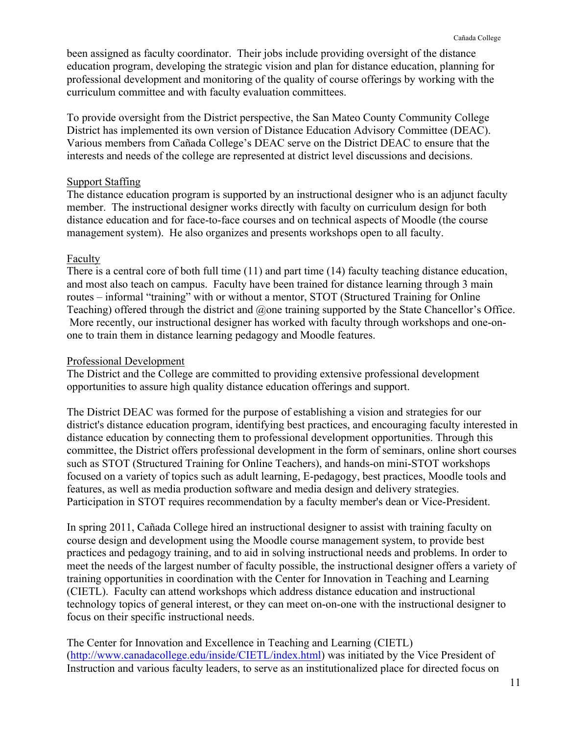been assigned as faculty coordinator. Their jobs include providing oversight of the distance education program, developing the strategic vision and plan for distance education, planning for professional development and monitoring of the quality of course offerings by working with the curriculum committee and with faculty evaluation committees.

To provide oversight from the District perspective, the San Mateo County Community College District has implemented its own version of Distance Education Advisory Committee (DEAC). Various members from Cañada College's DEAC serve on the District DEAC to ensure that the interests and needs of the college are represented at district level discussions and decisions.

Support Staffing

The distance education program is supported by an instructional designer who is an adjunct faculty member. The instructional designer works directly with faculty on curriculum design for both distance education and for face-to-face courses and on technical aspects of Moodle (the course management system). He also organizes and presents workshops open to all faculty.

Faculty

There is a central core of both full time (11) and part time (14) faculty teaching distance education, and most also teach on campus. Faculty have been trained for distance learning through 3 main routes – informal "training" with or without a mentor, STOT (Structured Training for Online Teaching) offered through the district and @one training supported by the State Chancellor's Office. More recently, our instructional designer has worked with faculty through workshops and one-on-one to train them in distance learning pedagogy and Moodle features.

Professional Development

The District and the College are committed to providing extensive professional development opportunities to assure high quality distance education offerings and support.

The District DEAC was formed for the purpose of establishing a vision and strategies for our district's distance education program, identifying best practices, and encouraging faculty interested in distance education by connecting them to professional development opportunities. Through this committee, the District offers professional development in the form of seminars, online short courses such as STOT (Structured Training for Online Teachers), and hands-on mini-STOT workshops focused on a variety of topics such as adult learning, E-pedagogy, best practices, Moodle tools and features, as well as media production software and media design and delivery strategies. Participation in STOT requires recommendation by a faculty member's dean or Vice-President.

In spring 2011, Cañada College hired an instructional designer to assist with training faculty on course design and development using the Moodle course management system, to provide best practices and pedagogy training, and to aid in solving instructional needs and problems. In order to meet the needs of the largest number of faculty possible, the instructional designer offers a variety of training opportunities in coordination with the Center for Innovation in Teaching and Learning (CIETL). Faculty can attend workshops which address distance education and instructional technology topics of general interest, or they can meet on-on-one with the instructional designer to focus on their specific instructional needs.

The Center for Innovation and Excellence in Teaching and Learning (CIETL) (http://www.canadacollege.edu/inside/CIETL/index.html) was initiated by the Vice President of Instruction and various faculty leaders, to serve as an institutionalized place for directed focus on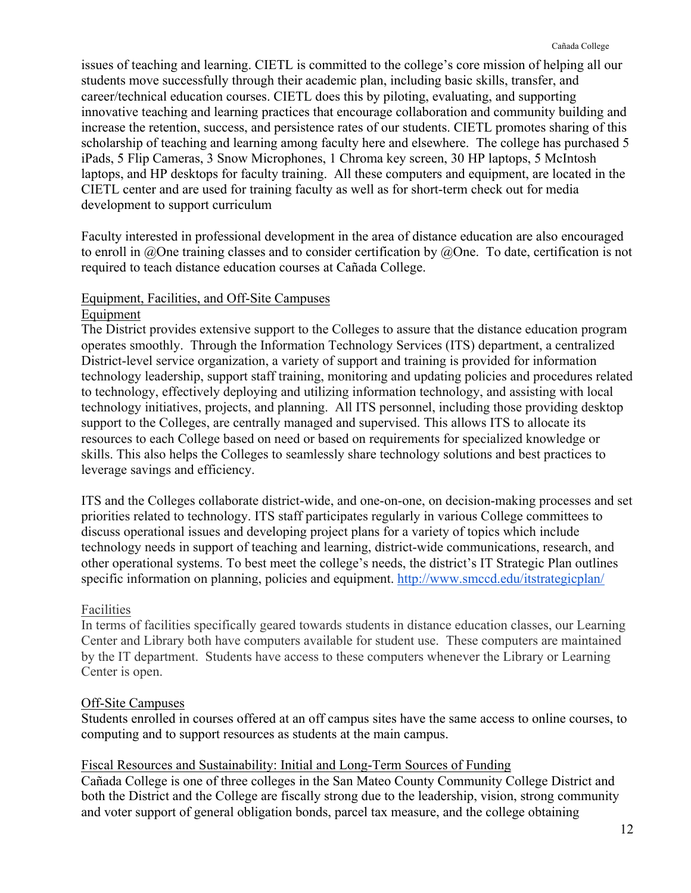issues of teaching and learning. CIETL is committed to the college's core mission of helping all our students move successfully through their academic plan, including basic skills, transfer, and career/technical education courses. CIETL does this by piloting, evaluating, and supporting innovative teaching and learning practices that encourage collaboration and community building and increase the retention, success, and persistence rates of our students. CIETL promotes sharing of this scholarship of teaching and learning among faculty here and elsewhere. The college has purchased 5 iPads, 5 Flip Cameras, 3 Snow Microphones, 1 Chroma key screen, 30 HP laptops, 5 McIntosh laptops, and HP desktops for faculty training. All these computers and equipment, are located in the CIETL center and are used for training faculty as well as for short-term check out for media development to support curriculum

Faculty interested in professional development in the area of distance education are also encouraged to enroll in @One training classes and to consider certification by @One. To date, certification is not required to teach distance education courses at Cañada College.

## Equipment, Facilities, and Off-Site Campuses

### Equipment

The District provides extensive support to the Colleges to assure that the distance education program operates smoothly. Through the Information Technology Services (ITS) department, a centralized District-level service organization, a variety of support and training is provided for information technology leadership, support staff training, monitoring and updating policies and procedures related to technology, effectively deploying and utilizing information technology, and assisting with local technology initiatives, projects, and planning. All ITS personnel, including those providing desktop support to the Colleges, are centrally managed and supervised. This allows ITS to allocate its resources to each College based on need or based on requirements for specialized knowledge or skills. This also helps the Colleges to seamlessly share technology solutions and best practices to leverage savings and efficiency.

ITS and the Colleges collaborate district-wide, and one-on-one, on decision-making processes and set priorities related to technology. ITS staff participates regularly in various College committees to discuss operational issues and developing project plans for a variety of topics which include technology needs in support of teaching and learning, district-wide communications, research, and other operational systems. To best meet the college's needs, the district's IT Strategic Plan outlines specific information on planning, policies and equipment. http://www.smccd.edu/itstrategicplan/

### Facilities

In terms of facilities specifically geared towards students in distance education classes, our Learning Center and Library both have computers available for student use. These computers are maintained by the IT department. Students have access to these computers whenever the Library or Learning Center is open.

### Off-Site Campuses

Students enrolled in courses offered at an off campus sites have the same access to online courses, to computing and to support resources as students at the main campus.

## Fiscal Resources and Sustainability: Initial and Long-Term Sources of Funding

Cañada College is one of three colleges in the San Mateo County Community College District and both the District and the College are fiscally strong due to the leadership, vision, strong community and voter support of general obligation bonds, parcel tax measure, and the college obtaining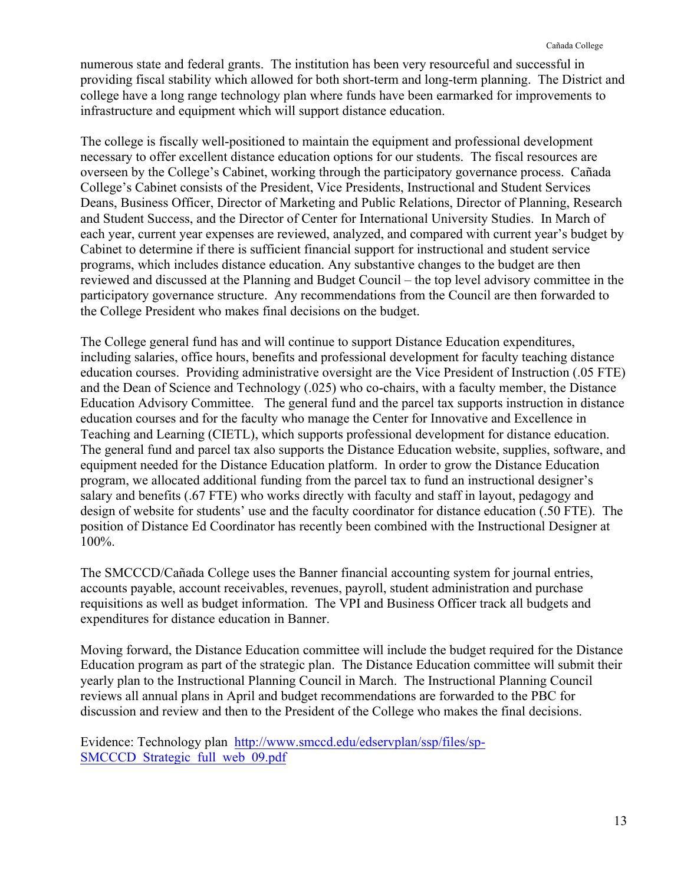numerous state and federal grants. The institution has been very resourceful and successful in providing fiscal stability which allowed for both short-term and long-term planning. The District and college have a long range technology plan where funds have been earmarked for improvements to infrastructure and equipment which will support distance education.

The college is fiscally well-positioned to maintain the equipment and professional development necessary to offer excellent distance education options for our students. The fiscal resources are overseen by the College's Cabinet, working through the participatory governance process. Cañada College's Cabinet consists of the President, Vice Presidents, Instructional and Student Services Deans, Business Officer, Director of Marketing and Public Relations, Director of Planning, Research and Student Success, and the Director of Center for International University Studies. In March of each year, current year expenses are reviewed, analyzed, and compared with current year's budget by Cabinet to determine if there is sufficient financial support for instructional and student service programs, which includes distance education. Any substantive changes to the budget are then reviewed and discussed at the Planning and Budget Council – the top level advisory committee in the participatory governance structure. Any recommendations from the Council are then forwarded to the College President who makes final decisions on the budget.

The College general fund has and will continue to support Distance Education expenditures, including salaries, office hours, benefits and professional development for faculty teaching distance education courses. Providing administrative oversight are the Vice President of Instruction (.05 FTE) and the Dean of Science and Technology (.025) who co-chairs, with a faculty member, the Distance Education Advisory Committee. The general fund and the parcel tax supports instruction in distance education courses and for the faculty who manage the Center for Innovative and Excellence in Teaching and Learning (CIETL), which supports professional development for distance education. The general fund and parcel tax also supports the Distance Education website, supplies, software, and equipment needed for the Distance Education platform. In order to grow the Distance Education program, we allocated additional funding from the parcel tax to fund an instructional designer's salary and benefits (.67 FTE) who works directly with faculty and staff in layout, pedagogy and design of website for students' use and the faculty coordinator for distance education (.50 FTE). The position of Distance Ed Coordinator has recently been combined with the Instructional Designer at 100%.

The SMCCCD/Cañada College uses the Banner financial accounting system for journal entries, accounts payable, account receivables, revenues, payroll, student administration and purchase requisitions as well as budget information. The VPI and Business Officer track all budgets and expenditures for distance education in Banner.

Moving forward, the Distance Education committee will include the budget required for the Distance Education program as part of the strategic plan. The Distance Education committee will submit their yearly plan to the Instructional Planning Council in March. The Instructional Planning Council reviews all annual plans in April and budget recommendations are forwarded to the PBC for discussion and review and then to the President of the College who makes the final decisions.

Evidence: Technology plan [http://www.smccd.edu/edservplan/ssp/files/sp-SMCCCD_Strategic_full_web_09.pdf](http://www.smccd.edu/edservplan/ssp/files/sp-SMCCCD_Strategic_full_web_09.pdf)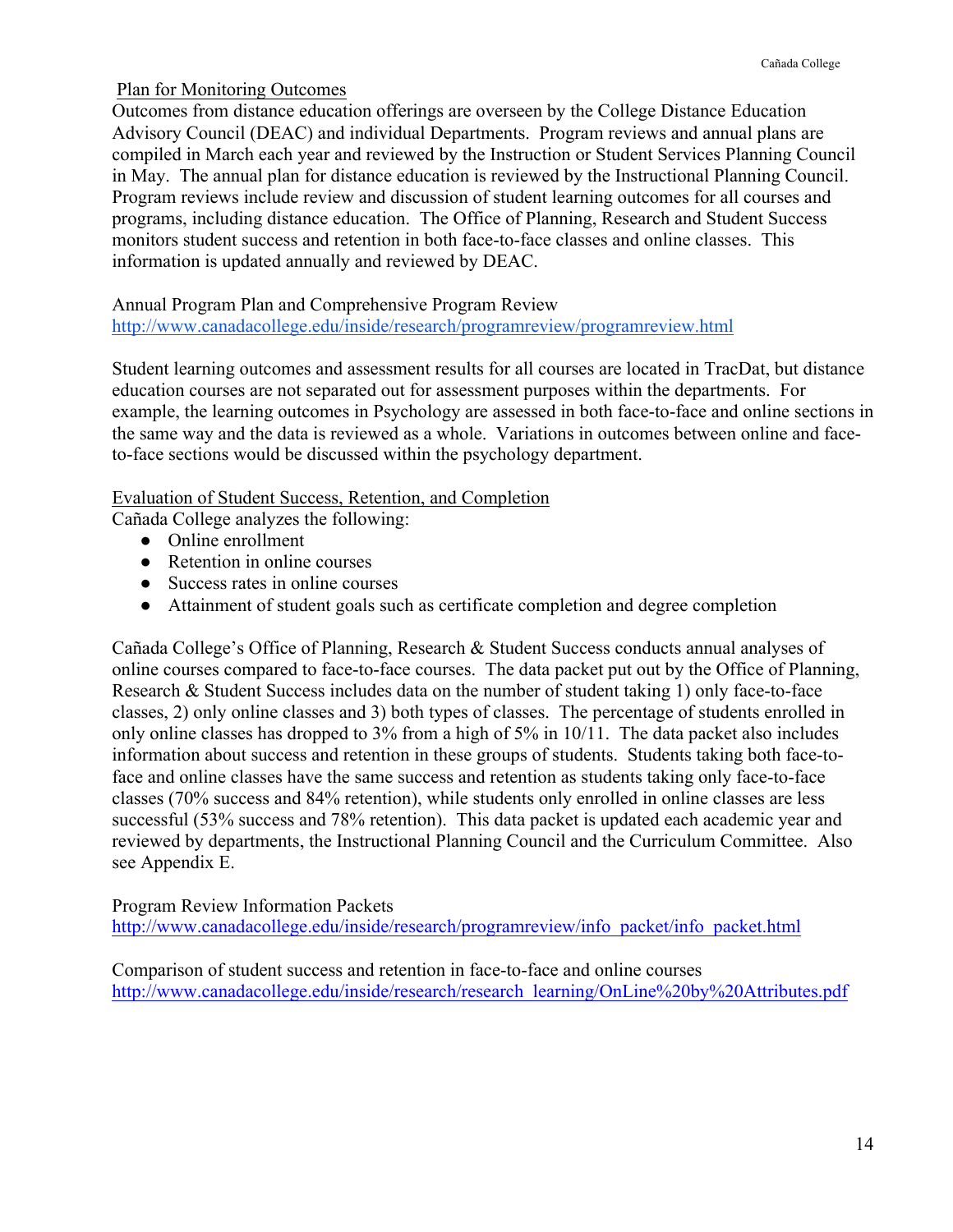Plan for Monitoring Outcomes

Outcomes from distance education offerings are overseen by the College Distance Education Advisory Council (DEAC) and individual Departments. Program reviews and annual plans are compiled in March each year and reviewed by the Instruction or Student Services Planning Council in May. The annual plan for distance education is reviewed by the Instructional Planning Council. Program reviews include review and discussion of student learning outcomes for all courses and programs, including distance education. The Office of Planning, Research and Student Success monitors student success and retention in both face-to-face classes and online classes. This information is updated annually and reviewed by DEAC.

Annual Program Plan and Comprehensive Program Review
http://www.canadacollege.edu/inside/research/programreview/programreview.html

Student learning outcomes and assessment results for all courses are located in TracDat, but distance education courses are not separated out for assessment purposes within the departments. For example, the learning outcomes in Psychology are assessed in both face-to-face and online sections in the same way and the data is reviewed as a whole. Variations in outcomes between online and face-to-face sections would be discussed within the psychology department.

Evaluation of Student Success, Retention, and Completion

Cañada College analyzes the following:

- Online enrollment
- Retention in online courses
- Success rates in online courses
- Attainment of student goals such as certificate completion and degree completion

Cañada College's Office of Planning, Research & Student Success conducts annual analyses of online courses compared to face-to-face courses. The data packet put out by the Office of Planning, Research & Student Success includes data on the number of student taking 1) only face-to-face classes, 2) only online classes and 3) both types of classes. The percentage of students enrolled in only online classes has dropped to 3% from a high of 5% in 10/11. The data packet also includes information about success and retention in these groups of students. Students taking both face-to-face and online classes have the same success and retention as students taking only face-to-face classes (70% success and 84% retention), while students only enrolled in online classes are less successful (53% success and 78% retention). This data packet is updated each academic year and reviewed by departments, the Instructional Planning Council and the Curriculum Committee. Also see Appendix E.

Program Review Information Packets
http://www.canadacollege.edu/inside/research/programreview/info_packet/info_packet.html

Comparison of student success and retention in face-to-face and online courses
http://www.canadacollege.edu/inside/research/research_learning/OnLine%20by%20Attributes.pdf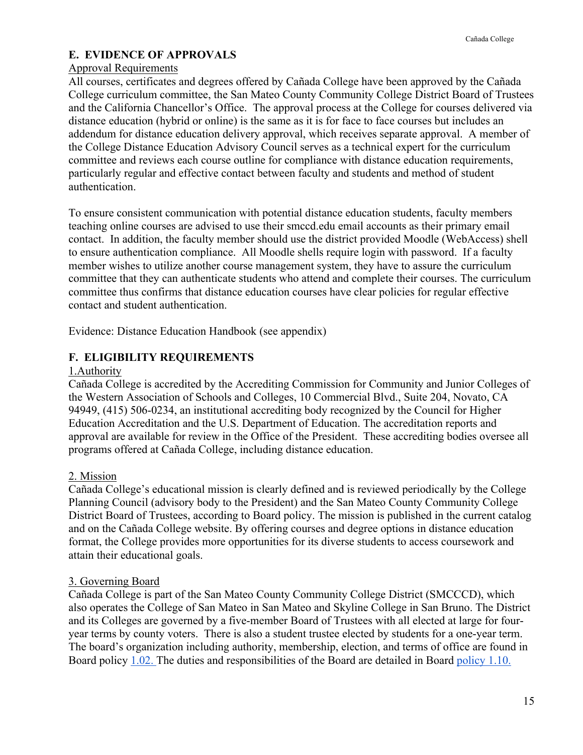## E. EVIDENCE OF APPROVALS

Approval Requirements

All courses, certificates and degrees offered by Cañada College have been approved by the Cañada College curriculum committee, the San Mateo County Community College District Board of Trustees and the California Chancellor's Office. The approval process at the College for courses delivered via distance education (hybrid or online) is the same as it is for face to face courses but includes an addendum for distance education delivery approval, which receives separate approval. A member of the College Distance Education Advisory Council serves as a technical expert for the curriculum committee and reviews each course outline for compliance with distance education requirements, particularly regular and effective contact between faculty and students and method of student authentication.

To ensure consistent communication with potential distance education students, faculty members teaching online courses are advised to use their smccd.edu email accounts as their primary email contact. In addition, the faculty member should use the district provided Moodle (WebAccess) shell to ensure authentication compliance. All Moodle shells require login with password. If a faculty member wishes to utilize another course management system, they have to assure the curriculum committee that they can authenticate students who attend and complete their courses. The curriculum committee thus confirms that distance education courses have clear policies for regular effective contact and student authentication.

Evidence: Distance Education Handbook (see appendix)

## F. ELIGIBILITY REQUIREMENTS

1.Authority

Cañada College is accredited by the Accrediting Commission for Community and Junior Colleges of the Western Association of Schools and Colleges, 10 Commercial Blvd., Suite 204, Novato, CA 94949, (415) 506-0234, an institutional accrediting body recognized by the Council for Higher Education Accreditation and the U.S. Department of Education. The accreditation reports and approval are available for review in the Office of the President. These accrediting bodies oversee all programs offered at Cañada College, including distance education.

2. Mission

Cañada College's educational mission is clearly defined and is reviewed periodically by the College Planning Council (advisory body to the President) and the San Mateo County Community College District Board of Trustees, according to Board policy. The mission is published in the current catalog and on the Cañada College website. By offering courses and degree options in distance education format, the College provides more opportunities for its diverse students to access coursework and attain their educational goals.

3. Governing Board

Cañada College is part of the San Mateo County Community College District (SMCCCD), which also operates the College of San Mateo in San Mateo and Skyline College in San Bruno. The District and its Colleges are governed by a five-member Board of Trustees with all elected at large for four-year terms by county voters. There is also a student trustee elected by students for a one-year term. The board's organization including authority, membership, election, and terms of office are found in Board policy 1.02. The duties and responsibilities of the Board are detailed in Board policy 1.10.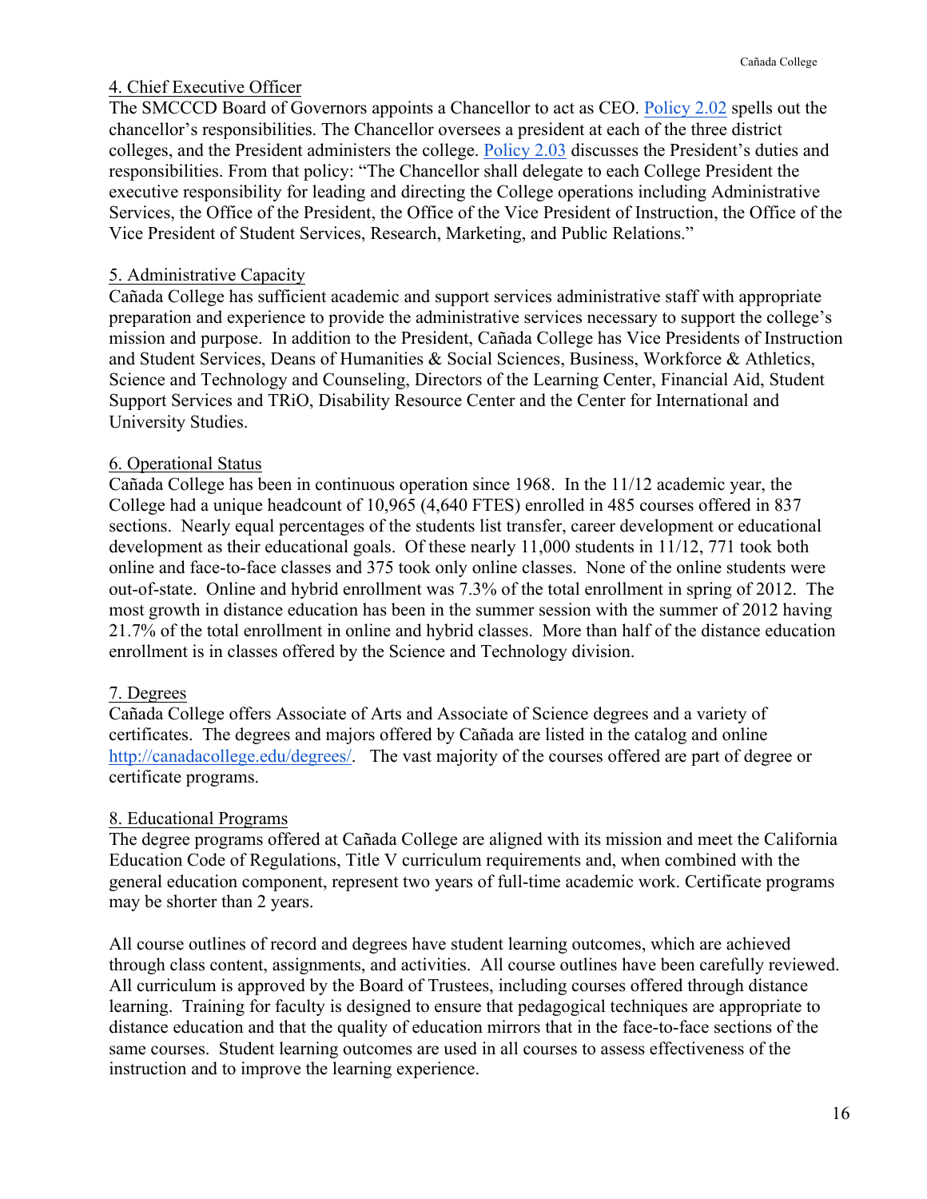## 4. Chief Executive Officer

The SMCCCD Board of Governors appoints a Chancellor to act as CEO. [Policy 2.02](#) spells out the chancellor's responsibilities. The Chancellor oversees a president at each of the three district colleges, and the President administers the college. [Policy 2.03](#) discusses the President's duties and responsibilities. From that policy: "The Chancellor shall delegate to each College President the executive responsibility for leading and directing the College operations including Administrative Services, the Office of the President, the Office of the Vice President of Instruction, the Office of the Vice President of Student Services, Research, Marketing, and Public Relations."

## 5. Administrative Capacity

Cañada College has sufficient academic and support services administrative staff with appropriate preparation and experience to provide the administrative services necessary to support the college's mission and purpose. In addition to the President, Cañada College has Vice Presidents of Instruction and Student Services, Deans of Humanities & Social Sciences, Business, Workforce & Athletics, Science and Technology and Counseling, Directors of the Learning Center, Financial Aid, Student Support Services and TRiO, Disability Resource Center and the Center for International and University Studies.

## 6. Operational Status

Cañada College has been in continuous operation since 1968. In the 11/12 academic year, the College had a unique headcount of 10,965 (4,640 FTES) enrolled in 485 courses offered in 837 sections. Nearly equal percentages of the students list transfer, career development or educational development as their educational goals. Of these nearly 11,000 students in 11/12, 771 took both online and face-to-face classes and 375 took only online classes. None of the online students were out-of-state. Online and hybrid enrollment was 7.3% of the total enrollment in spring of 2012. The most growth in distance education has been in the summer session with the summer of 2012 having 21.7% of the total enrollment in online and hybrid classes. More than half of the distance education enrollment is in classes offered by the Science and Technology division.

## 7. Degrees

Cañada College offers Associate of Arts and Associate of Science degrees and a variety of certificates. The degrees and majors offered by Cañada are listed in the catalog and online [http://canadacollege.edu/degrees/](http://canadacollege.edu/degrees/). The vast majority of the courses offered are part of degree or certificate programs.

## 8. Educational Programs

The degree programs offered at Cañada College are aligned with its mission and meet the California Education Code of Regulations, Title V curriculum requirements and, when combined with the general education component, represent two years of full-time academic work. Certificate programs may be shorter than 2 years.

All course outlines of record and degrees have student learning outcomes, which are achieved through class content, assignments, and activities. All course outlines have been carefully reviewed. All curriculum is approved by the Board of Trustees, including courses offered through distance learning. Training for faculty is designed to ensure that pedagogical techniques are appropriate to distance education and that the quality of education mirrors that in the face-to-face sections of the same courses. Student learning outcomes are used in all courses to assess effectiveness of the instruction and to improve the learning experience.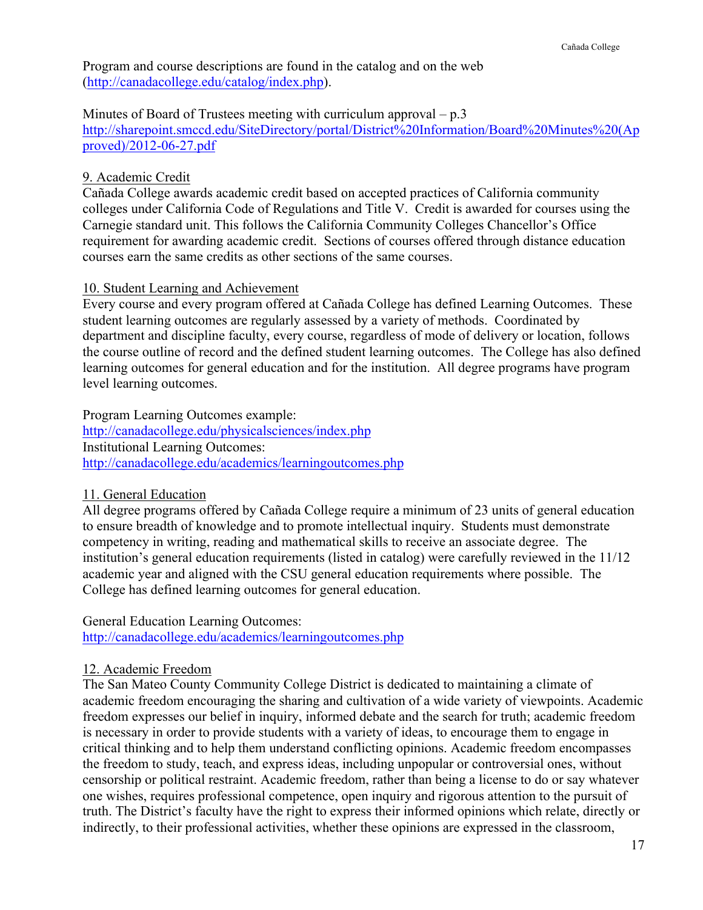Program and course descriptions are found in the catalog and on the web (http://canadacollege.edu/catalog/index.php).

Minutes of Board of Trustees meeting with curriculum approval – p.3
http://sharepoint.smccd.edu/SiteDirectory/portal/District%20Information/Board%20Minutes%20(Approved)/2012-06-27.pdf

9. Academic Credit

Cañada College awards academic credit based on accepted practices of California community colleges under California Code of Regulations and Title V. Credit is awarded for courses using the Carnegie standard unit. This follows the California Community Colleges Chancellor's Office requirement for awarding academic credit. Sections of courses offered through distance education courses earn the same credits as other sections of the same courses.

10. Student Learning and Achievement

Every course and every program offered at Cañada College has defined Learning Outcomes. These student learning outcomes are regularly assessed by a variety of methods. Coordinated by department and discipline faculty, every course, regardless of mode of delivery or location, follows the course outline of record and the defined student learning outcomes. The College has also defined learning outcomes for general education and for the institution. All degree programs have program level learning outcomes.

Program Learning Outcomes example:
http://canadacollege.edu/physicalsciences/index.php
Institutional Learning Outcomes:
http://canadacollege.edu/academics/learningoutcomes.php

11. General Education

All degree programs offered by Cañada College require a minimum of 23 units of general education to ensure breadth of knowledge and to promote intellectual inquiry. Students must demonstrate competency in writing, reading and mathematical skills to receive an associate degree. The institution's general education requirements (listed in catalog) were carefully reviewed in the 11/12 academic year and aligned with the CSU general education requirements where possible. The College has defined learning outcomes for general education.

General Education Learning Outcomes:
http://canadacollege.edu/academics/learningoutcomes.php

12. Academic Freedom

The San Mateo County Community College District is dedicated to maintaining a climate of academic freedom encouraging the sharing and cultivation of a wide variety of viewpoints. Academic freedom expresses our belief in inquiry, informed debate and the search for truth; academic freedom is necessary in order to provide students with a variety of ideas, to encourage them to engage in critical thinking and to help them understand conflicting opinions. Academic freedom encompasses the freedom to study, teach, and express ideas, including unpopular or controversial ones, without censorship or political restraint. Academic freedom, rather than being a license to do or say whatever one wishes, requires professional competence, open inquiry and rigorous attention to the pursuit of truth. The District's faculty have the right to express their informed opinions which relate, directly or indirectly, to their professional activities, whether these opinions are expressed in the classroom,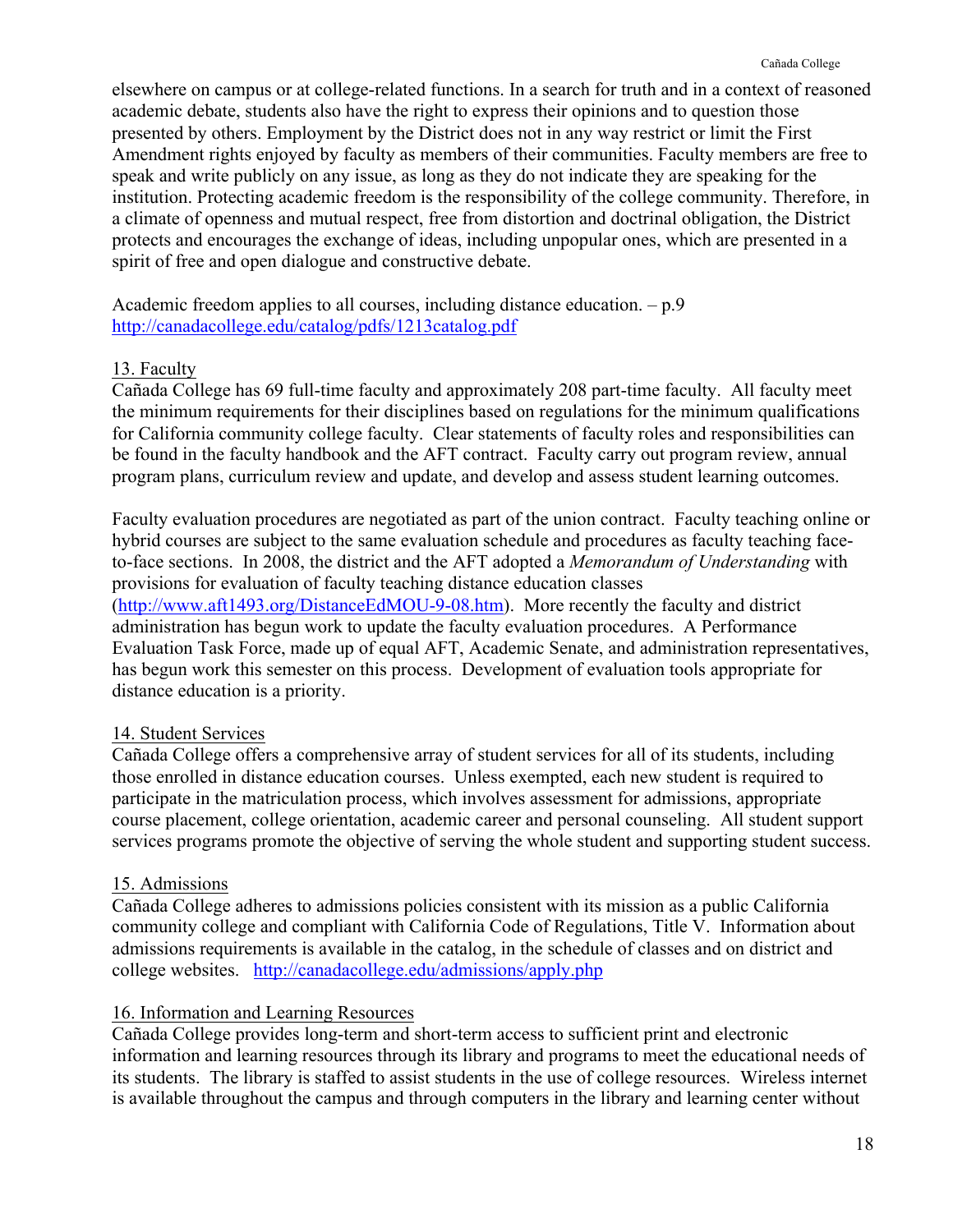elsewhere on campus or at college-related functions. In a search for truth and in a context of reasoned academic debate, students also have the right to express their opinions and to question those presented by others. Employment by the District does not in any way restrict or limit the First Amendment rights enjoyed by faculty as members of their communities. Faculty members are free to speak and write publicly on any issue, as long as they do not indicate they are speaking for the institution. Protecting academic freedom is the responsibility of the college community. Therefore, in a climate of openness and mutual respect, free from distortion and doctrinal obligation, the District protects and encourages the exchange of ideas, including unpopular ones, which are presented in a spirit of free and open dialogue and constructive debate.

Academic freedom applies to all courses, including distance education. – p.9
http://canadacollege.edu/catalog/pdfs/1213catalog.pdf

## 13. Faculty

Cañada College has 69 full-time faculty and approximately 208 part-time faculty. All faculty meet the minimum requirements for their disciplines based on regulations for the minimum qualifications for California community college faculty. Clear statements of faculty roles and responsibilities can be found in the faculty handbook and the AFT contract. Faculty carry out program review, annual program plans, curriculum review and update, and develop and assess student learning outcomes.

Faculty evaluation procedures are negotiated as part of the union contract. Faculty teaching online or hybrid courses are subject to the same evaluation schedule and procedures as faculty teaching face-to-face sections. In 2008, the district and the AFT adopted a *Memorandum of Understanding* with provisions for evaluation of faculty teaching distance education classes (http://www.aft1493.org/DistanceEdMOU-9-08.htm). More recently the faculty and district administration has begun work to update the faculty evaluation procedures. A Performance Evaluation Task Force, made up of equal AFT, Academic Senate, and administration representatives, has begun work this semester on this process. Development of evaluation tools appropriate for distance education is a priority.

## 14. Student Services

Cañada College offers a comprehensive array of student services for all of its students, including those enrolled in distance education courses. Unless exempted, each new student is required to participate in the matriculation process, which involves assessment for admissions, appropriate course placement, college orientation, academic career and personal counseling. All student support services programs promote the objective of serving the whole student and supporting student success.

## 15. Admissions

Cañada College adheres to admissions policies consistent with its mission as a public California community college and compliant with California Code of Regulations, Title V. Information about admissions requirements is available in the catalog, in the schedule of classes and on district and college websites. http://canadacollege.edu/admissions/apply.php

## 16. Information and Learning Resources

Cañada College provides long-term and short-term access to sufficient print and electronic information and learning resources through its library and programs to meet the educational needs of its students. The library is staffed to assist students in the use of college resources. Wireless internet is available throughout the campus and through computers in the library and learning center without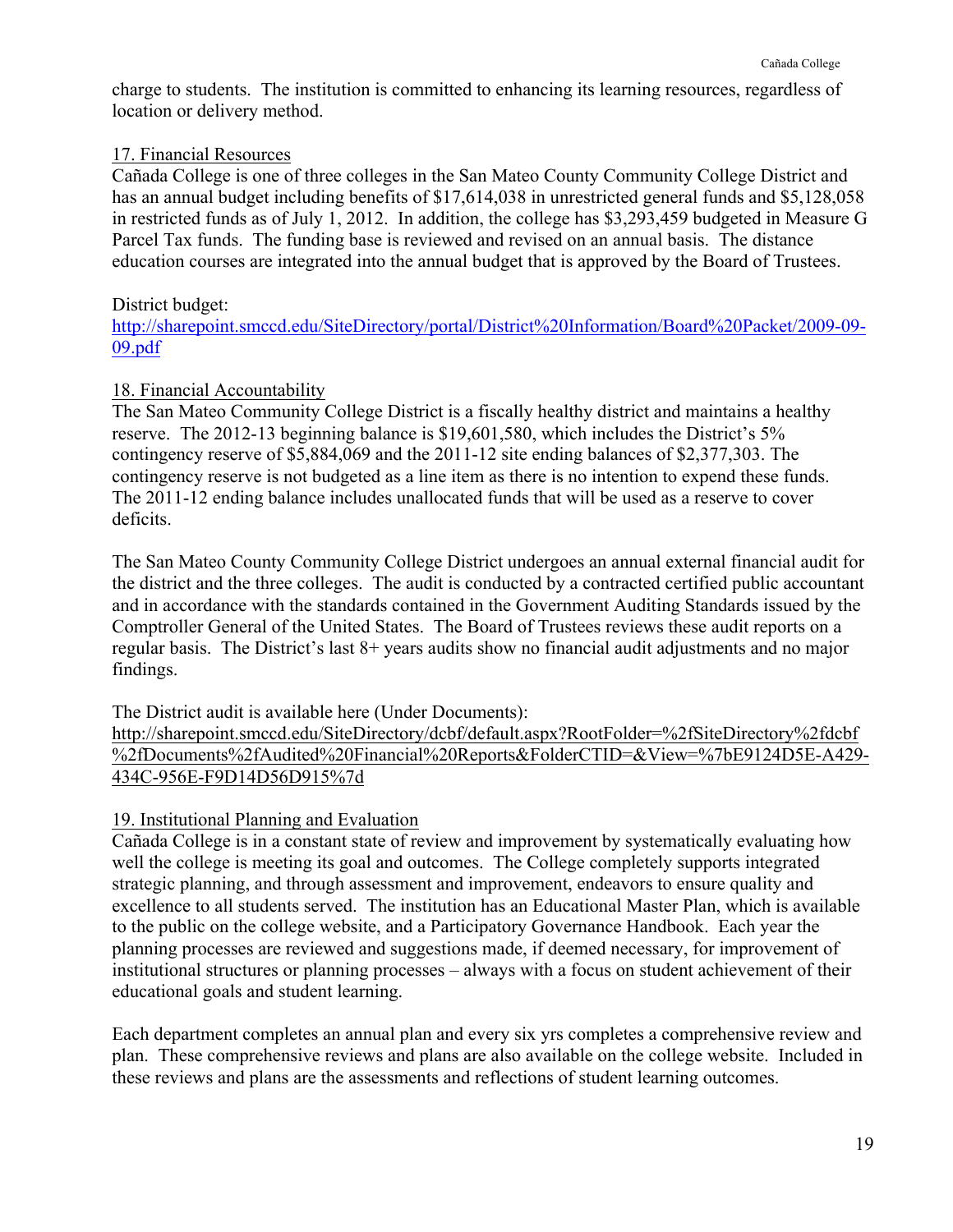charge to students. The institution is committed to enhancing its learning resources, regardless of location or delivery method.

17. Financial Resources

Cañada College is one of three colleges in the San Mateo County Community College District and has an annual budget including benefits of $17,614,038 in unrestricted general funds and $5,128,058 in restricted funds as of July 1, 2012. In addition, the college has $3,293,459 budgeted in Measure G Parcel Tax funds. The funding base is reviewed and revised on an annual basis. The distance education courses are integrated into the annual budget that is approved by the Board of Trustees.

District budget:
http://sharepoint.smccd.edu/SiteDirectory/portal/District%20Information/Board%20Packet/2009-09-09.pdf

18. Financial Accountability

The San Mateo Community College District is a fiscally healthy district and maintains a healthy reserve. The 2012-13 beginning balance is $19,601,580, which includes the District's 5% contingency reserve of $5,884,069 and the 2011-12 site ending balances of $2,377,303. The contingency reserve is not budgeted as a line item as there is no intention to expend these funds. The 2011-12 ending balance includes unallocated funds that will be used as a reserve to cover deficits.

The San Mateo County Community College District undergoes an annual external financial audit for the district and the three colleges. The audit is conducted by a contracted certified public accountant and in accordance with the standards contained in the Government Auditing Standards issued by the Comptroller General of the United States. The Board of Trustees reviews these audit reports on a regular basis. The District's last 8+ years audits show no financial audit adjustments and no major findings.

The District audit is available here (Under Documents):
http://sharepoint.smccd.edu/SiteDirectory/dcbf/default.aspx?RootFolder=%2fSiteDirectory%2fdcbf%2fDocuments%2fAudited%20Financial%20Reports&FolderCTID=&View=%7bE9124D5E-A429-434C-956E-F9D14D56D915%7d

19. Institutional Planning and Evaluation

Cañada College is in a constant state of review and improvement by systematically evaluating how well the college is meeting its goal and outcomes. The College completely supports integrated strategic planning, and through assessment and improvement, endeavors to ensure quality and excellence to all students served. The institution has an Educational Master Plan, which is available to the public on the college website, and a Participatory Governance Handbook. Each year the planning processes are reviewed and suggestions made, if deemed necessary, for improvement of institutional structures or planning processes – always with a focus on student achievement of their educational goals and student learning.

Each department completes an annual plan and every six yrs completes a comprehensive review and plan. These comprehensive reviews and plans are also available on the college website. Included in these reviews and plans are the assessments and reflections of student learning outcomes.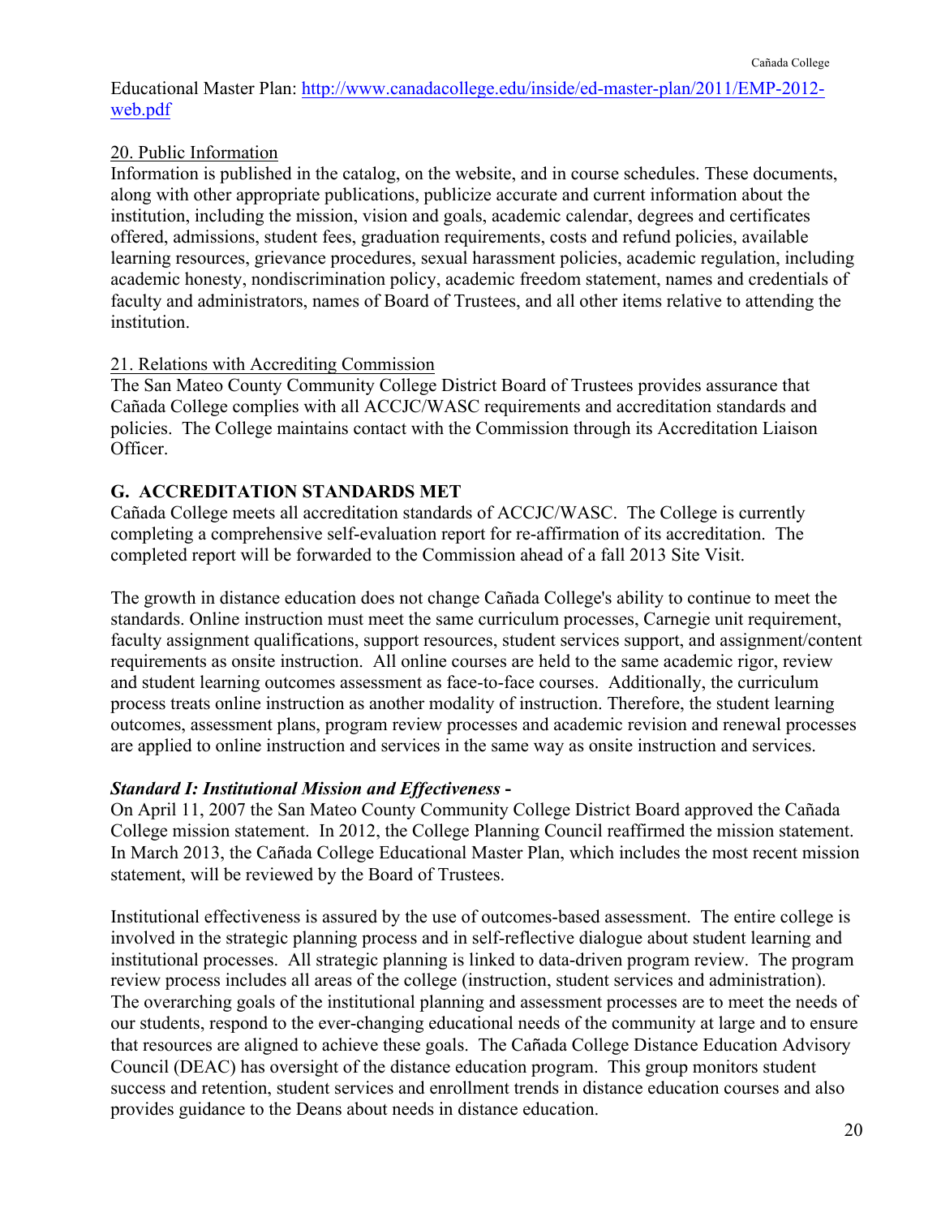Educational Master Plan: http://www.canadacollege.edu/inside/ed-master-plan/2011/EMP-2012-web.pdf

20. Public Information

Information is published in the catalog, on the website, and in course schedules. These documents, along with other appropriate publications, publicize accurate and current information about the institution, including the mission, vision and goals, academic calendar, degrees and certificates offered, admissions, student fees, graduation requirements, costs and refund policies, available learning resources, grievance procedures, sexual harassment policies, academic regulation, including academic honesty, nondiscrimination policy, academic freedom statement, names and credentials of faculty and administrators, names of Board of Trustees, and all other items relative to attending the institution.

21. Relations with Accrediting Commission

The San Mateo County Community College District Board of Trustees provides assurance that Cañada College complies with all ACCJC/WASC requirements and accreditation standards and policies. The College maintains contact with the Commission through its Accreditation Liaison Officer.

## G. ACCREDITATION STANDARDS MET

Cañada College meets all accreditation standards of ACCJC/WASC. The College is currently completing a comprehensive self-evaluation report for re-affirmation of its accreditation. The completed report will be forwarded to the Commission ahead of a fall 2013 Site Visit.

The growth in distance education does not change Cañada College's ability to continue to meet the standards. Online instruction must meet the same curriculum processes, Carnegie unit requirement, faculty assignment qualifications, support resources, student services support, and assignment/content requirements as onsite instruction. All online courses are held to the same academic rigor, review and student learning outcomes assessment as face-to-face courses. Additionally, the curriculum process treats online instruction as another modality of instruction. Therefore, the student learning outcomes, assessment plans, program review processes and academic revision and renewal processes are applied to online instruction and services in the same way as onsite instruction and services.

***Standard I: Institutional Mission and Effectiveness* -**

On April 11, 2007 the San Mateo County Community College District Board approved the Cañada College mission statement. In 2012, the College Planning Council reaffirmed the mission statement. In March 2013, the Cañada College Educational Master Plan, which includes the most recent mission statement, will be reviewed by the Board of Trustees.

Institutional effectiveness is assured by the use of outcomes-based assessment. The entire college is involved in the strategic planning process and in self-reflective dialogue about student learning and institutional processes. All strategic planning is linked to data-driven program review. The program review process includes all areas of the college (instruction, student services and administration). The overarching goals of the institutional planning and assessment processes are to meet the needs of our students, respond to the ever-changing educational needs of the community at large and to ensure that resources are aligned to achieve these goals. The Cañada College Distance Education Advisory Council (DEAC) has oversight of the distance education program. This group monitors student success and retention, student services and enrollment trends in distance education courses and also provides guidance to the Deans about needs in distance education.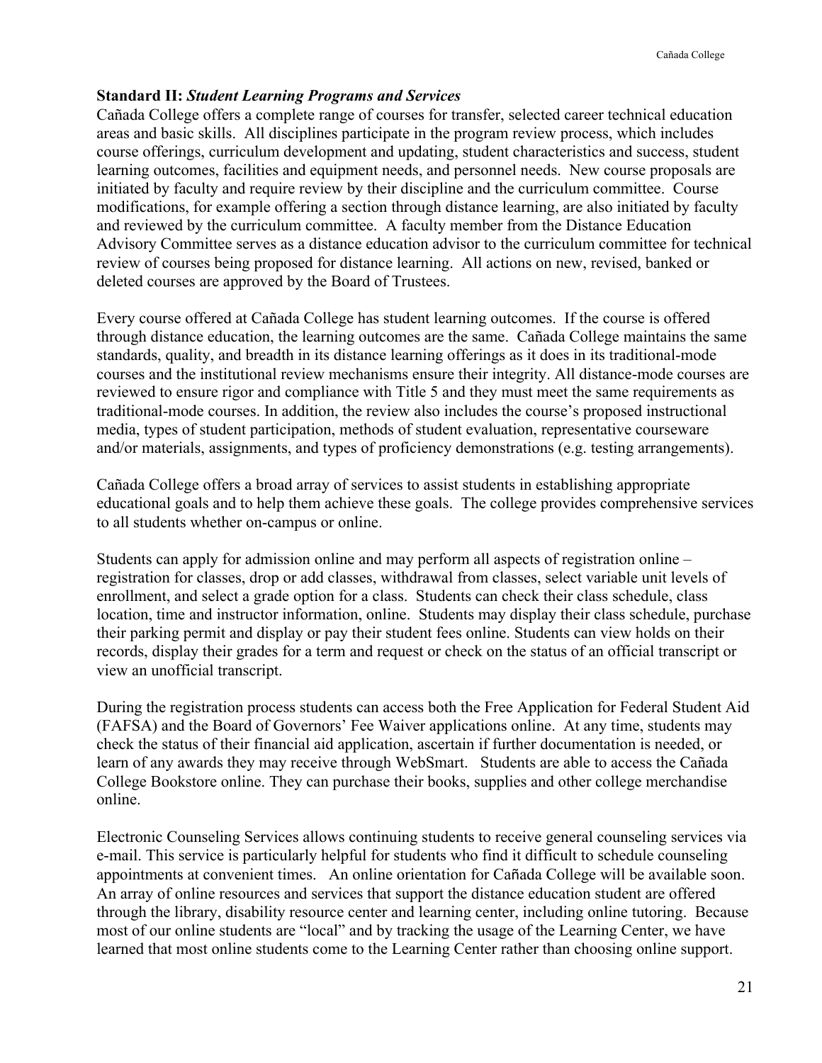**Standard II:** ***Student Learning Programs and Services***

Cañada College offers a complete range of courses for transfer, selected career technical education areas and basic skills. All disciplines participate in the program review process, which includes course offerings, curriculum development and updating, student characteristics and success, student learning outcomes, facilities and equipment needs, and personnel needs. New course proposals are initiated by faculty and require review by their discipline and the curriculum committee. Course modifications, for example offering a section through distance learning, are also initiated by faculty and reviewed by the curriculum committee. A faculty member from the Distance Education Advisory Committee serves as a distance education advisor to the curriculum committee for technical review of courses being proposed for distance learning. All actions on new, revised, banked or deleted courses are approved by the Board of Trustees.

Every course offered at Cañada College has student learning outcomes. If the course is offered through distance education, the learning outcomes are the same. Cañada College maintains the same standards, quality, and breadth in its distance learning offerings as it does in its traditional-mode courses and the institutional review mechanisms ensure their integrity. All distance-mode courses are reviewed to ensure rigor and compliance with Title 5 and they must meet the same requirements as traditional-mode courses. In addition, the review also includes the course's proposed instructional media, types of student participation, methods of student evaluation, representative courseware and/or materials, assignments, and types of proficiency demonstrations (e.g. testing arrangements).

Cañada College offers a broad array of services to assist students in establishing appropriate educational goals and to help them achieve these goals. The college provides comprehensive services to all students whether on-campus or online.

Students can apply for admission online and may perform all aspects of registration online – registration for classes, drop or add classes, withdrawal from classes, select variable unit levels of enrollment, and select a grade option for a class. Students can check their class schedule, class location, time and instructor information, online. Students may display their class schedule, purchase their parking permit and display or pay their student fees online. Students can view holds on their records, display their grades for a term and request or check on the status of an official transcript or view an unofficial transcript.

During the registration process students can access both the Free Application for Federal Student Aid (FAFSA) and the Board of Governors' Fee Waiver applications online. At any time, students may check the status of their financial aid application, ascertain if further documentation is needed, or learn of any awards they may receive through WebSmart. Students are able to access the Cañada College Bookstore online. They can purchase their books, supplies and other college merchandise online.

Electronic Counseling Services allows continuing students to receive general counseling services via e-mail. This service is particularly helpful for students who find it difficult to schedule counseling appointments at convenient times. An online orientation for Cañada College will be available soon. An array of online resources and services that support the distance education student are offered through the library, disability resource center and learning center, including online tutoring. Because most of our online students are "local" and by tracking the usage of the Learning Center, we have learned that most online students come to the Learning Center rather than choosing online support.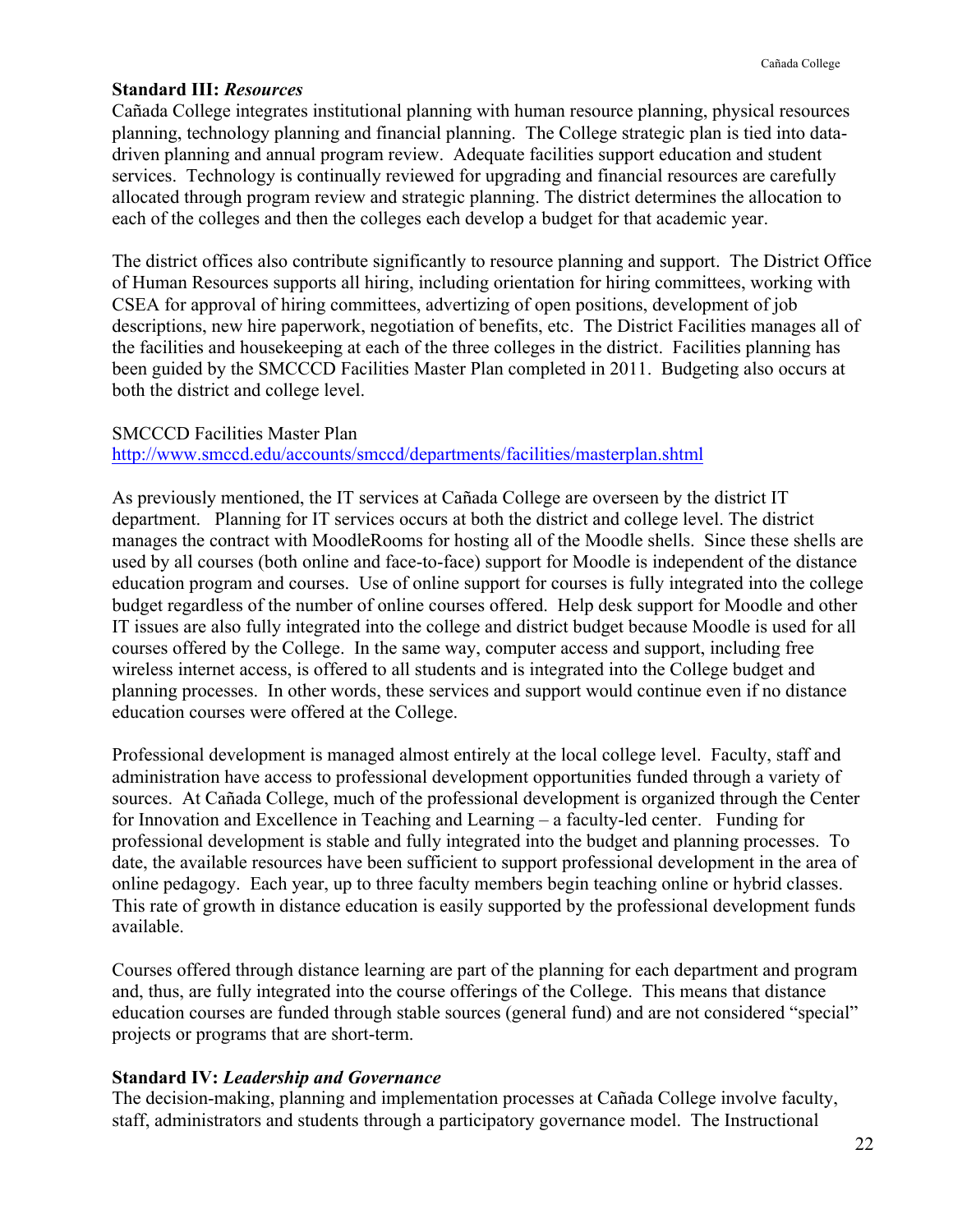**Standard III:** ***Resources***

Cañada College integrates institutional planning with human resource planning, physical resources planning, technology planning and financial planning. The College strategic plan is tied into data-driven planning and annual program review. Adequate facilities support education and student services. Technology is continually reviewed for upgrading and financial resources are carefully allocated through program review and strategic planning. The district determines the allocation to each of the colleges and then the colleges each develop a budget for that academic year.

The district offices also contribute significantly to resource planning and support. The District Office of Human Resources supports all hiring, including orientation for hiring committees, working with CSEA for approval of hiring committees, advertizing of open positions, development of job descriptions, new hire paperwork, negotiation of benefits, etc. The District Facilities manages all of the facilities and housekeeping at each of the three colleges in the district. Facilities planning has been guided by the SMCCCD Facilities Master Plan completed in 2011. Budgeting also occurs at both the district and college level.

SMCCCD Facilities Master Plan
http://www.smccd.edu/accounts/smccd/departments/facilities/masterplan.shtml

As previously mentioned, the IT services at Cañada College are overseen by the district IT department. Planning for IT services occurs at both the district and college level. The district manages the contract with MoodleRooms for hosting all of the Moodle shells. Since these shells are used by all courses (both online and face-to-face) support for Moodle is independent of the distance education program and courses. Use of online support for courses is fully integrated into the college budget regardless of the number of online courses offered. Help desk support for Moodle and other IT issues are also fully integrated into the college and district budget because Moodle is used for all courses offered by the College. In the same way, computer access and support, including free wireless internet access, is offered to all students and is integrated into the College budget and planning processes. In other words, these services and support would continue even if no distance education courses were offered at the College.

Professional development is managed almost entirely at the local college level. Faculty, staff and administration have access to professional development opportunities funded through a variety of sources. At Cañada College, much of the professional development is organized through the Center for Innovation and Excellence in Teaching and Learning – a faculty-led center. Funding for professional development is stable and fully integrated into the budget and planning processes. To date, the available resources have been sufficient to support professional development in the area of online pedagogy. Each year, up to three faculty members begin teaching online or hybrid classes. This rate of growth in distance education is easily supported by the professional development funds available.

Courses offered through distance learning are part of the planning for each department and program and, thus, are fully integrated into the course offerings of the College. This means that distance education courses are funded through stable sources (general fund) and are not considered "special" projects or programs that are short-term.

**Standard IV:** ***Leadership and Governance***

The decision-making, planning and implementation processes at Cañada College involve faculty, staff, administrators and students through a participatory governance model. The Instructional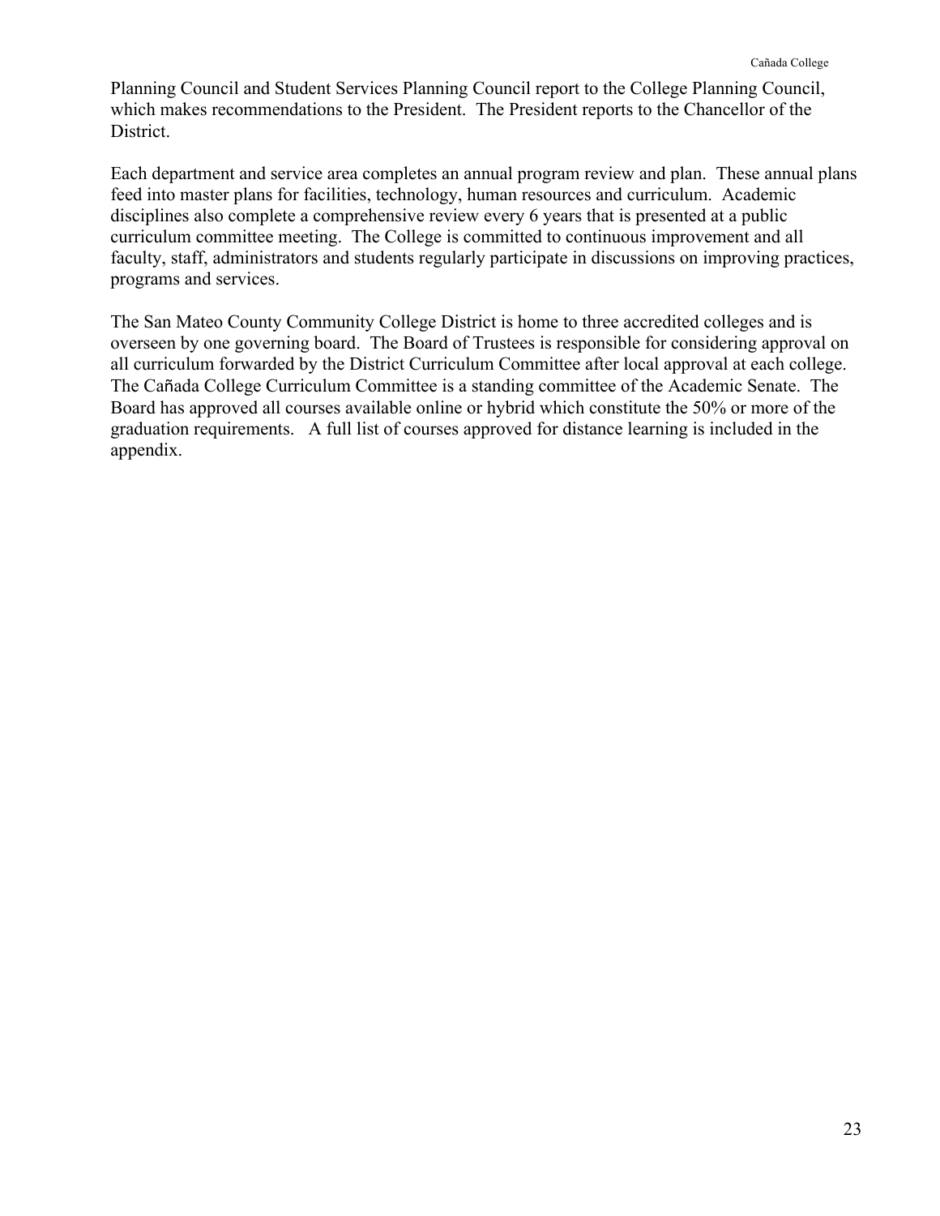Planning Council and Student Services Planning Council report to the College Planning Council, which makes recommendations to the President. The President reports to the Chancellor of the District.

Each department and service area completes an annual program review and plan. These annual plans feed into master plans for facilities, technology, human resources and curriculum. Academic disciplines also complete a comprehensive review every 6 years that is presented at a public curriculum committee meeting. The College is committed to continuous improvement and all faculty, staff, administrators and students regularly participate in discussions on improving practices, programs and services.

The San Mateo County Community College District is home to three accredited colleges and is overseen by one governing board. The Board of Trustees is responsible for considering approval on all curriculum forwarded by the District Curriculum Committee after local approval at each college. The Cañada College Curriculum Committee is a standing committee of the Academic Senate. The Board has approved all courses available online or hybrid which constitute the 50% or more of the graduation requirements. A full list of courses approved for distance learning is included in the appendix.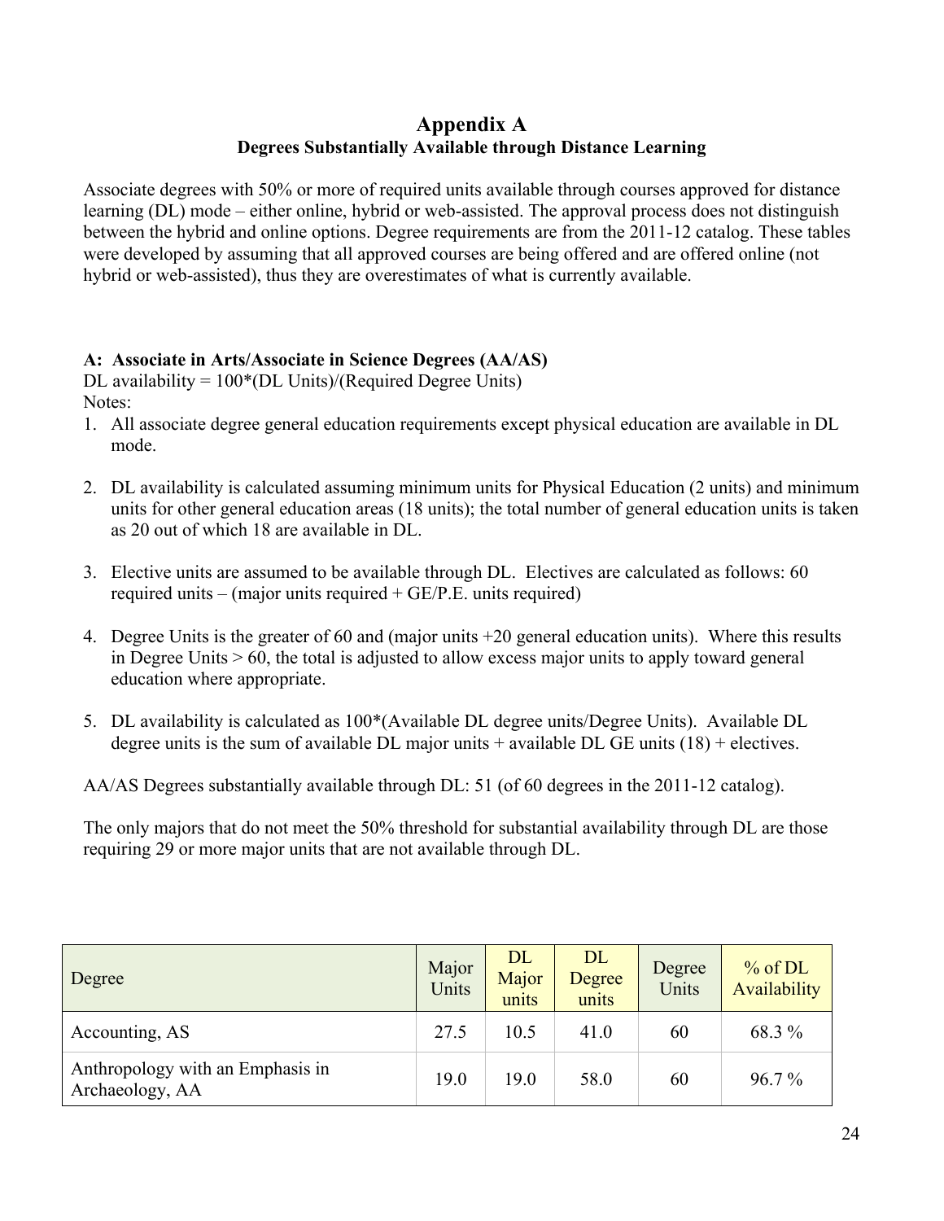# Appendix A
## Degrees Substantially Available through Distance Learning

Associate degrees with 50% or more of required units available through courses approved for distance learning (DL) mode – either online, hybrid or web-assisted. The approval process does not distinguish between the hybrid and online options. Degree requirements are from the 2011-12 catalog. These tables were developed by assuming that all approved courses are being offered and are offered online (not hybrid or web-assisted), thus they are overestimates of what is currently available.

**A: Associate in Arts/Associate in Science Degrees (AA/AS)**
DL availability = 100*(DL Units)/(Required Degree Units)
Notes:

1. All associate degree general education requirements except physical education are available in DL mode.

2. DL availability is calculated assuming minimum units for Physical Education (2 units) and minimum units for other general education areas (18 units); the total number of general education units is taken as 20 out of which 18 are available in DL.

3. Elective units are assumed to be available through DL. Electives are calculated as follows: 60 required units – (major units required + GE/P.E. units required)

4. Degree Units is the greater of 60 and (major units +20 general education units). Where this results in Degree Units > 60, the total is adjusted to allow excess major units to apply toward general education where appropriate.

5. DL availability is calculated as 100*(Available DL degree units/Degree Units). Available DL degree units is the sum of available DL major units + available DL GE units (18) + electives.

AA/AS Degrees substantially available through DL: 51 (of 60 degrees in the 2011-12 catalog).

The only majors that do not meet the 50% threshold for substantial availability through DL are those requiring 29 or more major units that are not available through DL.

| Degree | Major Units | DL Major units | DL Degree units | Degree Units | % of DL Availability |
|---|---|---|---|---|---|
| Accounting, AS | 27.5 | 10.5 | 41.0 | 60 | 68.3 % |
| Anthropology with an Emphasis in Archaeology, AA | 19.0 | 19.0 | 58.0 | 60 | 96.7 % |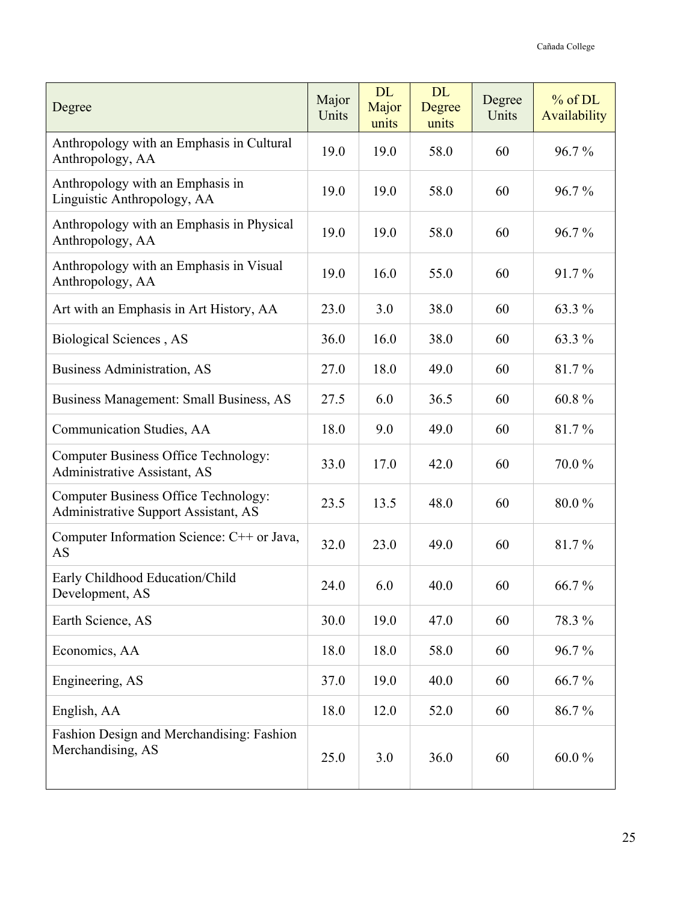| Degree | Major Units | DL Major units | DL Degree units | Degree Units | % of DL Availability |
|---|---|---|---|---|---|
| Anthropology with an Emphasis in Cultural Anthropology, AA | 19.0 | 19.0 | 58.0 | 60 | 96.7 % |
| Anthropology with an Emphasis in Linguistic Anthropology, AA | 19.0 | 19.0 | 58.0 | 60 | 96.7 % |
| Anthropology with an Emphasis in Physical Anthropology, AA | 19.0 | 19.0 | 58.0 | 60 | 96.7 % |
| Anthropology with an Emphasis in Visual Anthropology, AA | 19.0 | 16.0 | 55.0 | 60 | 91.7 % |
| Art with an Emphasis in Art History, AA | 23.0 | 3.0 | 38.0 | 60 | 63.3 % |
| Biological Sciences , AS | 36.0 | 16.0 | 38.0 | 60 | 63.3 % |
| Business Administration, AS | 27.0 | 18.0 | 49.0 | 60 | 81.7 % |
| Business Management: Small Business, AS | 27.5 | 6.0 | 36.5 | 60 | 60.8 % |
| Communication Studies, AA | 18.0 | 9.0 | 49.0 | 60 | 81.7 % |
| Computer Business Office Technology: Administrative Assistant, AS | 33.0 | 17.0 | 42.0 | 60 | 70.0 % |
| Computer Business Office Technology: Administrative Support Assistant, AS | 23.5 | 13.5 | 48.0 | 60 | 80.0 % |
| Computer Information Science: C++ or Java, AS | 32.0 | 23.0 | 49.0 | 60 | 81.7 % |
| Early Childhood Education/Child Development, AS | 24.0 | 6.0 | 40.0 | 60 | 66.7 % |
| Earth Science, AS | 30.0 | 19.0 | 47.0 | 60 | 78.3 % |
| Economics, AA | 18.0 | 18.0 | 58.0 | 60 | 96.7 % |
| Engineering, AS | 37.0 | 19.0 | 40.0 | 60 | 66.7 % |
| English, AA | 18.0 | 12.0 | 52.0 | 60 | 86.7 % |
| Fashion Design and Merchandising: Fashion Merchandising, AS | 25.0 | 3.0 | 36.0 | 60 | 60.0 % |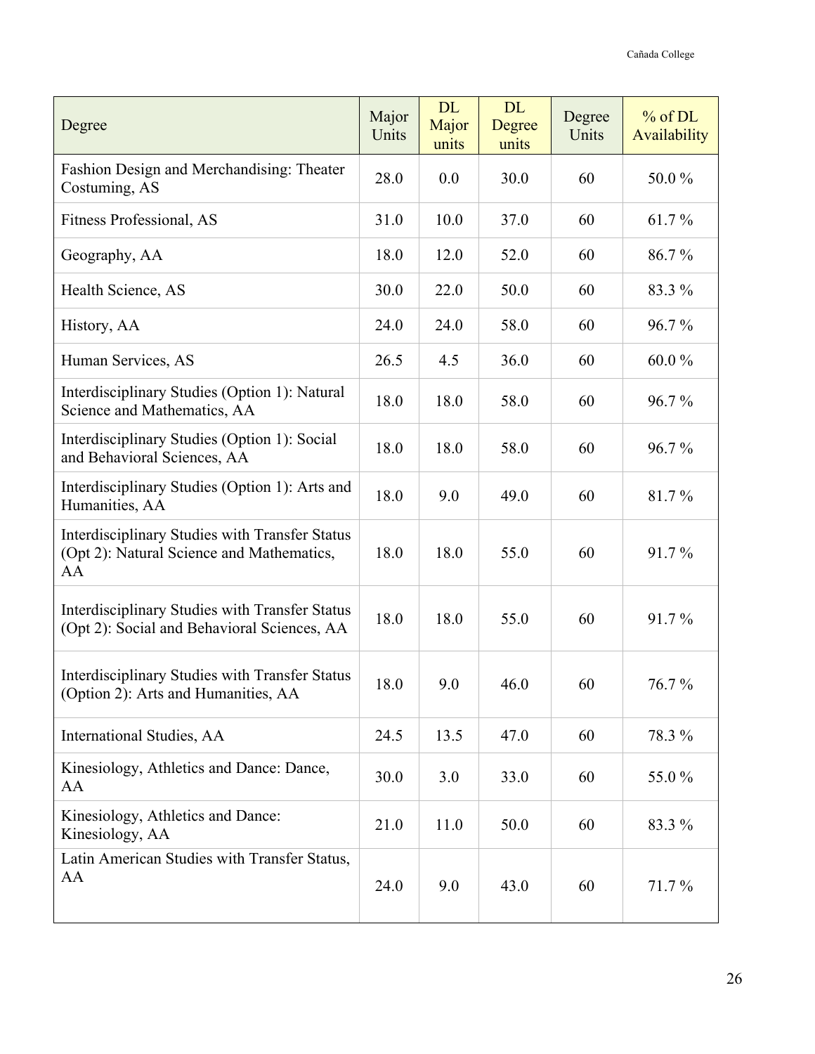| Degree | Major Units | DL Major units | DL Degree units | Degree Units | % of DL Availability |
|---|---|---|---|---|---|
| Fashion Design and Merchandising: Theater Costuming, AS | 28.0 | 0.0 | 30.0 | 60 | 50.0 % |
| Fitness Professional, AS | 31.0 | 10.0 | 37.0 | 60 | 61.7 % |
| Geography, AA | 18.0 | 12.0 | 52.0 | 60 | 86.7 % |
| Health Science, AS | 30.0 | 22.0 | 50.0 | 60 | 83.3 % |
| History, AA | 24.0 | 24.0 | 58.0 | 60 | 96.7 % |
| Human Services, AS | 26.5 | 4.5 | 36.0 | 60 | 60.0 % |
| Interdisciplinary Studies (Option 1): Natural Science and Mathematics, AA | 18.0 | 18.0 | 58.0 | 60 | 96.7 % |
| Interdisciplinary Studies (Option 1): Social and Behavioral Sciences, AA | 18.0 | 18.0 | 58.0 | 60 | 96.7 % |
| Interdisciplinary Studies (Option 1): Arts and Humanities, AA | 18.0 | 9.0 | 49.0 | 60 | 81.7 % |
| Interdisciplinary Studies with Transfer Status (Opt 2): Natural Science and Mathematics, AA | 18.0 | 18.0 | 55.0 | 60 | 91.7 % |
| Interdisciplinary Studies with Transfer Status (Opt 2): Social and Behavioral Sciences, AA | 18.0 | 18.0 | 55.0 | 60 | 91.7 % |
| Interdisciplinary Studies with Transfer Status (Option 2): Arts and Humanities, AA | 18.0 | 9.0 | 46.0 | 60 | 76.7 % |
| International Studies, AA | 24.5 | 13.5 | 47.0 | 60 | 78.3 % |
| Kinesiology, Athletics and Dance: Dance, AA | 30.0 | 3.0 | 33.0 | 60 | 55.0 % |
| Kinesiology, Athletics and Dance: Kinesiology, AA | 21.0 | 11.0 | 50.0 | 60 | 83.3 % |
| Latin American Studies with Transfer Status, AA | 24.0 | 9.0 | 43.0 | 60 | 71.7 % |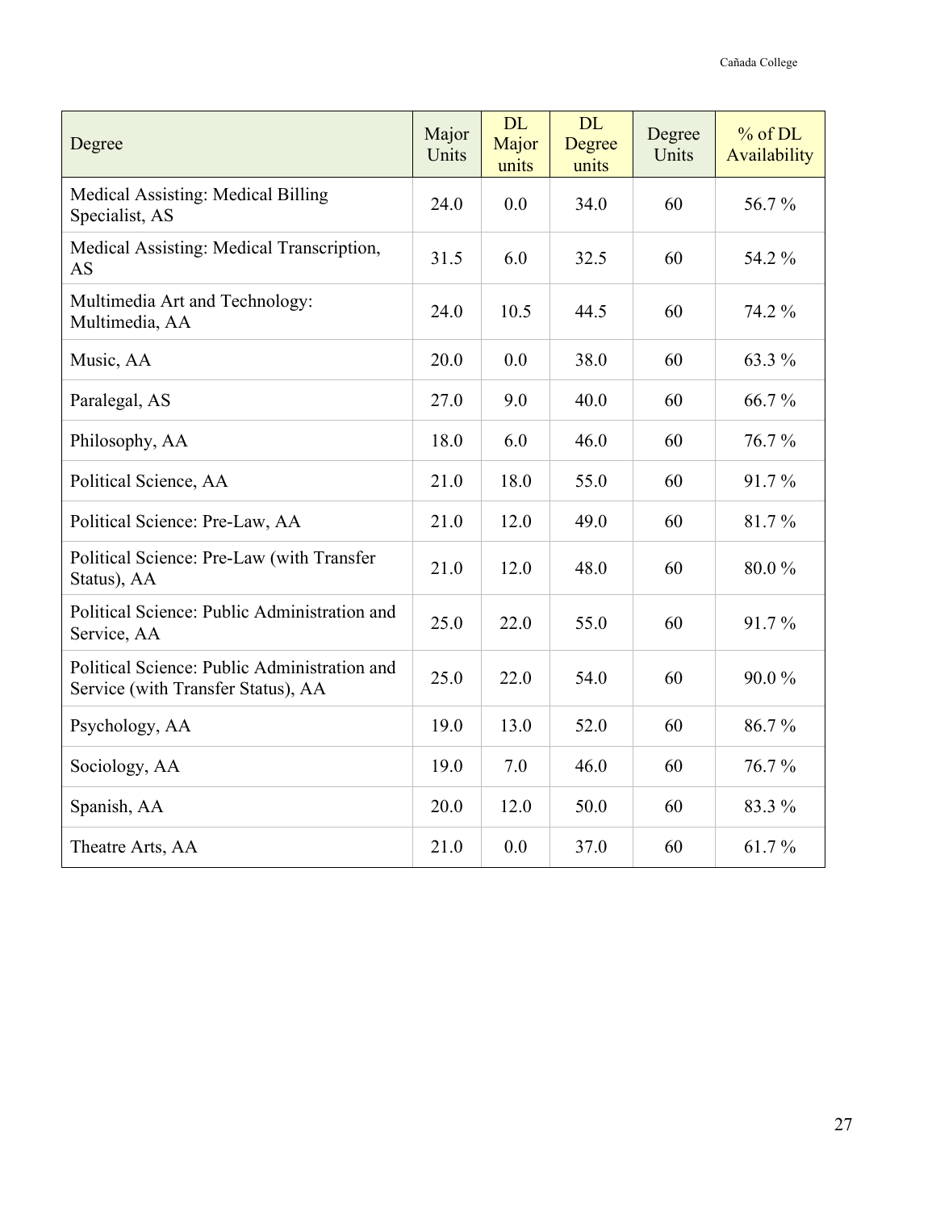| Degree | Major Units | DL Major units | DL Degree units | Degree Units | % of DL Availability |
|---|---|---|---|---|---|
| Medical Assisting: Medical Billing Specialist, AS | 24.0 | 0.0 | 34.0 | 60 | 56.7 % |
| Medical Assisting: Medical Transcription, AS | 31.5 | 6.0 | 32.5 | 60 | 54.2 % |
| Multimedia Art and Technology: Multimedia, AA | 24.0 | 10.5 | 44.5 | 60 | 74.2 % |
| Music, AA | 20.0 | 0.0 | 38.0 | 60 | 63.3 % |
| Paralegal, AS | 27.0 | 9.0 | 40.0 | 60 | 66.7 % |
| Philosophy, AA | 18.0 | 6.0 | 46.0 | 60 | 76.7 % |
| Political Science, AA | 21.0 | 18.0 | 55.0 | 60 | 91.7 % |
| Political Science: Pre-Law, AA | 21.0 | 12.0 | 49.0 | 60 | 81.7 % |
| Political Science: Pre-Law (with Transfer Status), AA | 21.0 | 12.0 | 48.0 | 60 | 80.0 % |
| Political Science: Public Administration and Service, AA | 25.0 | 22.0 | 55.0 | 60 | 91.7 % |
| Political Science: Public Administration and Service (with Transfer Status), AA | 25.0 | 22.0 | 54.0 | 60 | 90.0 % |
| Psychology, AA | 19.0 | 13.0 | 52.0 | 60 | 86.7 % |
| Sociology, AA | 19.0 | 7.0 | 46.0 | 60 | 76.7 % |
| Spanish, AA | 20.0 | 12.0 | 50.0 | 60 | 83.3 % |
| Theatre Arts, AA | 21.0 | 0.0 | 37.0 | 60 | 61.7 % |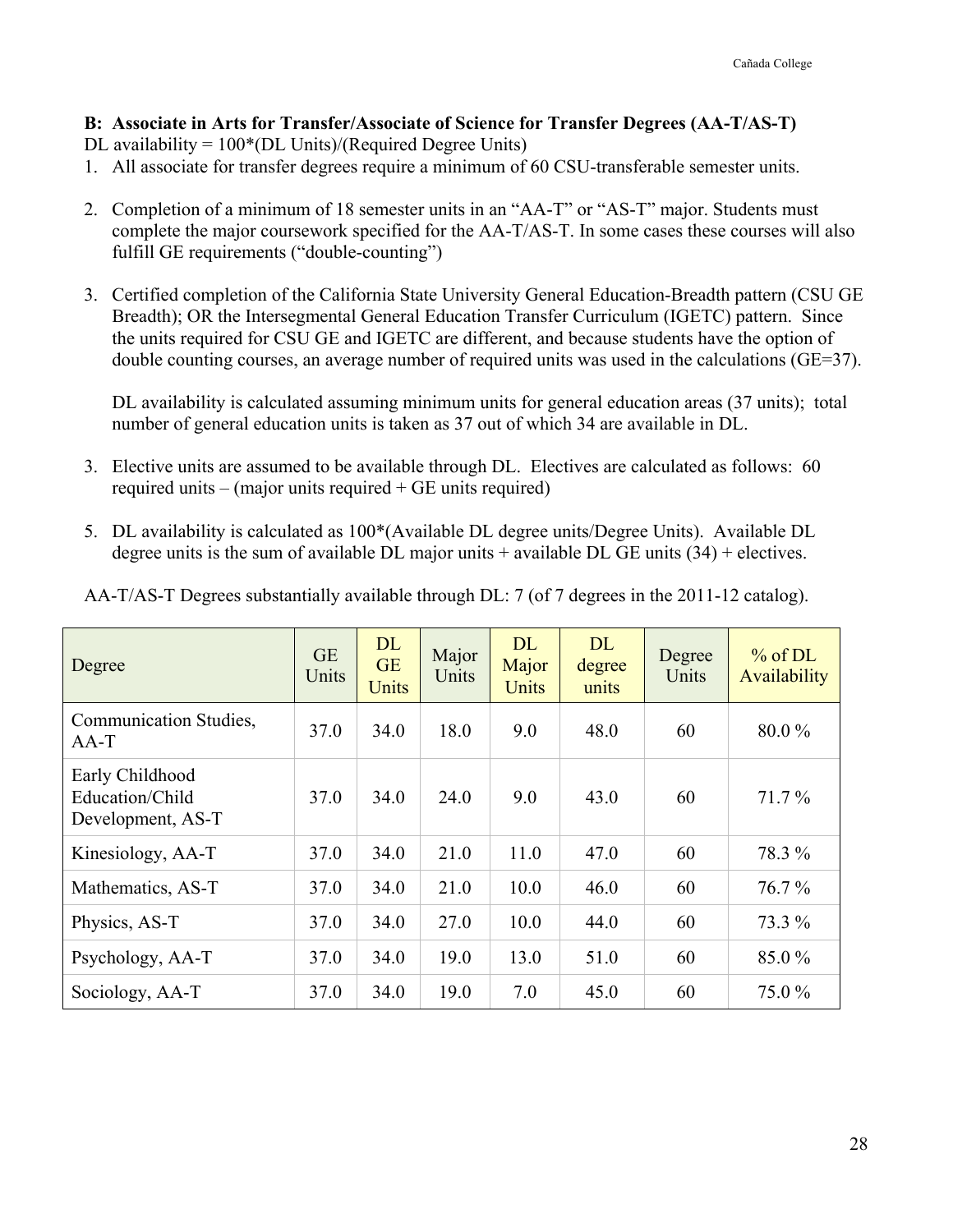**B: Associate in Arts for Transfer/Associate of Science for Transfer Degrees (AA-T/AS-T)**

DL availability = 100*(DL Units)/(Required Degree Units)

1. All associate for transfer degrees require a minimum of 60 CSU-transferable semester units.

2. Completion of a minimum of 18 semester units in an "AA-T" or "AS-T" major. Students must complete the major coursework specified for the AA-T/AS-T. In some cases these courses will also fulfill GE requirements ("double-counting")

3. Certified completion of the California State University General Education-Breadth pattern (CSU GE Breadth); OR the Intersegmental General Education Transfer Curriculum (IGETC) pattern. Since the units required for CSU GE and IGETC are different, and because students have the option of double counting courses, an average number of required units was used in the calculations (GE=37).

   DL availability is calculated assuming minimum units for general education areas (37 units); total number of general education units is taken as 37 out of which 34 are available in DL.

3. Elective units are assumed to be available through DL. Electives are calculated as follows: 60 required units – (major units required + GE units required)

5. DL availability is calculated as 100*(Available DL degree units/Degree Units). Available DL degree units is the sum of available DL major units + available DL GE units (34) + electives.

AA-T/AS-T Degrees substantially available through DL: 7 (of 7 degrees in the 2011-12 catalog).

| Degree | GE Units | DL GE Units | Major Units | DL Major Units | DL degree units | Degree Units | % of DL Availability |
|---|---|---|---|---|---|---|---|
| Communication Studies, AA-T | 37.0 | 34.0 | 18.0 | 9.0 | 48.0 | 60 | 80.0 % |
| Early Childhood Education/Child Development, AS-T | 37.0 | 34.0 | 24.0 | 9.0 | 43.0 | 60 | 71.7 % |
| Kinesiology, AA-T | 37.0 | 34.0 | 21.0 | 11.0 | 47.0 | 60 | 78.3 % |
| Mathematics, AS-T | 37.0 | 34.0 | 21.0 | 10.0 | 46.0 | 60 | 76.7 % |
| Physics, AS-T | 37.0 | 34.0 | 27.0 | 10.0 | 44.0 | 60 | 73.3 % |
| Psychology, AA-T | 37.0 | 34.0 | 19.0 | 13.0 | 51.0 | 60 | 85.0 % |
| Sociology, AA-T | 37.0 | 34.0 | 19.0 | 7.0 | 45.0 | 60 | 75.0 % |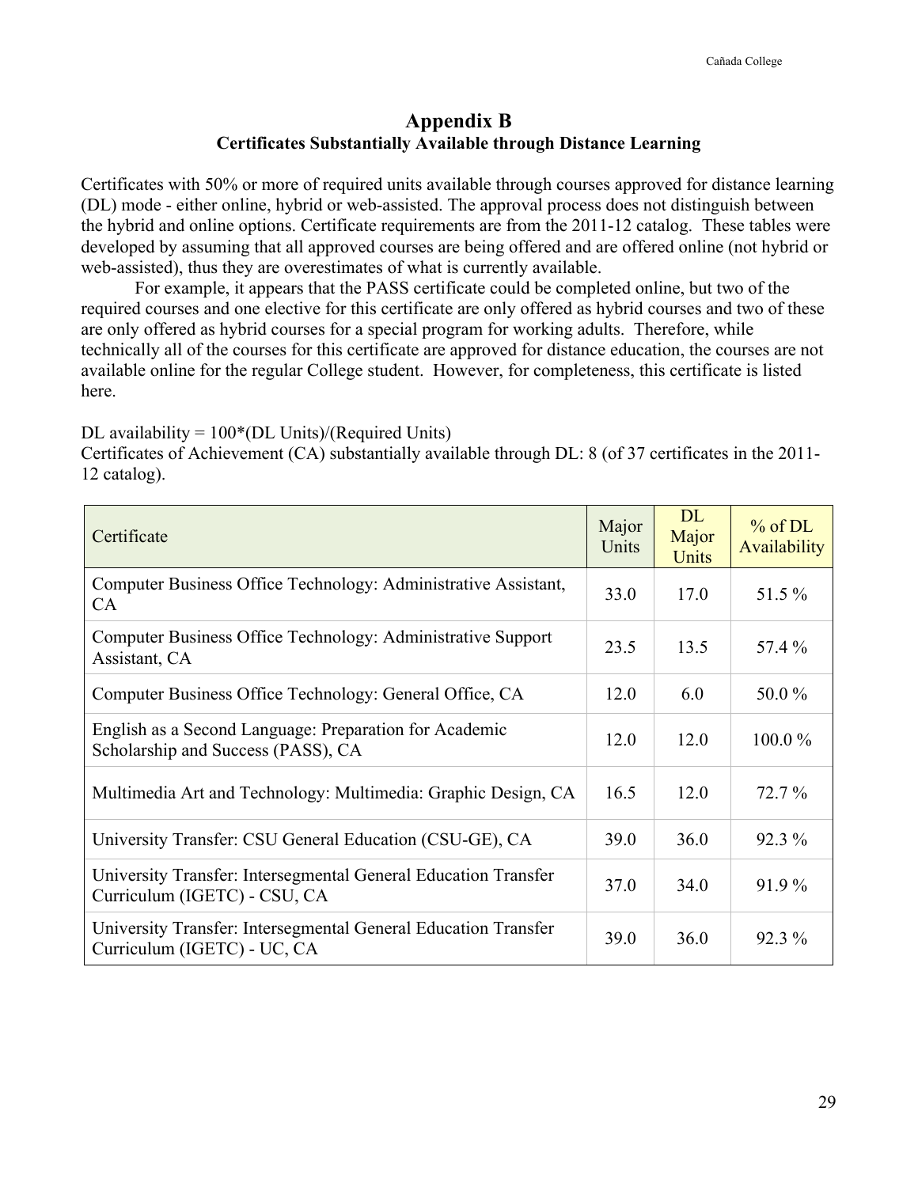# Appendix B

## Certificates Substantially Available through Distance Learning

Certificates with 50% or more of required units available through courses approved for distance learning (DL) mode - either online, hybrid or web-assisted. The approval process does not distinguish between the hybrid and online options. Certificate requirements are from the 2011-12 catalog. These tables were developed by assuming that all approved courses are being offered and are offered online (not hybrid or web-assisted), thus they are overestimates of what is currently available.

For example, it appears that the PASS certificate could be completed online, but two of the required courses and one elective for this certificate are only offered as hybrid courses and two of these are only offered as hybrid courses for a special program for working adults. Therefore, while technically all of the courses for this certificate are approved for distance education, the courses are not available online for the regular College student. However, for completeness, this certificate is listed here.

DL availability = 100*(DL Units)/(Required Units)

Certificates of Achievement (CA) substantially available through DL: 8 (of 37 certificates in the 2011-12 catalog).

| Certificate | Major Units | DL Major Units | % of DL Availability |
|---|---|---|---|
| Computer Business Office Technology: Administrative Assistant, CA | 33.0 | 17.0 | 51.5 % |
| Computer Business Office Technology: Administrative Support Assistant, CA | 23.5 | 13.5 | 57.4 % |
| Computer Business Office Technology: General Office, CA | 12.0 | 6.0 | 50.0 % |
| English as a Second Language: Preparation for Academic Scholarship and Success (PASS), CA | 12.0 | 12.0 | 100.0 % |
| Multimedia Art and Technology: Multimedia: Graphic Design, CA | 16.5 | 12.0 | 72.7 % |
| University Transfer: CSU General Education (CSU-GE), CA | 39.0 | 36.0 | 92.3 % |
| University Transfer: Intersegmental General Education Transfer Curriculum (IGETC) - CSU, CA | 37.0 | 34.0 | 91.9 % |
| University Transfer: Intersegmental General Education Transfer Curriculum (IGETC) - UC, CA | 39.0 | 36.0 | 92.3 % |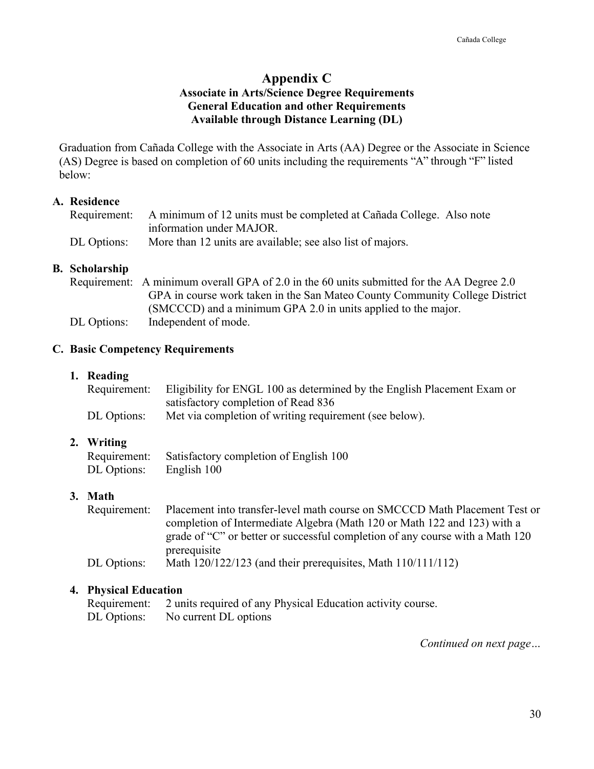# Appendix C

## Associate in Arts/Science Degree Requirements
## General Education and other Requirements
## Available through Distance Learning (DL)

Graduation from Cañada College with the Associate in Arts (AA) Degree or the Associate in Science (AS) Degree is based on completion of 60 units including the requirements "A" through "F" listed below:

### A. Residence

Requirement: A minimum of 12 units must be completed at Cañada College. Also note information under MAJOR.

DL Options: More than 12 units are available; see also list of majors.

### B. Scholarship

Requirement: A minimum overall GPA of 2.0 in the 60 units submitted for the AA Degree 2.0 GPA in course work taken in the San Mateo County Community College District (SMCCCD) and a minimum GPA 2.0 in units applied to the major.

DL Options: Independent of mode.

### C. Basic Competency Requirements

#### 1. Reading

Requirement: Eligibility for ENGL 100 as determined by the English Placement Exam or satisfactory completion of Read 836

DL Options: Met via completion of writing requirement (see below).

#### 2. Writing

Requirement: Satisfactory completion of English 100

DL Options: English 100

#### 3. Math

Requirement: Placement into transfer-level math course on SMCCCD Math Placement Test or completion of Intermediate Algebra (Math 120 or Math 122 and 123) with a grade of "C" or better or successful completion of any course with a Math 120 prerequisite

DL Options: Math 120/122/123 (and their prerequisites, Math 110/111/112)

#### 4. Physical Education

Requirement: 2 units required of any Physical Education activity course.

DL Options: No current DL options

*Continued on next page…*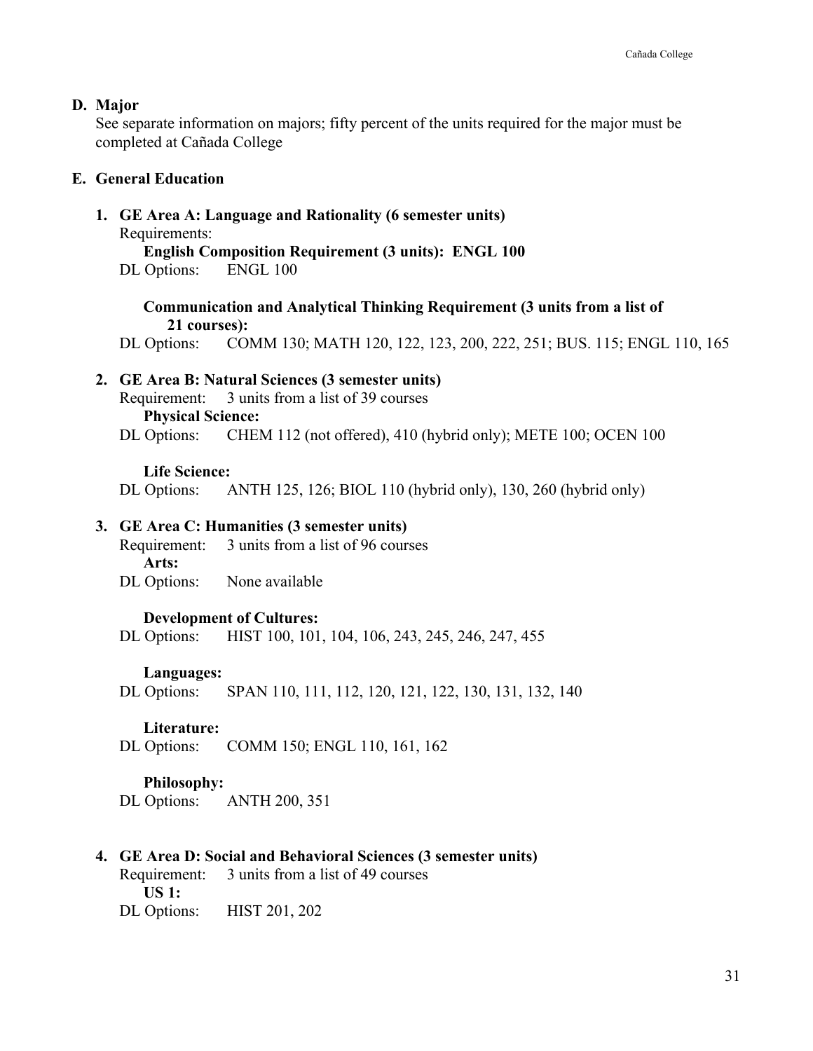**D. Major**

See separate information on majors; fifty percent of the units required for the major must be completed at Cañada College

**E. General Education**

1. **GE Area A: Language and Rationality (6 semester units)**

   Requirements:

   **English Composition Requirement (3 units): ENGL 100**

   DL Options: ENGL 100

   **Communication and Analytical Thinking Requirement (3 units from a list of 21 courses):**

   DL Options: COMM 130; MATH 120, 122, 123, 200, 222, 251; BUS. 115; ENGL 110, 165

2. **GE Area B: Natural Sciences (3 semester units)**

   Requirement: 3 units from a list of 39 courses

   **Physical Science:**

   DL Options: CHEM 112 (not offered), 410 (hybrid only); METE 100; OCEN 100

   **Life Science:**

   DL Options: ANTH 125, 126; BIOL 110 (hybrid only), 130, 260 (hybrid only)

3. **GE Area C: Humanities (3 semester units)**

   Requirement: 3 units from a list of 96 courses

   **Arts:**

   DL Options: None available

   **Development of Cultures:**

   DL Options: HIST 100, 101, 104, 106, 243, 245, 246, 247, 455

   **Languages:**

   DL Options: SPAN 110, 111, 112, 120, 121, 122, 130, 131, 132, 140

   **Literature:**

   DL Options: COMM 150; ENGL 110, 161, 162

   **Philosophy:**

   DL Options: ANTH 200, 351

4. **GE Area D: Social and Behavioral Sciences (3 semester units)**

   Requirement: 3 units from a list of 49 courses

   **US 1:**

   DL Options: HIST 201, 202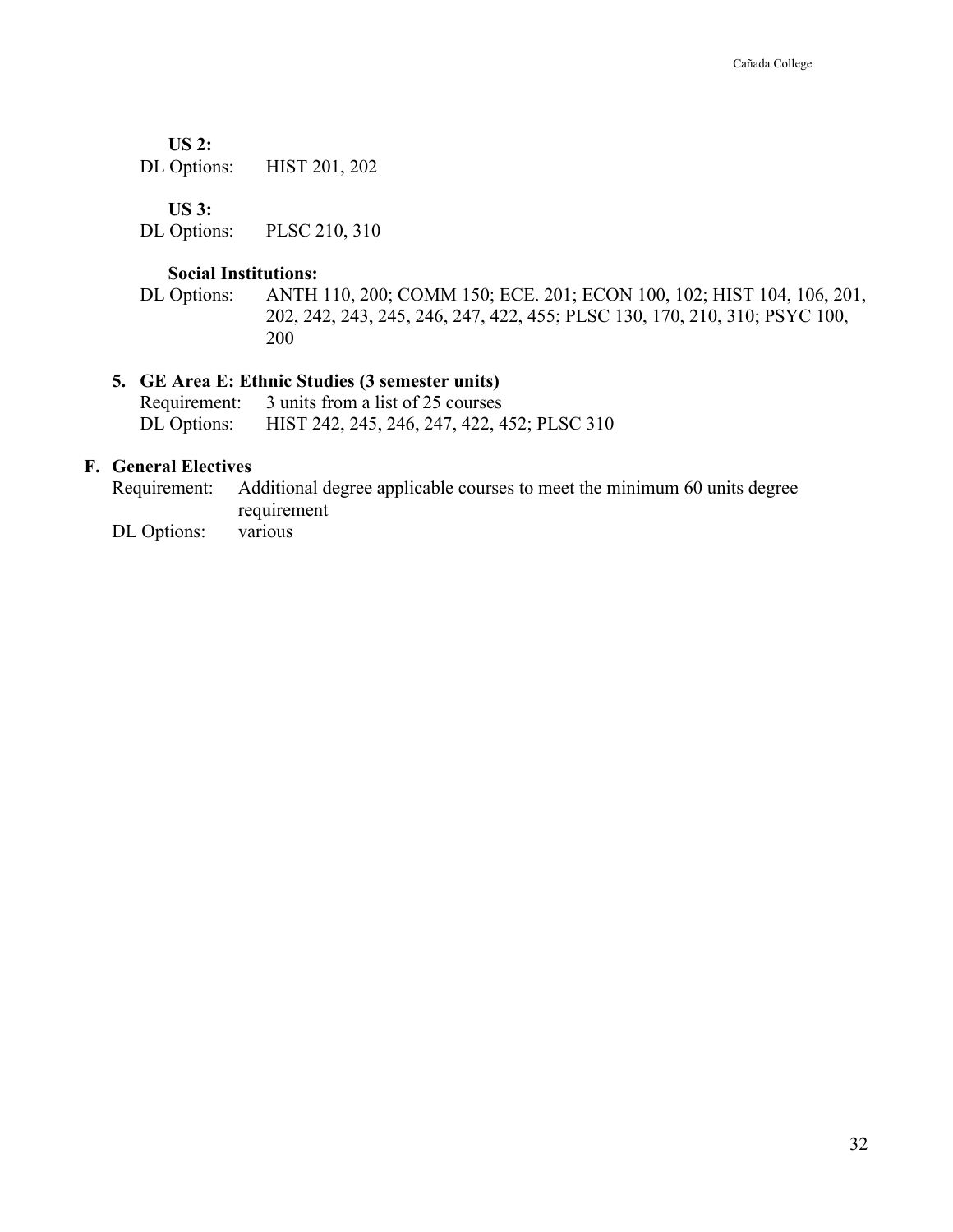**US 2:**

DL Options: HIST 201, 202

**US 3:**

DL Options: PLSC 210, 310

**Social Institutions:**

DL Options: ANTH 110, 200; COMM 150; ECE. 201; ECON 100, 102; HIST 104, 106, 201, 202, 242, 243, 245, 246, 247, 422, 455; PLSC 130, 170, 210, 310; PSYC 100, 200

5. **GE Area E: Ethnic Studies (3 semester units)**

   Requirement: 3 units from a list of 25 courses

   DL Options: HIST 242, 245, 246, 247, 422, 452; PLSC 310

**F. General Electives**

Requirement: Additional degree applicable courses to meet the minimum 60 units degree requirement

DL Options: various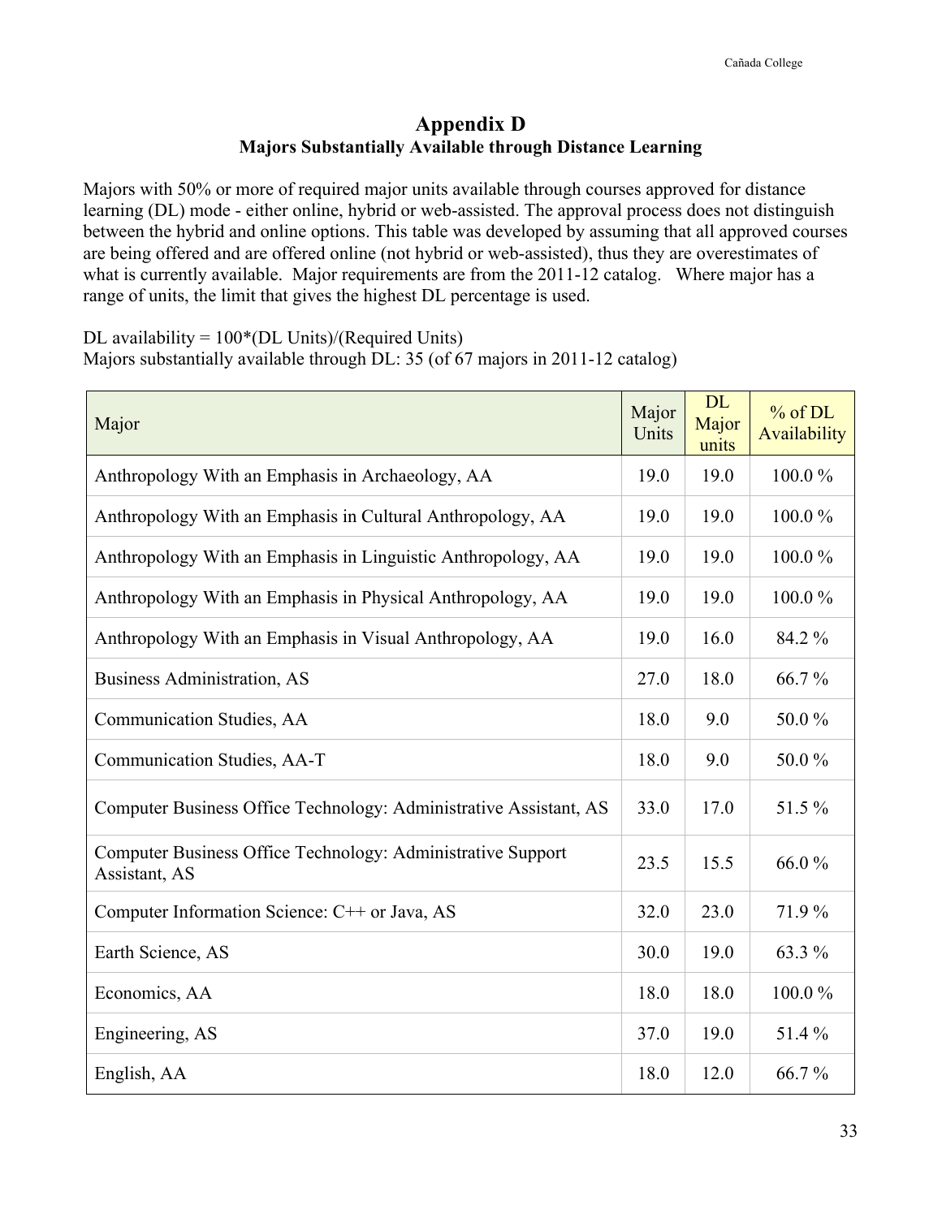# Appendix D
## Majors Substantially Available through Distance Learning

Majors with 50% or more of required major units available through courses approved for distance learning (DL) mode - either online, hybrid or web-assisted. The approval process does not distinguish between the hybrid and online options. This table was developed by assuming that all approved courses are being offered and are offered online (not hybrid or web-assisted), thus they are overestimates of what is currently available. Major requirements are from the 2011-12 catalog. Where major has a range of units, the limit that gives the highest DL percentage is used.

DL availability = 100*(DL Units)/(Required Units)
Majors substantially available through DL: 35 (of 67 majors in 2011-12 catalog)

| Major | Major Units | DL Major units | % of DL Availability |
|---|---|---|---|
| Anthropology With an Emphasis in Archaeology, AA | 19.0 | 19.0 | 100.0 % |
| Anthropology With an Emphasis in Cultural Anthropology, AA | 19.0 | 19.0 | 100.0 % |
| Anthropology With an Emphasis in Linguistic Anthropology, AA | 19.0 | 19.0 | 100.0 % |
| Anthropology With an Emphasis in Physical Anthropology, AA | 19.0 | 19.0 | 100.0 % |
| Anthropology With an Emphasis in Visual Anthropology, AA | 19.0 | 16.0 | 84.2 % |
| Business Administration, AS | 27.0 | 18.0 | 66.7 % |
| Communication Studies, AA | 18.0 | 9.0 | 50.0 % |
| Communication Studies, AA-T | 18.0 | 9.0 | 50.0 % |
| Computer Business Office Technology: Administrative Assistant, AS | 33.0 | 17.0 | 51.5 % |
| Computer Business Office Technology: Administrative Support Assistant, AS | 23.5 | 15.5 | 66.0 % |
| Computer Information Science: C++ or Java, AS | 32.0 | 23.0 | 71.9 % |
| Earth Science, AS | 30.0 | 19.0 | 63.3 % |
| Economics, AA | 18.0 | 18.0 | 100.0 % |
| Engineering, AS | 37.0 | 19.0 | 51.4 % |
| English, AA | 18.0 | 12.0 | 66.7 % |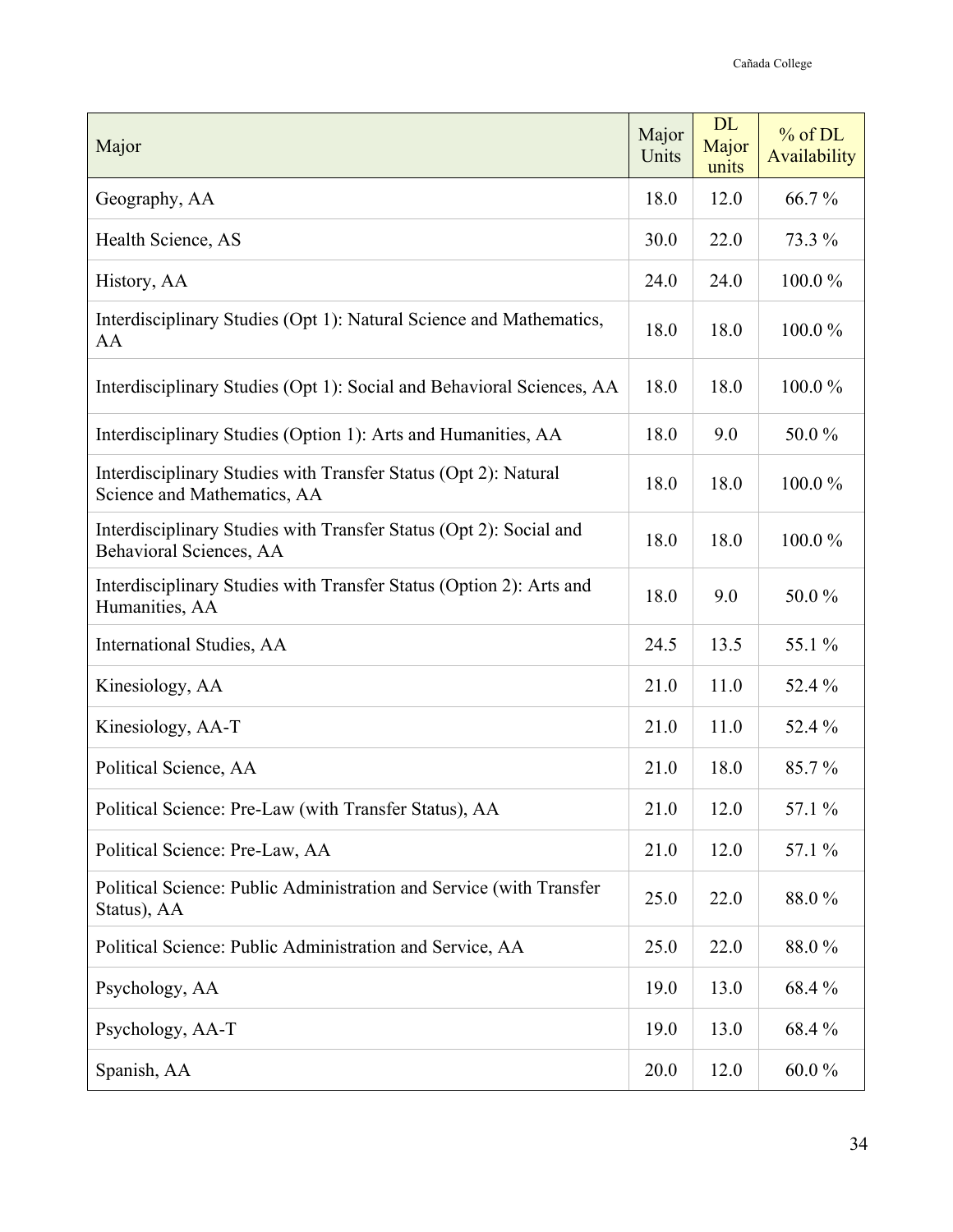| Major | Major Units | DL Major units | % of DL Availability |
|---|---|---|---|
| Geography, AA | 18.0 | 12.0 | 66.7 % |
| Health Science, AS | 30.0 | 22.0 | 73.3 % |
| History, AA | 24.0 | 24.0 | 100.0 % |
| Interdisciplinary Studies (Opt 1): Natural Science and Mathematics, AA | 18.0 | 18.0 | 100.0 % |
| Interdisciplinary Studies (Opt 1): Social and Behavioral Sciences, AA | 18.0 | 18.0 | 100.0 % |
| Interdisciplinary Studies (Option 1): Arts and Humanities, AA | 18.0 | 9.0 | 50.0 % |
| Interdisciplinary Studies with Transfer Status (Opt 2): Natural Science and Mathematics, AA | 18.0 | 18.0 | 100.0 % |
| Interdisciplinary Studies with Transfer Status (Opt 2): Social and Behavioral Sciences, AA | 18.0 | 18.0 | 100.0 % |
| Interdisciplinary Studies with Transfer Status (Option 2): Arts and Humanities, AA | 18.0 | 9.0 | 50.0 % |
| International Studies, AA | 24.5 | 13.5 | 55.1 % |
| Kinesiology, AA | 21.0 | 11.0 | 52.4 % |
| Kinesiology, AA-T | 21.0 | 11.0 | 52.4 % |
| Political Science, AA | 21.0 | 18.0 | 85.7 % |
| Political Science: Pre-Law (with Transfer Status), AA | 21.0 | 12.0 | 57.1 % |
| Political Science: Pre-Law, AA | 21.0 | 12.0 | 57.1 % |
| Political Science: Public Administration and Service (with Transfer Status), AA | 25.0 | 22.0 | 88.0 % |
| Political Science: Public Administration and Service, AA | 25.0 | 22.0 | 88.0 % |
| Psychology, AA | 19.0 | 13.0 | 68.4 % |
| Psychology, AA-T | 19.0 | 13.0 | 68.4 % |
| Spanish, AA | 20.0 | 12.0 | 60.0 % |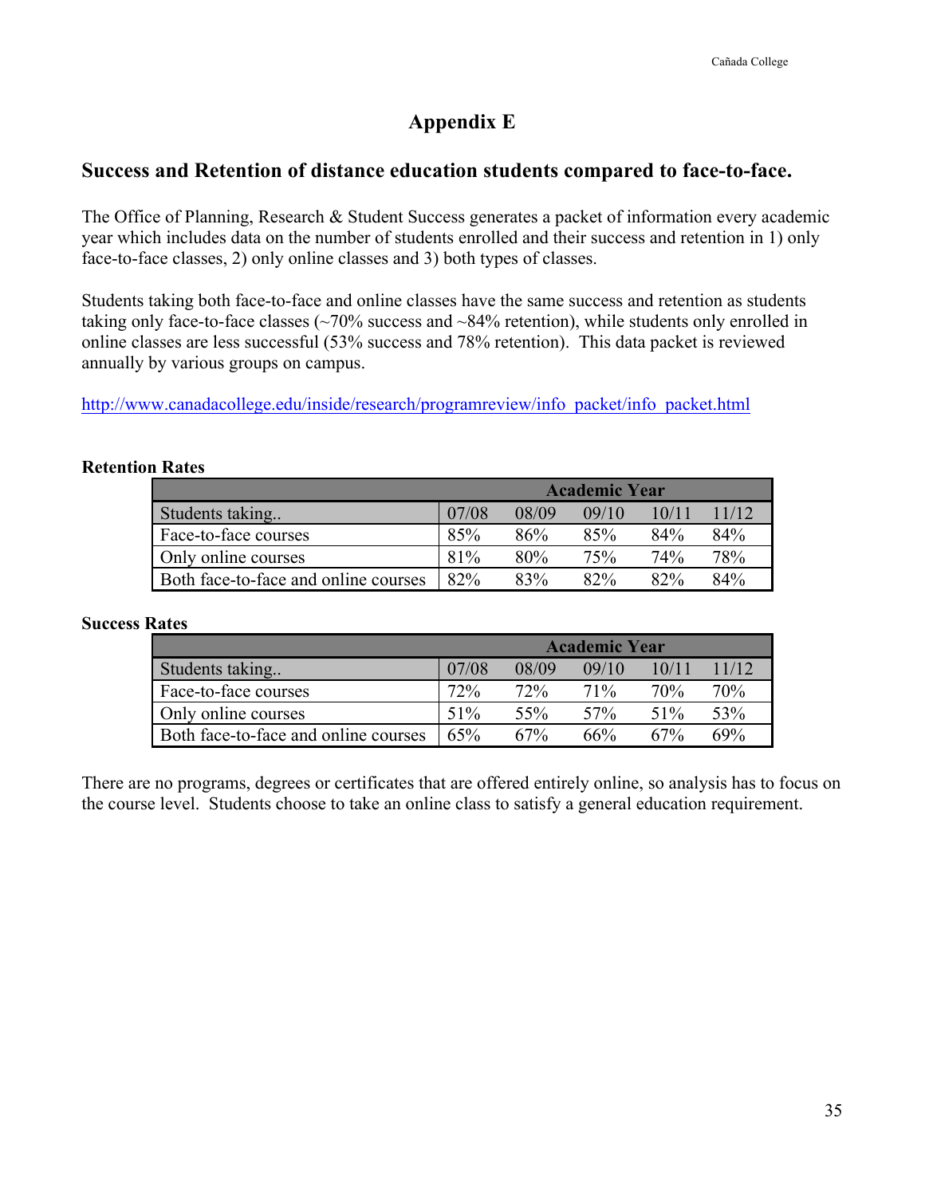# Appendix E

## Success and Retention of distance education students compared to face-to-face.

The Office of Planning, Research & Student Success generates a packet of information every academic year which includes data on the number of students enrolled and their success and retention in 1) only face-to-face classes, 2) only online classes and 3) both types of classes.

Students taking both face-to-face and online classes have the same success and retention as students taking only face-to-face classes (~70% success and ~84% retention), while students only enrolled in online classes are less successful (53% success and 78% retention). This data packet is reviewed annually by various groups on campus.

http://www.canadacollege.edu/inside/research/programreview/info_packet/info_packet.html

**Retention Rates**

| | Academic Year | | | | |
|---|---|---|---|---|---|
| Students taking.. | 07/08 | 08/09 | 09/10 | 10/11 | 11/12 |
| Face-to-face courses | 85% | 86% | 85% | 84% | 84% |
| Only online courses | 81% | 80% | 75% | 74% | 78% |
| Both face-to-face and online courses | 82% | 83% | 82% | 82% | 84% |

**Success Rates**

| | Academic Year | | | | |
|---|---|---|---|---|---|
| Students taking.. | 07/08 | 08/09 | 09/10 | 10/11 | 11/12 |
| Face-to-face courses | 72% | 72% | 71% | 70% | 70% |
| Only online courses | 51% | 55% | 57% | 51% | 53% |
| Both face-to-face and online courses | 65% | 67% | 66% | 67% | 69% |

There are no programs, degrees or certificates that are offered entirely online, so analysis has to focus on the course level. Students choose to take an online class to satisfy a general education requirement.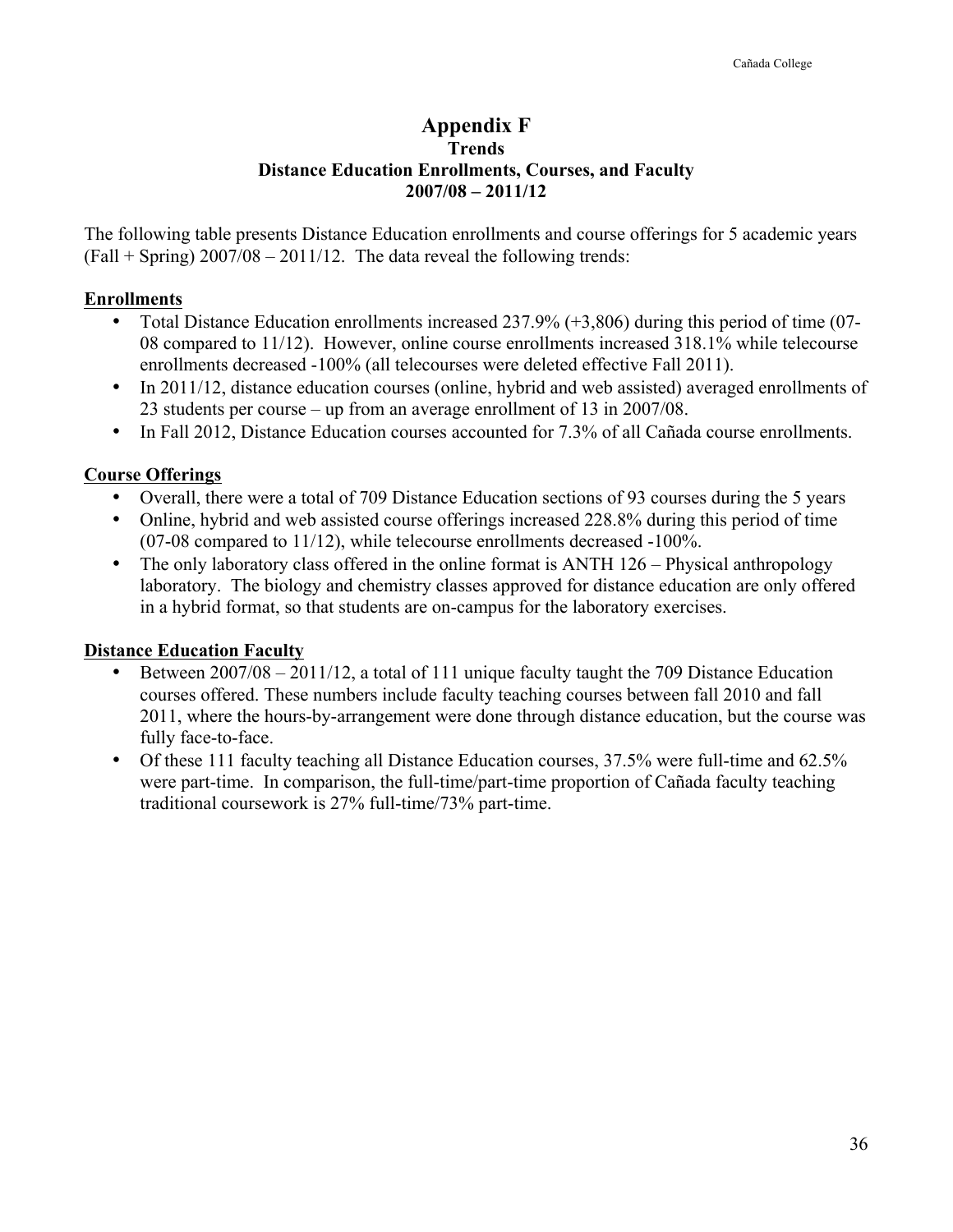# Appendix F

## Trends

### Distance Education Enrollments, Courses, and Faculty

### 2007/08 – 2011/12

The following table presents Distance Education enrollments and course offerings for 5 academic years (Fall + Spring) 2007/08 – 2011/12. The data reveal the following trends:

**Enrollments**

- Total Distance Education enrollments increased 237.9% (+3,806) during this period of time (07-08 compared to 11/12). However, online course enrollments increased 318.1% while telecourse enrollments decreased -100% (all telecourses were deleted effective Fall 2011).
- In 2011/12, distance education courses (online, hybrid and web assisted) averaged enrollments of 23 students per course – up from an average enrollment of 13 in 2007/08.
- In Fall 2012, Distance Education courses accounted for 7.3% of all Cañada course enrollments.

**Course Offerings**

- Overall, there were a total of 709 Distance Education sections of 93 courses during the 5 years
- Online, hybrid and web assisted course offerings increased 228.8% during this period of time (07-08 compared to 11/12), while telecourse enrollments decreased -100%.
- The only laboratory class offered in the online format is ANTH 126 – Physical anthropology laboratory. The biology and chemistry classes approved for distance education are only offered in a hybrid format, so that students are on-campus for the laboratory exercises.

**Distance Education Faculty**

- Between 2007/08 – 2011/12, a total of 111 unique faculty taught the 709 Distance Education courses offered. These numbers include faculty teaching courses between fall 2010 and fall 2011, where the hours-by-arrangement were done through distance education, but the course was fully face-to-face.
- Of these 111 faculty teaching all Distance Education courses, 37.5% were full-time and 62.5% were part-time. In comparison, the full-time/part-time proportion of Cañada faculty teaching traditional coursework is 27% full-time/73% part-time.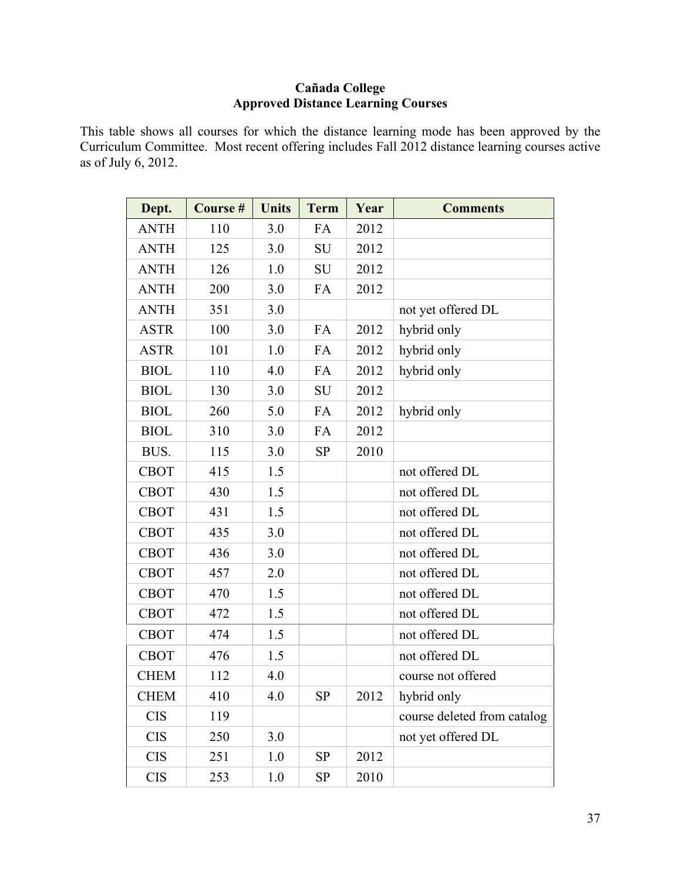**Cañada College**
**Approved Distance Learning Courses**

This table shows all courses for which the distance learning mode has been approved by the Curriculum Committee. Most recent offering includes Fall 2012 distance learning courses active as of July 6, 2012.

| Dept. | Course # | Units | Term | Year | Comments |
|---|---|---|---|---|---|
| ANTH | 110 | 3.0 | FA | 2012 | |
| ANTH | 125 | 3.0 | SU | 2012 | |
| ANTH | 126 | 1.0 | SU | 2012 | |
| ANTH | 200 | 3.0 | FA | 2012 | |
| ANTH | 351 | 3.0 | | | not yet offered DL |
| ASTR | 100 | 3.0 | FA | 2012 | hybrid only |
| ASTR | 101 | 1.0 | FA | 2012 | hybrid only |
| BIOL | 110 | 4.0 | FA | 2012 | hybrid only |
| BIOL | 130 | 3.0 | SU | 2012 | |
| BIOL | 260 | 5.0 | FA | 2012 | hybrid only |
| BIOL | 310 | 3.0 | FA | 2012 | |
| BUS. | 115 | 3.0 | SP | 2010 | |
| CBOT | 415 | 1.5 | | | not offered DL |
| CBOT | 430 | 1.5 | | | not offered DL |
| CBOT | 431 | 1.5 | | | not offered DL |
| CBOT | 435 | 3.0 | | | not offered DL |
| CBOT | 436 | 3.0 | | | not offered DL |
| CBOT | 457 | 2.0 | | | not offered DL |
| CBOT | 470 | 1.5 | | | not offered DL |
| CBOT | 472 | 1.5 | | | not offered DL |
| CBOT | 474 | 1.5 | | | not offered DL |
| CBOT | 476 | 1.5 | | | not offered DL |
| CHEM | 112 | 4.0 | | | course not offered |
| CHEM | 410 | 4.0 | SP | 2012 | hybrid only |
| CIS | 119 | | | | course deleted from catalog |
| CIS | 250 | 3.0 | | | not yet offered DL |
| CIS | 251 | 1.0 | SP | 2012 | |
| CIS | 253 | 1.0 | SP | 2010 | |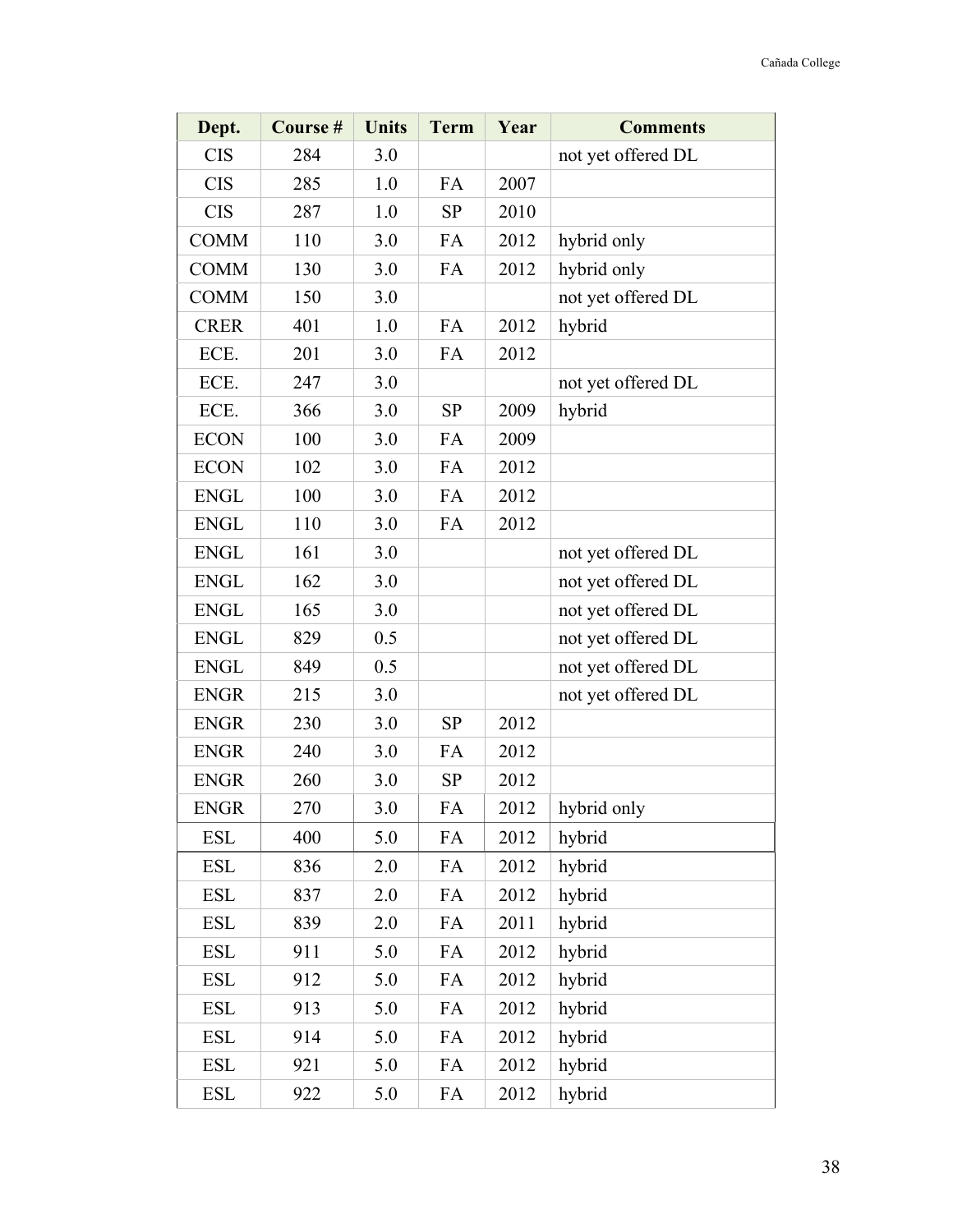| Dept. | Course # | Units | Term | Year | Comments |
|---|---|---|---|---|---|
| CIS | 284 | 3.0 | | | not yet offered DL |
| CIS | 285 | 1.0 | FA | 2007 | |
| CIS | 287 | 1.0 | SP | 2010 | |
| COMM | 110 | 3.0 | FA | 2012 | hybrid only |
| COMM | 130 | 3.0 | FA | 2012 | hybrid only |
| COMM | 150 | 3.0 | | | not yet offered DL |
| CRER | 401 | 1.0 | FA | 2012 | hybrid |
| ECE. | 201 | 3.0 | FA | 2012 | |
| ECE. | 247 | 3.0 | | | not yet offered DL |
| ECE. | 366 | 3.0 | SP | 2009 | hybrid |
| ECON | 100 | 3.0 | FA | 2009 | |
| ECON | 102 | 3.0 | FA | 2012 | |
| ENGL | 100 | 3.0 | FA | 2012 | |
| ENGL | 110 | 3.0 | FA | 2012 | |
| ENGL | 161 | 3.0 | | | not yet offered DL |
| ENGL | 162 | 3.0 | | | not yet offered DL |
| ENGL | 165 | 3.0 | | | not yet offered DL |
| ENGL | 829 | 0.5 | | | not yet offered DL |
| ENGL | 849 | 0.5 | | | not yet offered DL |
| ENGR | 215 | 3.0 | | | not yet offered DL |
| ENGR | 230 | 3.0 | SP | 2012 | |
| ENGR | 240 | 3.0 | FA | 2012 | |
| ENGR | 260 | 3.0 | SP | 2012 | |
| ENGR | 270 | 3.0 | FA | 2012 | hybrid only |
| ESL | 400 | 5.0 | FA | 2012 | hybrid |
| ESL | 836 | 2.0 | FA | 2012 | hybrid |
| ESL | 837 | 2.0 | FA | 2012 | hybrid |
| ESL | 839 | 2.0 | FA | 2011 | hybrid |
| ESL | 911 | 5.0 | FA | 2012 | hybrid |
| ESL | 912 | 5.0 | FA | 2012 | hybrid |
| ESL | 913 | 5.0 | FA | 2012 | hybrid |
| ESL | 914 | 5.0 | FA | 2012 | hybrid |
| ESL | 921 | 5.0 | FA | 2012 | hybrid |
| ESL | 922 | 5.0 | FA | 2012 | hybrid |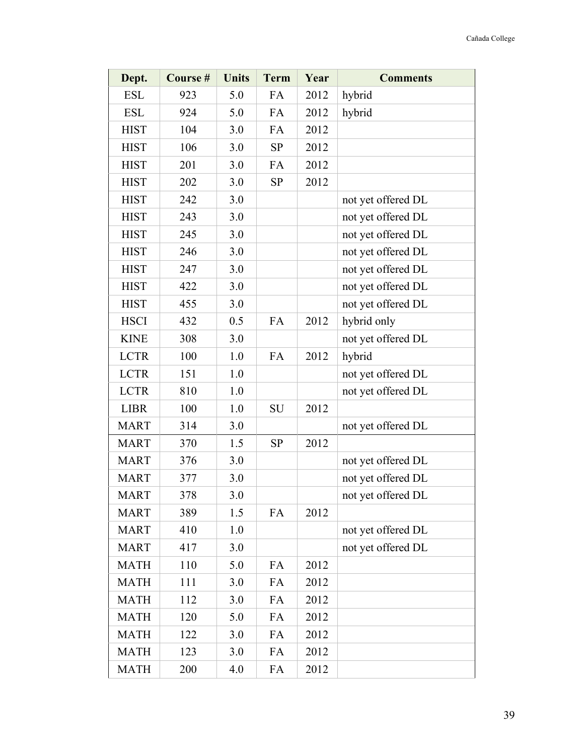| Dept. | Course # | Units | Term | Year | Comments |
|---|---|---|---|---|---|
| ESL | 923 | 5.0 | FA | 2012 | hybrid |
| ESL | 924 | 5.0 | FA | 2012 | hybrid |
| HIST | 104 | 3.0 | FA | 2012 | |
| HIST | 106 | 3.0 | SP | 2012 | |
| HIST | 201 | 3.0 | FA | 2012 | |
| HIST | 202 | 3.0 | SP | 2012 | |
| HIST | 242 | 3.0 | | | not yet offered DL |
| HIST | 243 | 3.0 | | | not yet offered DL |
| HIST | 245 | 3.0 | | | not yet offered DL |
| HIST | 246 | 3.0 | | | not yet offered DL |
| HIST | 247 | 3.0 | | | not yet offered DL |
| HIST | 422 | 3.0 | | | not yet offered DL |
| HIST | 455 | 3.0 | | | not yet offered DL |
| HSCI | 432 | 0.5 | FA | 2012 | hybrid only |
| KINE | 308 | 3.0 | | | not yet offered DL |
| LCTR | 100 | 1.0 | FA | 2012 | hybrid |
| LCTR | 151 | 1.0 | | | not yet offered DL |
| LCTR | 810 | 1.0 | | | not yet offered DL |
| LIBR | 100 | 1.0 | SU | 2012 | |
| MART | 314 | 3.0 | | | not yet offered DL |
| MART | 370 | 1.5 | SP | 2012 | |
| MART | 376 | 3.0 | | | not yet offered DL |
| MART | 377 | 3.0 | | | not yet offered DL |
| MART | 378 | 3.0 | | | not yet offered DL |
| MART | 389 | 1.5 | FA | 2012 | |
| MART | 410 | 1.0 | | | not yet offered DL |
| MART | 417 | 3.0 | | | not yet offered DL |
| MATH | 110 | 5.0 | FA | 2012 | |
| MATH | 111 | 3.0 | FA | 2012 | |
| MATH | 112 | 3.0 | FA | 2012 | |
| MATH | 120 | 5.0 | FA | 2012 | |
| MATH | 122 | 3.0 | FA | 2012 | |
| MATH | 123 | 3.0 | FA | 2012 | |
| MATH | 200 | 4.0 | FA | 2012 | |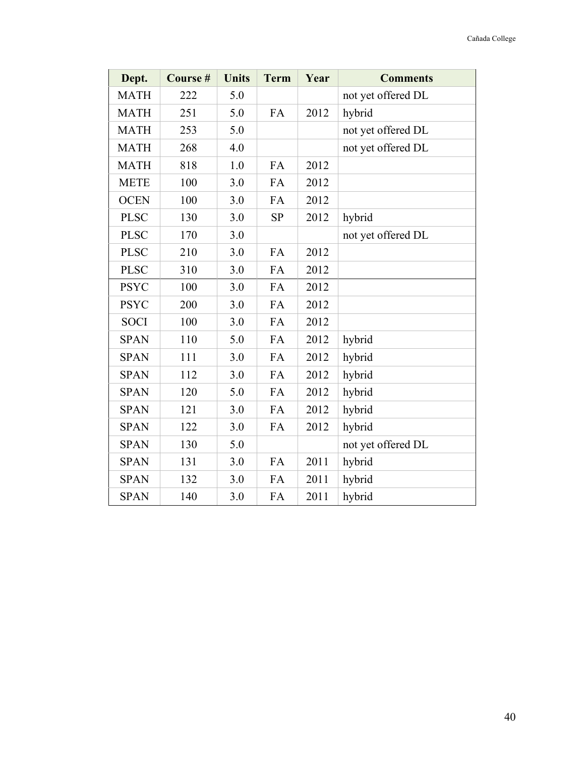| Dept. | Course # | Units | Term | Year | Comments |
|---|---|---|---|---|---|
| MATH | 222 | 5.0 | | | not yet offered DL |
| MATH | 251 | 5.0 | FA | 2012 | hybrid |
| MATH | 253 | 5.0 | | | not yet offered DL |
| MATH | 268 | 4.0 | | | not yet offered DL |
| MATH | 818 | 1.0 | FA | 2012 | |
| METE | 100 | 3.0 | FA | 2012 | |
| OCEN | 100 | 3.0 | FA | 2012 | |
| PLSC | 130 | 3.0 | SP | 2012 | hybrid |
| PLSC | 170 | 3.0 | | | not yet offered DL |
| PLSC | 210 | 3.0 | FA | 2012 | |
| PLSC | 310 | 3.0 | FA | 2012 | |
| PSYC | 100 | 3.0 | FA | 2012 | |
| PSYC | 200 | 3.0 | FA | 2012 | |
| SOCI | 100 | 3.0 | FA | 2012 | |
| SPAN | 110 | 5.0 | FA | 2012 | hybrid |
| SPAN | 111 | 3.0 | FA | 2012 | hybrid |
| SPAN | 112 | 3.0 | FA | 2012 | hybrid |
| SPAN | 120 | 5.0 | FA | 2012 | hybrid |
| SPAN | 121 | 3.0 | FA | 2012 | hybrid |
| SPAN | 122 | 3.0 | FA | 2012 | hybrid |
| SPAN | 130 | 5.0 | | | not yet offered DL |
| SPAN | 131 | 3.0 | FA | 2011 | hybrid |
| SPAN | 132 | 3.0 | FA | 2011 | hybrid |
| SPAN | 140 | 3.0 | FA | 2011 | hybrid |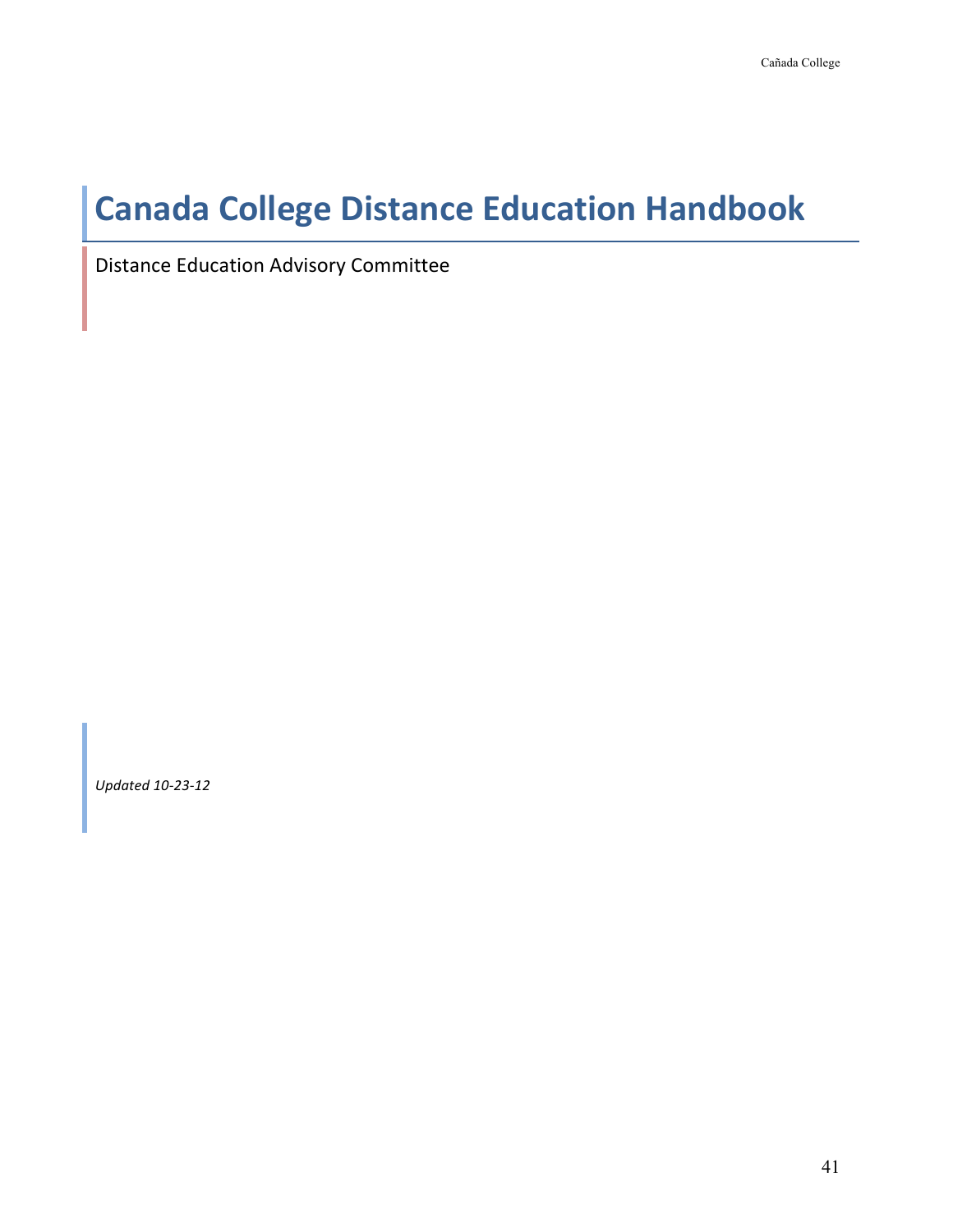# Canada College Distance Education Handbook

Distance Education Advisory Committee

*Updated 10-23-12*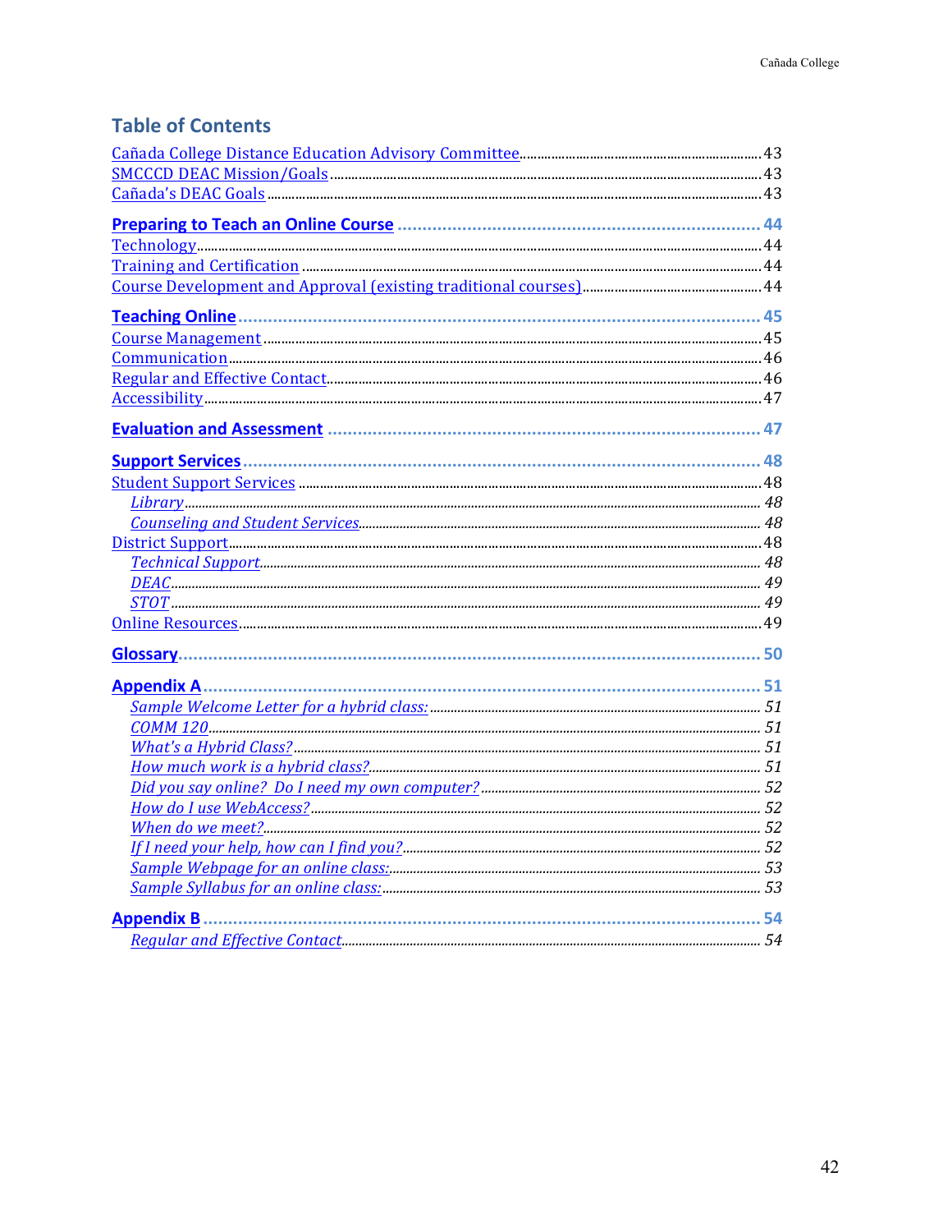## Table of Contents

- Cañada College Distance Education Advisory Committee ........ 43
- SMCCCD DEAC Mission/Goals ........ 43
- Cañada's DEAC Goals ........ 43

**Preparing to Teach an Online Course ........ 44**

- Technology ........ 44
- Training and Certification ........ 44
- Course Development and Approval (existing traditional courses) ........ 44

**Teaching Online ........ 45**

- Course Management ........ 45
- Communication ........ 46
- Regular and Effective Contact ........ 46
- Accessibility ........ 47

**Evaluation and Assessment ........ 47**

**Support Services ........ 48**

- Student Support Services ........ 48
  - *Library ........ 48*
  - *Counseling and Student Services ........ 48*
- District Support ........ 48
  - *Technical Support ........ 48*
  - *DEAC ........ 49*
  - *STOT ........ 49*
- Online Resources ........ 49

**Glossary ........ 50**

**Appendix A ........ 51**

- *Sample Welcome Letter for a hybrid class: ........ 51*
- *COMM 120 ........ 51*
- *What's a Hybrid Class? ........ 51*
- *How much work is a hybrid class? ........ 51*
- *Did you say online? Do I need my own computer? ........ 52*
- *How do I use WebAccess? ........ 52*
- *When do we meet? ........ 52*
- *If I need your help, how can I find you? ........ 52*
- *Sample Webpage for an online class: ........ 53*
- *Sample Syllabus for an online class: ........ 53*

**Appendix B ........ 54**

- *Regular and Effective Contact ........ 54*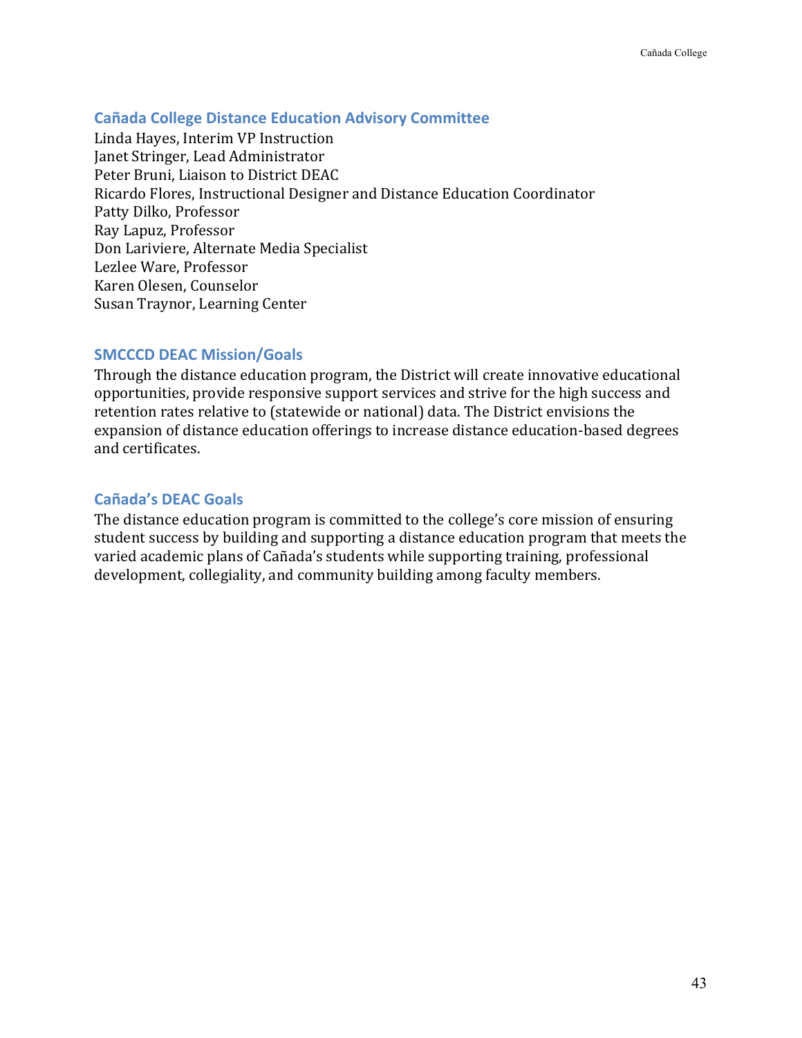### Cañada College Distance Education Advisory Committee

Linda Hayes, Interim VP Instruction
Janet Stringer, Lead Administrator
Peter Bruni, Liaison to District DEAC
Ricardo Flores, Instructional Designer and Distance Education Coordinator
Patty Dilko, Professor
Ray Lapuz, Professor
Don Lariviere, Alternate Media Specialist
Lezlee Ware, Professor
Karen Olesen, Counselor
Susan Traynor, Learning Center

### SMCCCD DEAC Mission/Goals

Through the distance education program, the District will create innovative educational opportunities, provide responsive support services and strive for the high success and retention rates relative to (statewide or national) data. The District envisions the expansion of distance education offerings to increase distance education-based degrees and certificates.

### Cañada's DEAC Goals

The distance education program is committed to the college's core mission of ensuring student success by building and supporting a distance education program that meets the varied academic plans of Cañada's students while supporting training, professional development, collegiality, and community building among faculty members.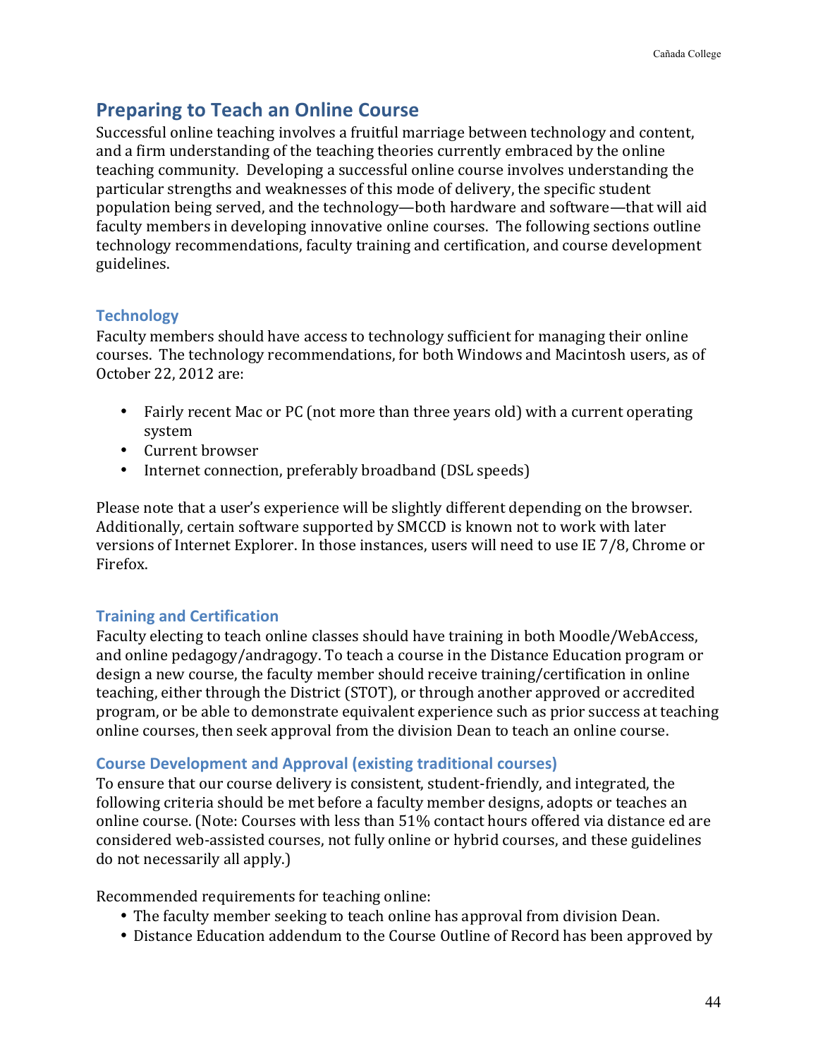## Preparing to Teach an Online Course

Successful online teaching involves a fruitful marriage between technology and content, and a firm understanding of the teaching theories currently embraced by the online teaching community. Developing a successful online course involves understanding the particular strengths and weaknesses of this mode of delivery, the specific student population being served, and the technology—both hardware and software—that will aid faculty members in developing innovative online courses. The following sections outline technology recommendations, faculty training and certification, and course development guidelines.

### Technology

Faculty members should have access to technology sufficient for managing their online courses. The technology recommendations, for both Windows and Macintosh users, as of October 22, 2012 are:

- Fairly recent Mac or PC (not more than three years old) with a current operating system
- Current browser
- Internet connection, preferably broadband (DSL speeds)

Please note that a user's experience will be slightly different depending on the browser. Additionally, certain software supported by SMCCD is known not to work with later versions of Internet Explorer. In those instances, users will need to use IE 7/8, Chrome or Firefox.

### Training and Certification

Faculty electing to teach online classes should have training in both Moodle/WebAccess, and online pedagogy/andragogy. To teach a course in the Distance Education program or design a new course, the faculty member should receive training/certification in online teaching, either through the District (STOT), or through another approved or accredited program, or be able to demonstrate equivalent experience such as prior success at teaching online courses, then seek approval from the division Dean to teach an online course.

### Course Development and Approval (existing traditional courses)

To ensure that our course delivery is consistent, student-friendly, and integrated, the following criteria should be met before a faculty member designs, adopts or teaches an online course. (Note: Courses with less than 51% contact hours offered via distance ed are considered web-assisted courses, not fully online or hybrid courses, and these guidelines do not necessarily all apply.)

Recommended requirements for teaching online:

- The faculty member seeking to teach online has approval from division Dean.
- Distance Education addendum to the Course Outline of Record has been approved by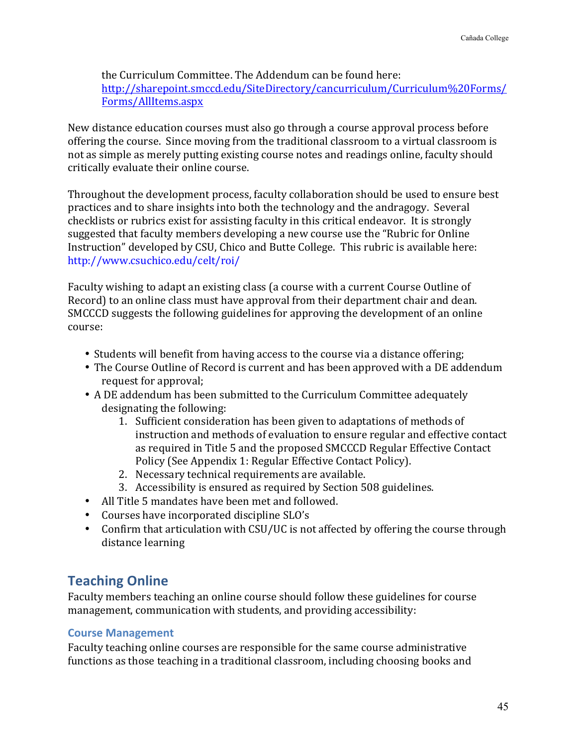the Curriculum Committee. The Addendum can be found here: [http://sharepoint.smccd.edu/SiteDirectory/cancurriculum/Curriculum%20Forms/Forms/AllItems.aspx](http://sharepoint.smccd.edu/SiteDirectory/cancurriculum/Curriculum%20Forms/Forms/AllItems.aspx)

New distance education courses must also go through a course approval process before offering the course. Since moving from the traditional classroom to a virtual classroom is not as simple as merely putting existing course notes and readings online, faculty should critically evaluate their online course.

Throughout the development process, faculty collaboration should be used to ensure best practices and to share insights into both the technology and the andragogy. Several checklists or rubrics exist for assisting faculty in this critical endeavor. It is strongly suggested that faculty members developing a new course use the "Rubric for Online Instruction" developed by CSU, Chico and Butte College. This rubric is available here: http://www.csuchico.edu/celt/roi/

Faculty wishing to adapt an existing class (a course with a current Course Outline of Record) to an online class must have approval from their department chair and dean. SMCCCD suggests the following guidelines for approving the development of an online course:

- Students will benefit from having access to the course via a distance offering;
- The Course Outline of Record is current and has been approved with a DE addendum request for approval;
- A DE addendum has been submitted to the Curriculum Committee adequately designating the following:
  1. Sufficient consideration has been given to adaptations of methods of instruction and methods of evaluation to ensure regular and effective contact as required in Title 5 and the proposed SMCCCD Regular Effective Contact Policy (See Appendix 1: Regular Effective Contact Policy).
  2. Necessary technical requirements are available.
  3. Accessibility is ensured as required by Section 508 guidelines.
- All Title 5 mandates have been met and followed.
- Courses have incorporated discipline SLO's
- Confirm that articulation with CSU/UC is not affected by offering the course through distance learning

## Teaching Online

Faculty members teaching an online course should follow these guidelines for course management, communication with students, and providing accessibility:

### Course Management

Faculty teaching online courses are responsible for the same course administrative functions as those teaching in a traditional classroom, including choosing books and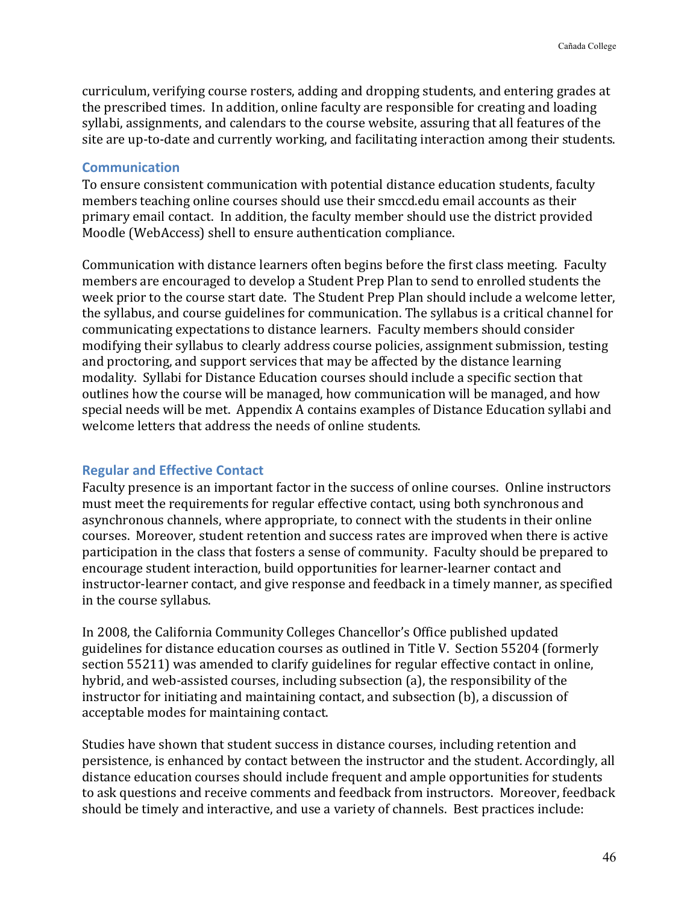curriculum, verifying course rosters, adding and dropping students, and entering grades at the prescribed times. In addition, online faculty are responsible for creating and loading syllabi, assignments, and calendars to the course website, assuring that all features of the site are up-to-date and currently working, and facilitating interaction among their students.

### Communication

To ensure consistent communication with potential distance education students, faculty members teaching online courses should use their smccd.edu email accounts as their primary email contact. In addition, the faculty member should use the district provided Moodle (WebAccess) shell to ensure authentication compliance.

Communication with distance learners often begins before the first class meeting. Faculty members are encouraged to develop a Student Prep Plan to send to enrolled students the week prior to the course start date. The Student Prep Plan should include a welcome letter, the syllabus, and course guidelines for communication. The syllabus is a critical channel for communicating expectations to distance learners. Faculty members should consider modifying their syllabus to clearly address course policies, assignment submission, testing and proctoring, and support services that may be affected by the distance learning modality. Syllabi for Distance Education courses should include a specific section that outlines how the course will be managed, how communication will be managed, and how special needs will be met. Appendix A contains examples of Distance Education syllabi and welcome letters that address the needs of online students.

### Regular and Effective Contact

Faculty presence is an important factor in the success of online courses. Online instructors must meet the requirements for regular effective contact, using both synchronous and asynchronous channels, where appropriate, to connect with the students in their online courses. Moreover, student retention and success rates are improved when there is active participation in the class that fosters a sense of community. Faculty should be prepared to encourage student interaction, build opportunities for learner-learner contact and instructor-learner contact, and give response and feedback in a timely manner, as specified in the course syllabus.

In 2008, the California Community Colleges Chancellor's Office published updated guidelines for distance education courses as outlined in Title V. Section 55204 (formerly section 55211) was amended to clarify guidelines for regular effective contact in online, hybrid, and web-assisted courses, including subsection (a), the responsibility of the instructor for initiating and maintaining contact, and subsection (b), a discussion of acceptable modes for maintaining contact.

Studies have shown that student success in distance courses, including retention and persistence, is enhanced by contact between the instructor and the student. Accordingly, all distance education courses should include frequent and ample opportunities for students to ask questions and receive comments and feedback from instructors. Moreover, feedback should be timely and interactive, and use a variety of channels. Best practices include: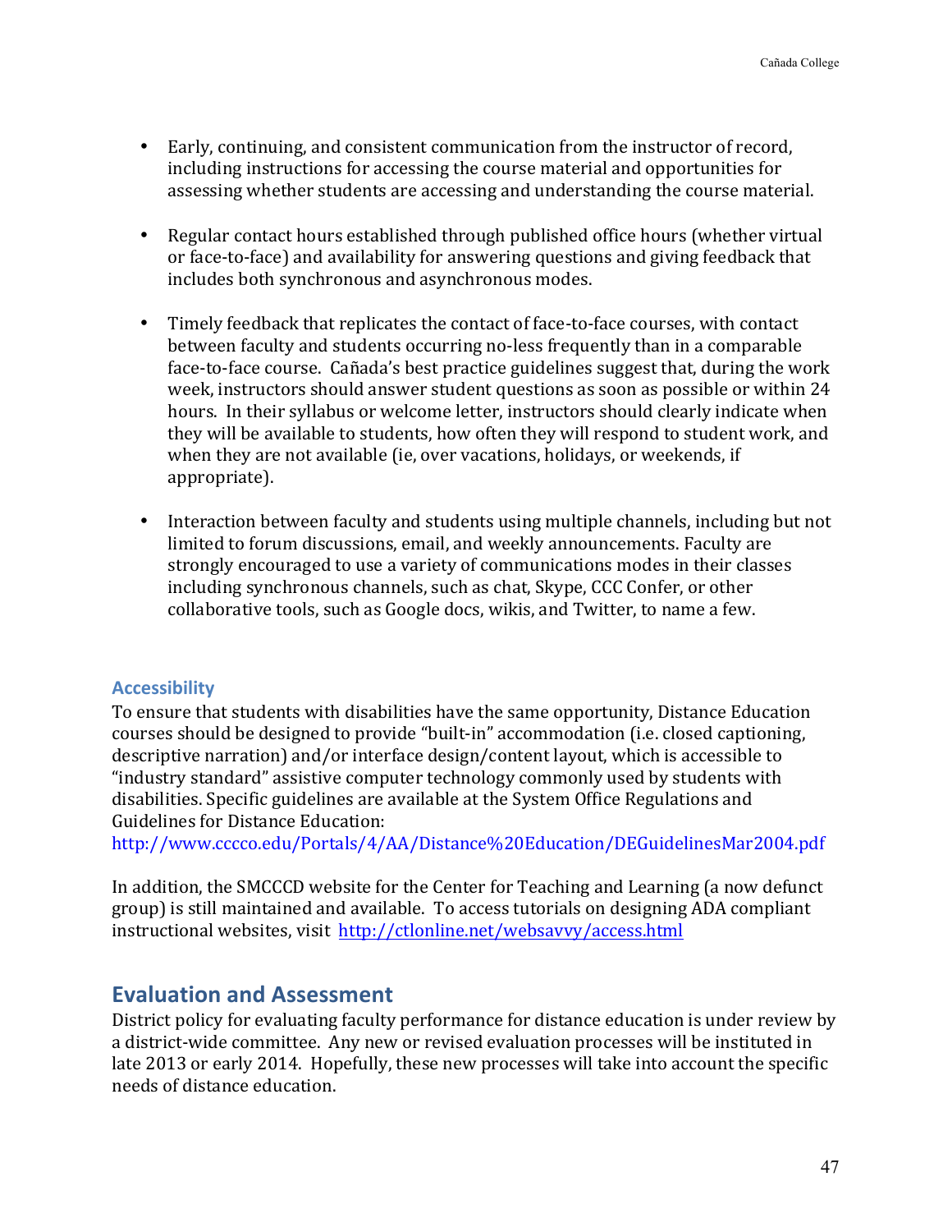- Early, continuing, and consistent communication from the instructor of record, including instructions for accessing the course material and opportunities for assessing whether students are accessing and understanding the course material.

- Regular contact hours established through published office hours (whether virtual or face-to-face) and availability for answering questions and giving feedback that includes both synchronous and asynchronous modes.

- Timely feedback that replicates the contact of face-to-face courses, with contact between faculty and students occurring no-less frequently than in a comparable face-to-face course. Cañada's best practice guidelines suggest that, during the work week, instructors should answer student questions as soon as possible or within 24 hours. In their syllabus or welcome letter, instructors should clearly indicate when they will be available to students, how often they will respond to student work, and when they are not available (ie, over vacations, holidays, or weekends, if appropriate).

- Interaction between faculty and students using multiple channels, including but not limited to forum discussions, email, and weekly announcements. Faculty are strongly encouraged to use a variety of communications modes in their classes including synchronous channels, such as chat, Skype, CCC Confer, or other collaborative tools, such as Google docs, wikis, and Twitter, to name a few.

### Accessibility

To ensure that students with disabilities have the same opportunity, Distance Education courses should be designed to provide "built-in" accommodation (i.e. closed captioning, descriptive narration) and/or interface design/content layout, which is accessible to "industry standard" assistive computer technology commonly used by students with disabilities. Specific guidelines are available at the System Office Regulations and Guidelines for Distance Education:
http://www.cccco.edu/Portals/4/AA/Distance%20Education/DEGuidelinesMar2004.pdf

In addition, the SMCCCD website for the Center for Teaching and Learning (a now defunct group) is still maintained and available. To access tutorials on designing ADA compliant instructional websites, visit http://ctlonline.net/websavvy/access.html

## Evaluation and Assessment

District policy for evaluating faculty performance for distance education is under review by a district-wide committee. Any new or revised evaluation processes will be instituted in late 2013 or early 2014. Hopefully, these new processes will take into account the specific needs of distance education.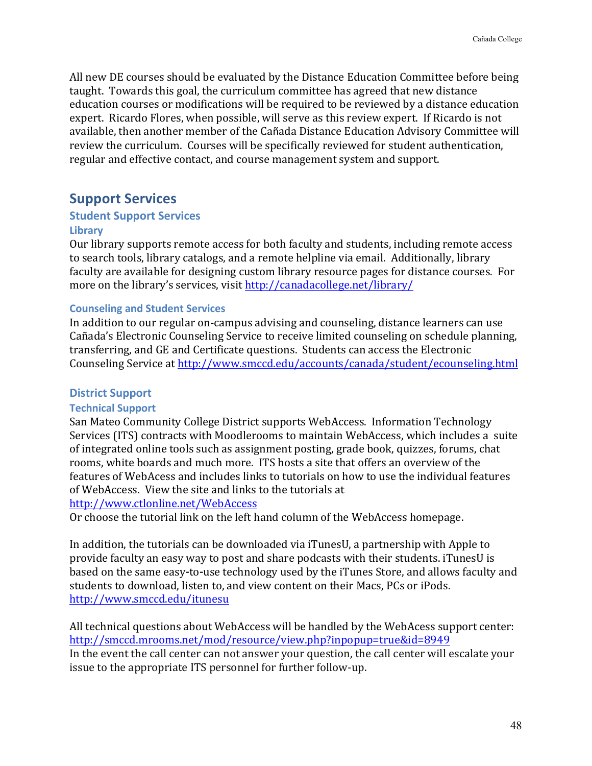All new DE courses should be evaluated by the Distance Education Committee before being taught. Towards this goal, the curriculum committee has agreed that new distance education courses or modifications will be required to be reviewed by a distance education expert. Ricardo Flores, when possible, will serve as this review expert. If Ricardo is not available, then another member of the Cañada Distance Education Advisory Committee will review the curriculum. Courses will be specifically reviewed for student authentication, regular and effective contact, and course management system and support.

# Support Services

## Student Support Services

### Library

Our library supports remote access for both faculty and students, including remote access to search tools, library catalogs, and a remote helpline via email. Additionally, library faculty are available for designing custom library resource pages for distance courses. For more on the library's services, visit http://canadacollege.net/library/

### Counseling and Student Services

In addition to our regular on-campus advising and counseling, distance learners can use Cañada's Electronic Counseling Service to receive limited counseling on schedule planning, transferring, and GE and Certificate questions. Students can access the Electronic Counseling Service at http://www.smccd.edu/accounts/canada/student/ecounseling.html

## District Support

### Technical Support

San Mateo Community College District supports WebAccess. Information Technology Services (ITS) contracts with Moodlerooms to maintain WebAccess, which includes a suite of integrated online tools such as assignment posting, grade book, quizzes, forums, chat rooms, white boards and much more. ITS hosts a site that offers an overview of the features of WebAcess and includes links to tutorials on how to use the individual features of WebAccess. View the site and links to the tutorials at
http://www.ctlonline.net/WebAccess
Or choose the tutorial link on the left hand column of the WebAccess homepage.

In addition, the tutorials can be downloaded via iTunesU, a partnership with Apple to provide faculty an easy way to post and share podcasts with their students. iTunesU is based on the same easy-to-use technology used by the iTunes Store, and allows faculty and students to download, listen to, and view content on their Macs, PCs or iPods.
http://www.smccd.edu/itunesu

All technical questions about WebAccess will be handled by the WebAcess support center:
http://smccd.mrooms.net/mod/resource/view.php?inpopup=true&id=8949
In the event the call center can not answer your question, the call center will escalate your issue to the appropriate ITS personnel for further follow-up.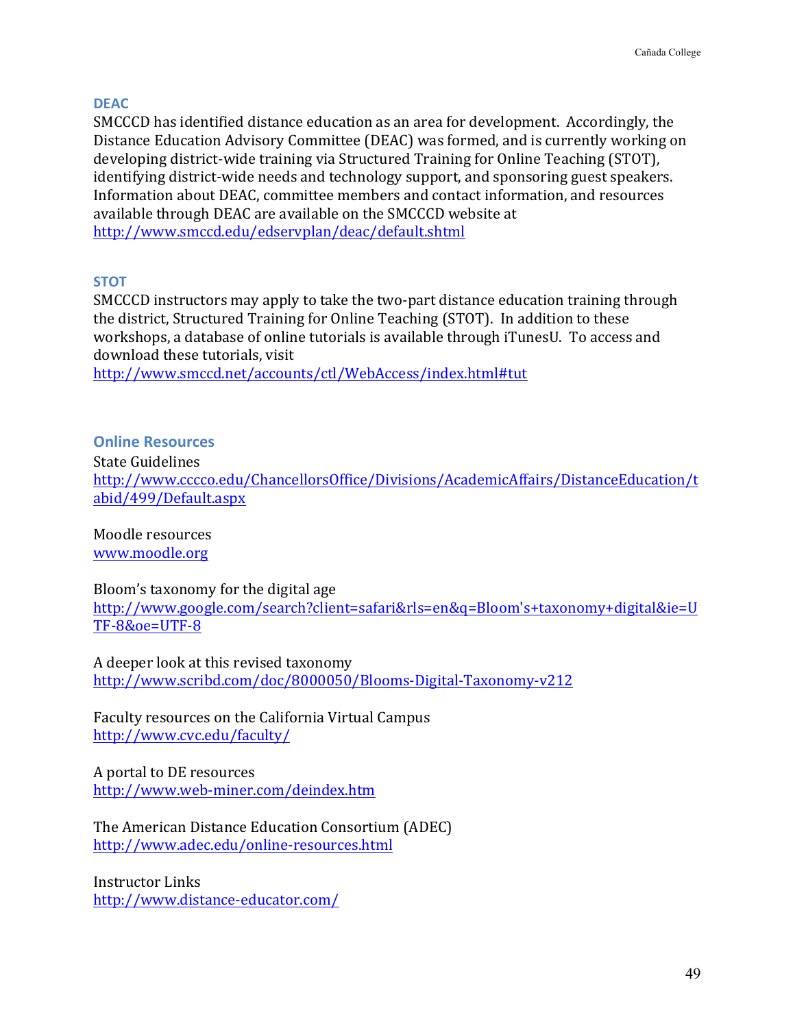### DEAC

SMCCCD has identified distance education as an area for development. Accordingly, the Distance Education Advisory Committee (DEAC) was formed, and is currently working on developing district-wide training via Structured Training for Online Teaching (STOT), identifying district-wide needs and technology support, and sponsoring guest speakers. Information about DEAC, committee members and contact information, and resources available through DEAC are available on the SMCCCD website at http://www.smccd.edu/edservplan/deac/default.shtml

### STOT

SMCCCD instructors may apply to take the two-part distance education training through the district, Structured Training for Online Teaching (STOT). In addition to these workshops, a database of online tutorials is available through iTunesU. To access and download these tutorials, visit http://www.smccd.net/accounts/ctl/WebAccess/index.html#tut

### Online Resources

State Guidelines
http://www.cccco.edu/ChancellorsOffice/Divisions/AcademicAffairs/DistanceEducation/tabid/499/Default.aspx

Moodle resources
www.moodle.org

Bloom's taxonomy for the digital age
http://www.google.com/search?client=safari&rls=en&q=Bloom's+taxonomy+digital&ie=UTF-8&oe=UTF-8

A deeper look at this revised taxonomy
http://www.scribd.com/doc/8000050/Blooms-Digital-Taxonomy-v212

Faculty resources on the California Virtual Campus
http://www.cvc.edu/faculty/

A portal to DE resources
http://www.web-miner.com/deindex.htm

The American Distance Education Consortium (ADEC)
http://www.adec.edu/online-resources.html

Instructor Links
http://www.distance-educator.com/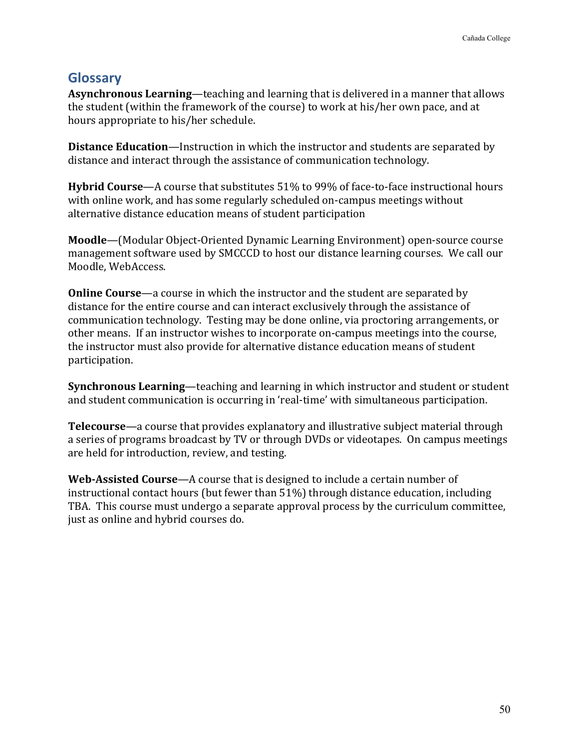## Glossary

**Asynchronous Learning**—teaching and learning that is delivered in a manner that allows the student (within the framework of the course) to work at his/her own pace, and at hours appropriate to his/her schedule.

**Distance Education**—Instruction in which the instructor and students are separated by distance and interact through the assistance of communication technology.

**Hybrid Course**—A course that substitutes 51% to 99% of face-to-face instructional hours with online work, and has some regularly scheduled on-campus meetings without alternative distance education means of student participation

**Moodle**—(Modular Object-Oriented Dynamic Learning Environment) open-source course management software used by SMCCCD to host our distance learning courses. We call our Moodle, WebAccess.

**Online Course**—a course in which the instructor and the student are separated by distance for the entire course and can interact exclusively through the assistance of communication technology. Testing may be done online, via proctoring arrangements, or other means. If an instructor wishes to incorporate on-campus meetings into the course, the instructor must also provide for alternative distance education means of student participation.

**Synchronous Learning**—teaching and learning in which instructor and student or student and student communication is occurring in 'real-time' with simultaneous participation.

**Telecourse**—a course that provides explanatory and illustrative subject material through a series of programs broadcast by TV or through DVDs or videotapes. On campus meetings are held for introduction, review, and testing.

**Web-Assisted Course**—A course that is designed to include a certain number of instructional contact hours (but fewer than 51%) through distance education, including TBA. This course must undergo a separate approval process by the curriculum committee, just as online and hybrid courses do.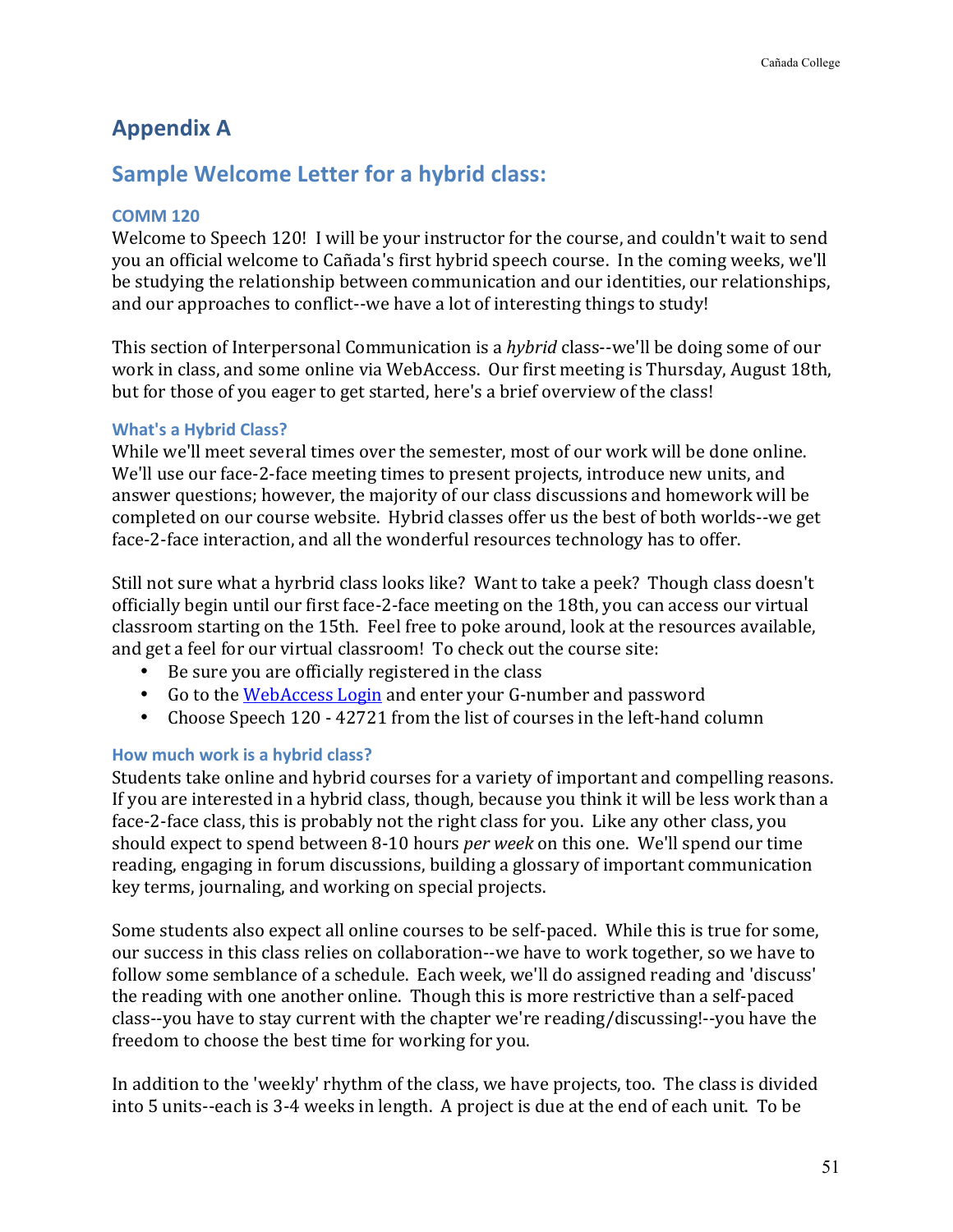# Appendix A

## Sample Welcome Letter for a hybrid class:

### COMM 120

Welcome to Speech 120! I will be your instructor for the course, and couldn't wait to send you an official welcome to Cañada's first hybrid speech course. In the coming weeks, we'll be studying the relationship between communication and our identities, our relationships, and our approaches to conflict--we have a lot of interesting things to study!

This section of Interpersonal Communication is a *hybrid* class--we'll be doing some of our work in class, and some online via WebAccess. Our first meeting is Thursday, August 18th, but for those of you eager to get started, here's a brief overview of the class!

### What's a Hybrid Class?

While we'll meet several times over the semester, most of our work will be done online. We'll use our face-2-face meeting times to present projects, introduce new units, and answer questions; however, the majority of our class discussions and homework will be completed on our course website. Hybrid classes offer us the best of both worlds--we get face-2-face interaction, and all the wonderful resources technology has to offer.

Still not sure what a hyrbrid class looks like? Want to take a peek? Though class doesn't officially begin until our first face-2-face meeting on the 18th, you can access our virtual classroom starting on the 15th. Feel free to poke around, look at the resources available, and get a feel for our virtual classroom! To check out the course site:

- Be sure you are officially registered in the class
- Go to the WebAccess Login and enter your G-number and password
- Choose Speech 120 - 42721 from the list of courses in the left-hand column

### How much work is a hybrid class?

Students take online and hybrid courses for a variety of important and compelling reasons. If you are interested in a hybrid class, though, because you think it will be less work than a face-2-face class, this is probably not the right class for you. Like any other class, you should expect to spend between 8-10 hours *per week* on this one. We'll spend our time reading, engaging in forum discussions, building a glossary of important communication key terms, journaling, and working on special projects.

Some students also expect all online courses to be self-paced. While this is true for some, our success in this class relies on collaboration--we have to work together, so we have to follow some semblance of a schedule. Each week, we'll do assigned reading and 'discuss' the reading with one another online. Though this is more restrictive than a self-paced class--you have to stay current with the chapter we're reading/discussing!--you have the freedom to choose the best time for working for you.

In addition to the 'weekly' rhythm of the class, we have projects, too. The class is divided into 5 units--each is 3-4 weeks in length. A project is due at the end of each unit. To be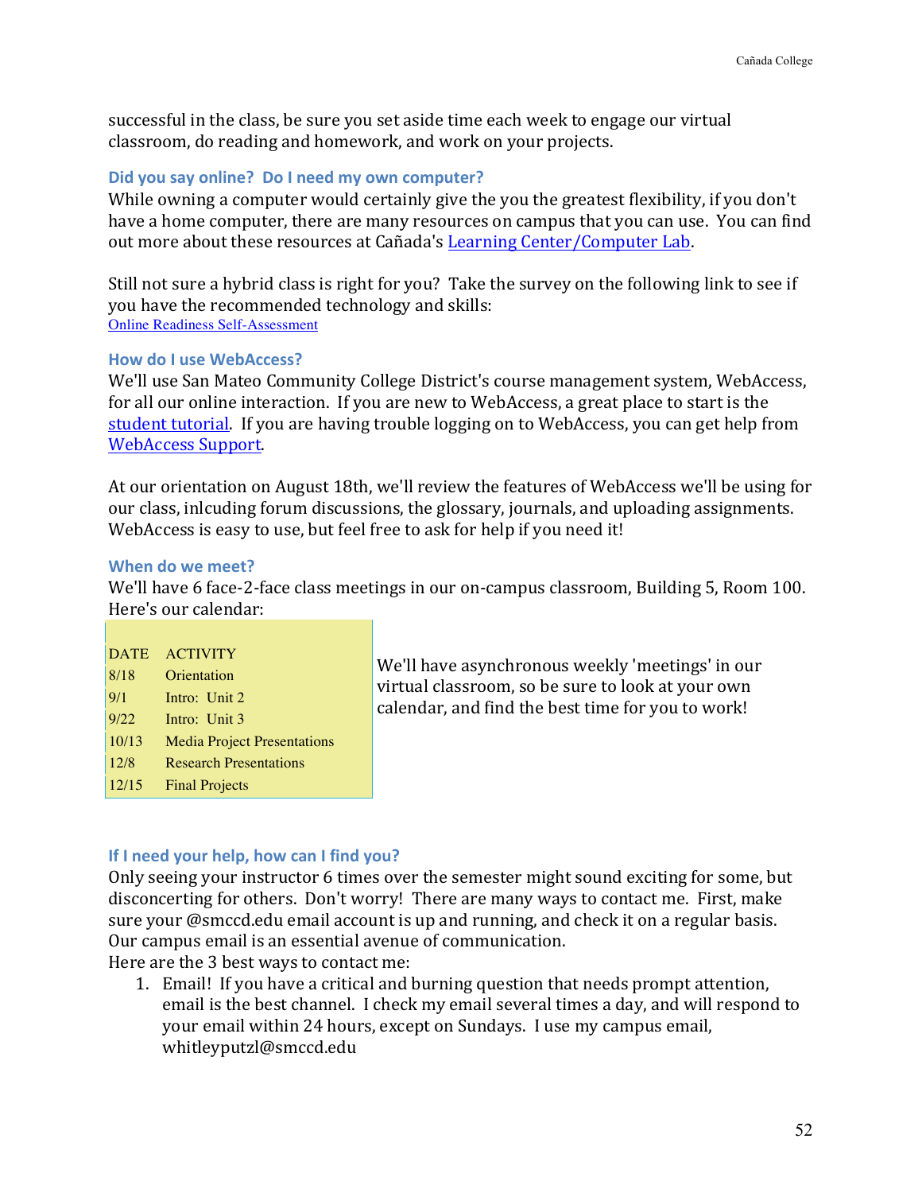successful in the class, be sure you set aside time each week to engage our virtual classroom, do reading and homework, and work on your projects.

### Did you say online? Do I need my own computer?

While owning a computer would certainly give the you the greatest flexibility, if you don't have a home computer, there are many resources on campus that you can use. You can find out more about these resources at Cañada's [Learning Center/Computer Lab](#).

Still not sure a hybrid class is right for you? Take the survey on the following link to see if you have the recommended technology and skills:
[Online Readiness Self-Assessment](#)

### How do I use WebAccess?

We'll use San Mateo Community College District's course management system, WebAccess, for all our online interaction. If you are new to WebAccess, a great place to start is the [student tutorial](#). If you are having trouble logging on to WebAccess, you can get help from [WebAccess Support](#).

At our orientation on August 18th, we'll review the features of WebAccess we'll be using for our class, inlcuding forum discussions, the glossary, journals, and uploading assignments. WebAccess is easy to use, but feel free to ask for help if you need it!

### When do we meet?

We'll have 6 face-2-face class meetings in our on-campus classroom, Building 5, Room 100. Here's our calendar:

| DATE | ACTIVITY |
|---|---|
| 8/18 | Orientation |
| 9/1 | Intro: Unit 2 |
| 9/22 | Intro: Unit 3 |
| 10/13 | Media Project Presentations |
| 12/8 | Research Presentations |
| 12/15 | Final Projects |

We'll have asynchronous weekly 'meetings' in our virtual classroom, so be sure to look at your own calendar, and find the best time for you to work!

### If I need your help, how can I find you?

Only seeing your instructor 6 times over the semester might sound exciting for some, but disconcerting for others. Don't worry! There are many ways to contact me. First, make sure your @smccd.edu email account is up and running, and check it on a regular basis. Our campus email is an essential avenue of communication.
Here are the 3 best ways to contact me:

1. Email! If you have a critical and burning question that needs prompt attention, email is the best channel. I check my email several times a day, and will respond to your email within 24 hours, except on Sundays. I use my campus email, whitleyputzl@smccd.edu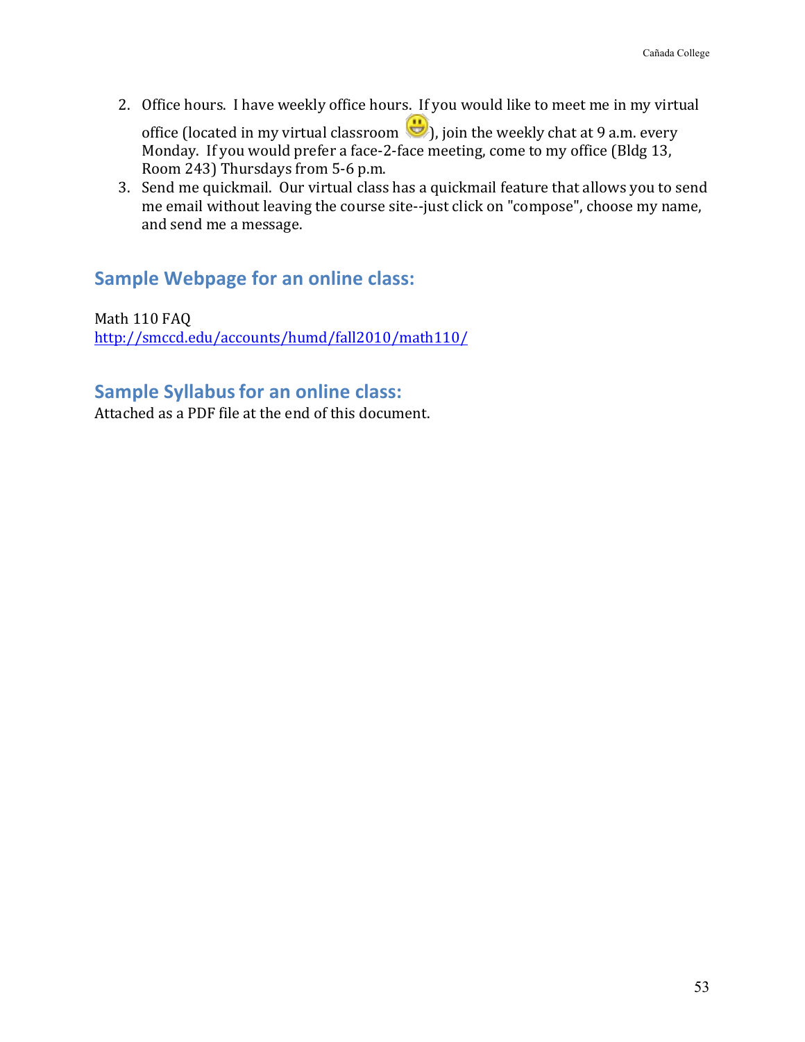2. Office hours. I have weekly office hours. If you would like to meet me in my virtual office (located in my virtual classroom), join the weekly chat at 9 a.m. every Monday. If you would prefer a face-2-face meeting, come to my office (Bldg 13, Room 243) Thursdays from 5-6 p.m.
3. Send me quickmail. Our virtual class has a quickmail feature that allows you to send me email without leaving the course site--just click on "compose", choose my name, and send me a message.

## Sample Webpage for an online class:

Math 110 FAQ
http://smccd.edu/accounts/humd/fall2010/math110/

## Sample Syllabus for an online class:

Attached as a PDF file at the end of this document.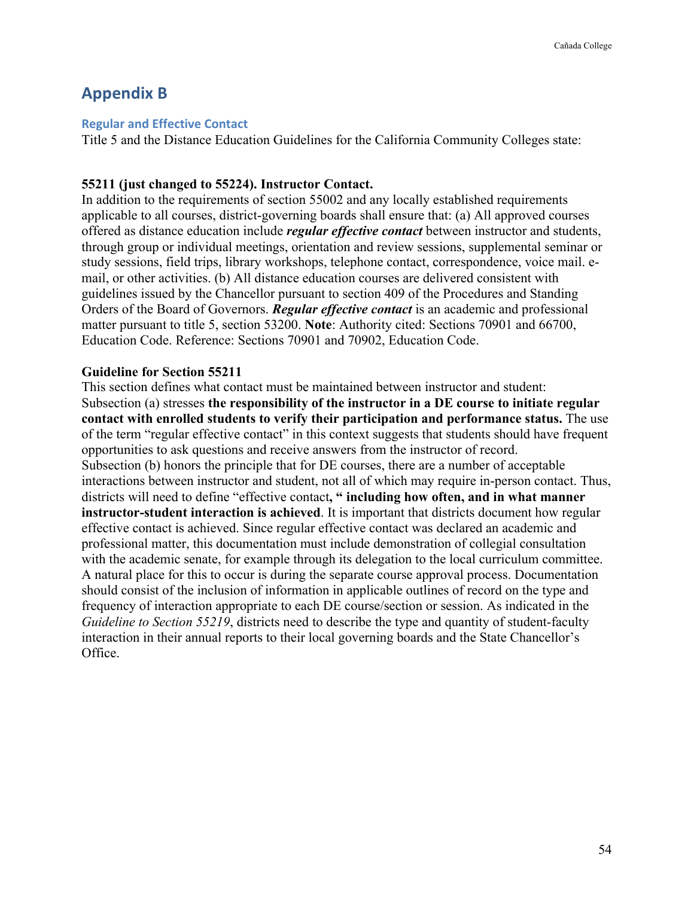# Appendix B

## Regular and Effective Contact

Title 5 and the Distance Education Guidelines for the California Community Colleges state:

**55211 (just changed to 55224). Instructor Contact.**

In addition to the requirements of section 55002 and any locally established requirements applicable to all courses, district-governing boards shall ensure that: (a) All approved courses offered as distance education include ***regular effective contact*** between instructor and students, through group or individual meetings, orientation and review sessions, supplemental seminar or study sessions, field trips, library workshops, telephone contact, correspondence, voice mail. e-mail, or other activities. (b) All distance education courses are delivered consistent with guidelines issued by the Chancellor pursuant to section 409 of the Procedures and Standing Orders of the Board of Governors. ***Regular effective contact*** is an academic and professional matter pursuant to title 5, section 53200. **Note**: Authority cited: Sections 70901 and 66700, Education Code. Reference: Sections 70901 and 70902, Education Code.

**Guideline for Section 55211**

This section defines what contact must be maintained between instructor and student: Subsection (a) stresses **the responsibility of the instructor in a DE course to initiate regular contact with enrolled students to verify their participation and performance status.** The use of the term "regular effective contact" in this context suggests that students should have frequent opportunities to ask questions and receive answers from the instructor of record. Subsection (b) honors the principle that for DE courses, there are a number of acceptable interactions between instructor and student, not all of which may require in-person contact. Thus, districts will need to define "effective contact**, " including how often, and in what manner instructor-student interaction is achieved**. It is important that districts document how regular effective contact is achieved. Since regular effective contact was declared an academic and professional matter, this documentation must include demonstration of collegial consultation with the academic senate, for example through its delegation to the local curriculum committee. A natural place for this to occur is during the separate course approval process. Documentation should consist of the inclusion of information in applicable outlines of record on the type and frequency of interaction appropriate to each DE course/section or session. As indicated in the *Guideline to Section 55219*, districts need to describe the type and quantity of student-faculty interaction in their annual reports to their local governing boards and the State Chancellor's Office.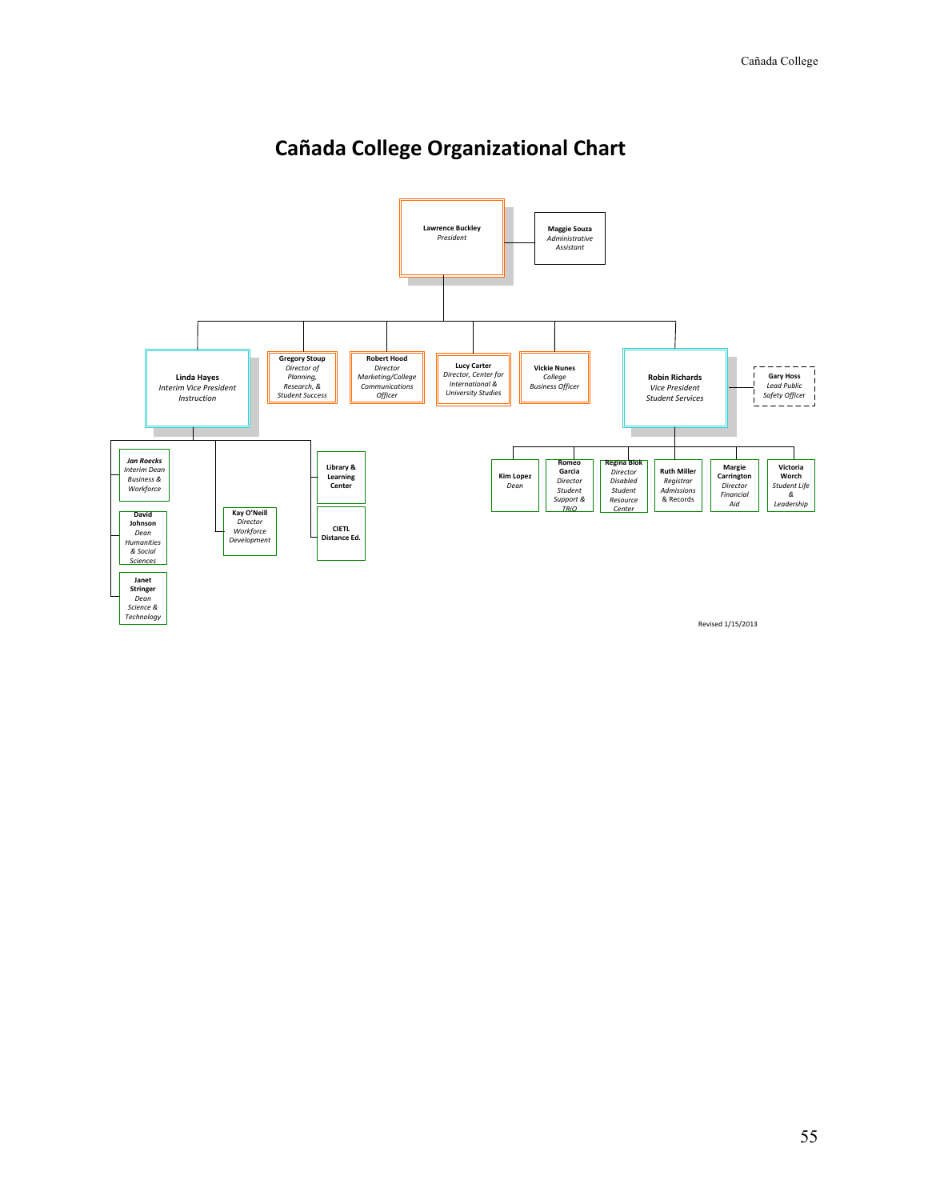# Cañada College Organizational Chart

**Lawrence Buckley**
*President*

**Maggie Souza**
*Administrative Assistant*

**Linda Hayes**
*Interim Vice President Instruction*

**Gregory Stoup**
*Director of Planning, Research, & Student Success*

**Robert Hood**
*Director Marketing/College Communications Officer*

**Lucy Carter**
*Director, Center for International & University Studies*

**Vickie Nunes**
*College Business Officer*

**Robin Richards**
*Vice President Student Services*

**Gary Hoss**
*Lead Public Safety Officer*

***Jan Roecks***
*Interim Dean Business & Workforce*

**David Johnson**
*Dean Humanities & Social Sciences*

**Janet Stringer**
*Dean Science & Technology*

**Kay O'Neill**
*Director Workforce Development*

**Library & Learning Center**

**CIETL Distance Ed.**

**Kim Lopez**
*Dean*

**Romeo Garcia**
*Director Student Support & TRIO*

**Regina Blok**
*Director Disabled Student Resource Center*

**Ruth Miller**
*Registrar Admissions & Records*

**Margie Carrington**
*Director Financial Aid*

**Victoria Worch**
*Student Life & Leadership*

Revised 1/15/2013